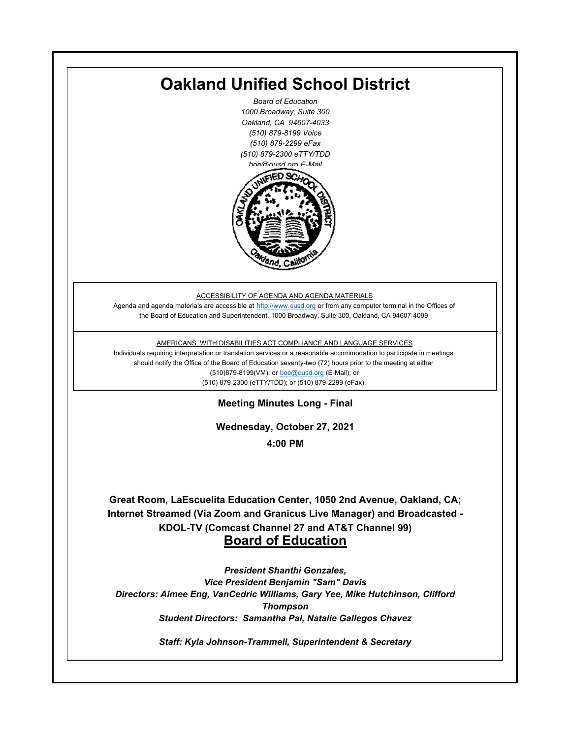# Oakland Unified School District

*Board of Education*
*1000 Broadway, Suite 300*
*Oakland, CA 94607-4033*
*(510) 879-8199 Voice*
*(510) 879-2299 eFax*
*(510) 879-2300 eTTY/TDD*
*boe@ousd.org E-Mail*

ACCESSIBILITY OF AGENDA AND AGENDA MATERIALS

Agenda and agenda materials are accessible at http://www.ousd.org or from any computer terminal in the Offices of the Board of Education and Superintendent, 1000 Broadway, Suite 300, Oakland, CA 94607-4099

AMERICANS WITH DISABILITIES ACT COMPLIANCE AND LANGUAGE SERVICES

Individuals requiring interpretation or translation services or a reasonable accommodation to participate in meetings should notify the Office of the Board of Education seventy-two (72) hours prior to the meeting at either (510)879-8199(VM); or boe@ousd.org (E-Mail); or (510) 879-2300 (eTTY/TDD); or (510) 879-2299 (eFax).

**Meeting Minutes Long - Final**

**Wednesday, October 27, 2021**

**4:00 PM**

**Great Room, LaEscuelita Education Center, 1050 2nd Avenue, Oakland, CA; Internet Streamed (Via Zoom and Granicus Live Manager) and Broadcasted - KDOL-TV (Comcast Channel 27 and AT&T Channel 99)**

## Board of Education

***President Shanthi Gonzales,***
***Vice President Benjamin "Sam" Davis***
***Directors: Aimee Eng, VanCedric Williams, Gary Yee, Mike Hutchinson, Clifford Thompson***
***Student Directors: Samantha Pal, Natalie Gallegos Chavez***

***Staff: Kyla Johnson-Trammell, Superintendent & Secretary***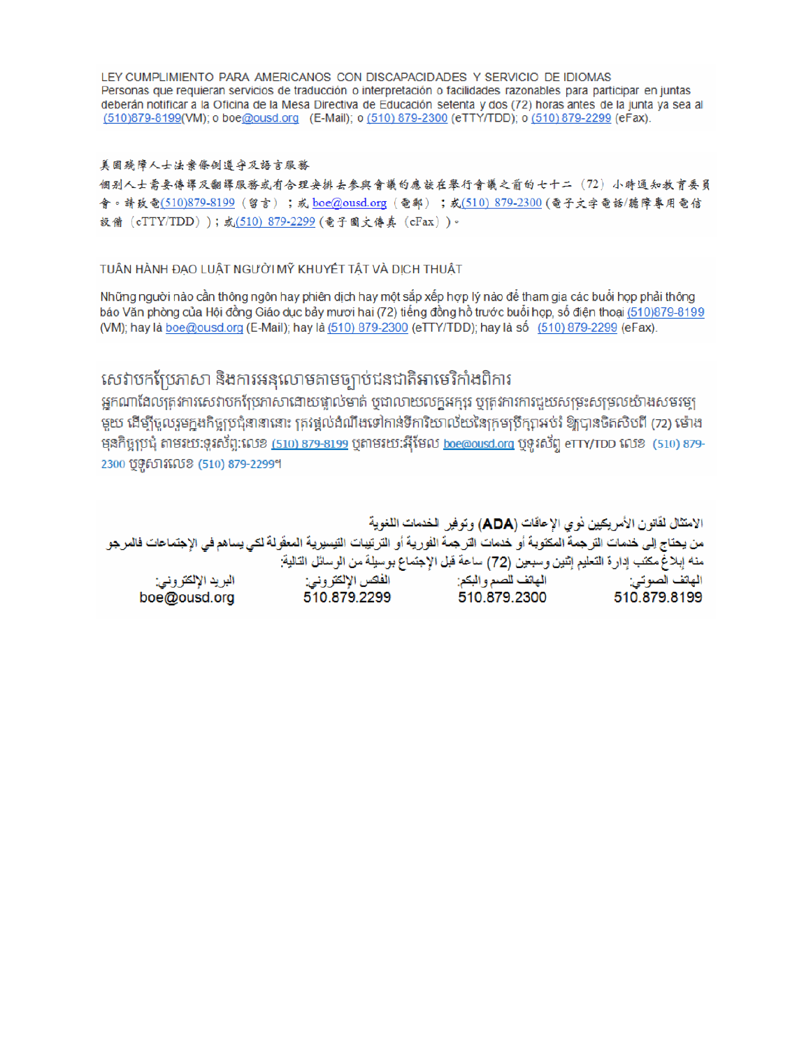LEY CUMPLIMIENTO PARA AMERICANOS CON DISCAPACIDADES Y SERVICIO DE IDIOMAS
Personas que requieran servicios de traducción o interpretación o facilidades razonables para participar en juntas deberán notificar a la Oficina de la Mesa Directiva de Educación setenta y dos (72) horas antes de la junta ya sea al (510)879-8199(VM); o boe@ousd.org (E-Mail); o (510) 879-2300 (eTTY/TDD); o (510) 879-2299 (eFax).

美國殘障人士法案條例遵守及語言服務
個別人士需要傳譯及翻譯服務或有合理安排去參與會議的應該在舉行會議之前的七十二（72）小時通知教育委員會。請致電(510)879-8199（留言）；或 boe@ousd.org（電郵）；或(510) 879-2300 (電子文字電話/聽障專用電信設備（eTTY/TDD））；或(510) 879-2299 (電子圖文傳真（eFax）)。

TUÂN HÀNH ĐẠO LUẬT NGƯỜI MỸ KHUYẾT TẬT VÀ DỊCH THUẬT

Những người nào cần thông ngôn hay phiên dịch hay một sắp xếp hợp lý nào để tham gia các buổi họp phải thông báo Văn phòng của Hội đồng Giáo dục bảy mươi hai (72) tiếng đồng hồ trước buổi họp, số điện thoại (510)879-8199 (VM); hay là boe@ousd.org (E-Mail); hay là (510) 879-2300 (eTTY/TDD); hay là số (510) 879-2299 (eFax).

សេវាបកប្រែភាសា និងការអនុលោមតាមច្បាប់ជនជាតិអាមេរិកាំងពិការ
អ្នកណាដែលត្រូវការសេវាបកប្រែភាសាដោយផ្ទាល់មាត់ ឬជាលាយលក្ខអក្សរ ឬត្រូវការការជួយសម្រួលយ៉ាងសមរម្យមួយ ដើម្បីចូលរួមក្នុងកិច្ចប្រជុំនានានោះ ត្រូវផ្តល់ដំណឹងទៅកាន់ទីការិយាល័យនៃក្រុមប្រឹក្សាអប់រំ ឱ្យបានចិតសិបពីរ (72) ម៉ោង មុនកិច្ចប្រជុំ តាមរយៈទូរស័ព្ទ:លេខ (510) 879-8199 ឬតាមរយៈអ៊ីមែល boe@ousd.org ឬទូរស័ព្ទ eTTY/TDD លេខ (510) 879-2300 ឬទូសារលេខ (510) 879-2299។

الامتثال لقانون الأمريكيين ذوي الإعاقات (ADA) وتوفير الخدمات اللغوية
من يحتاج إلى خدمات الترجمة المكتوبة أو خدمات الترجمة الفورية أو الترتيبات التيسيرية المعقولة لكي يساهم في الإجتماعات فالمرجو منه إبلاغ مكتب إدارة التعليم إثنين وسبعين (72) ساعة قبل الإجتماع بوسيلة من الوسائل التالية:

| الهاتف الصوتي: | الهاتف للصم والبكم: | الفاكس الإلكتروني: | البريد الإلكتروني: |
|---|---|---|---|
| 510.879.8199 | 510.879.2300 | 510.879.2299 | boe@ousd.org |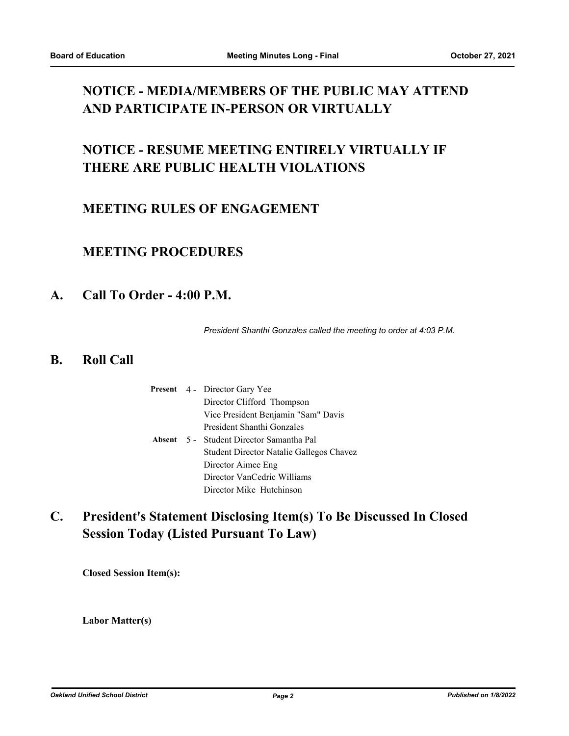## NOTICE - MEDIA/MEMBERS OF THE PUBLIC MAY ATTEND AND PARTICIPATE IN-PERSON OR VIRTUALLY

## NOTICE - RESUME MEETING ENTIRELY VIRTUALLY IF THERE ARE PUBLIC HEALTH VIOLATIONS

## MEETING RULES OF ENGAGEMENT

## MEETING PROCEDURES

## A. Call To Order - 4:00 P.M.

*President Shanthi Gonzales called the meeting to order at 4:03 P.M.*

## B. Roll Call

| | | |
|---|---|---|
| **Present** | 4 - | Director Gary Yee |
| | | Director Clifford Thompson |
| | | Vice President Benjamin "Sam" Davis |
| | | President Shanthi Gonzales |
| **Absent** | 5 - | Student Director Samantha Pal |
| | | Student Director Natalie Gallegos Chavez |
| | | Director Aimee Eng |
| | | Director VanCedric Williams |
| | | Director Mike Hutchinson |

## C. President's Statement Disclosing Item(s) To Be Discussed In Closed Session Today (Listed Pursuant To Law)

**Closed Session Item(s):**

**Labor Matter(s)**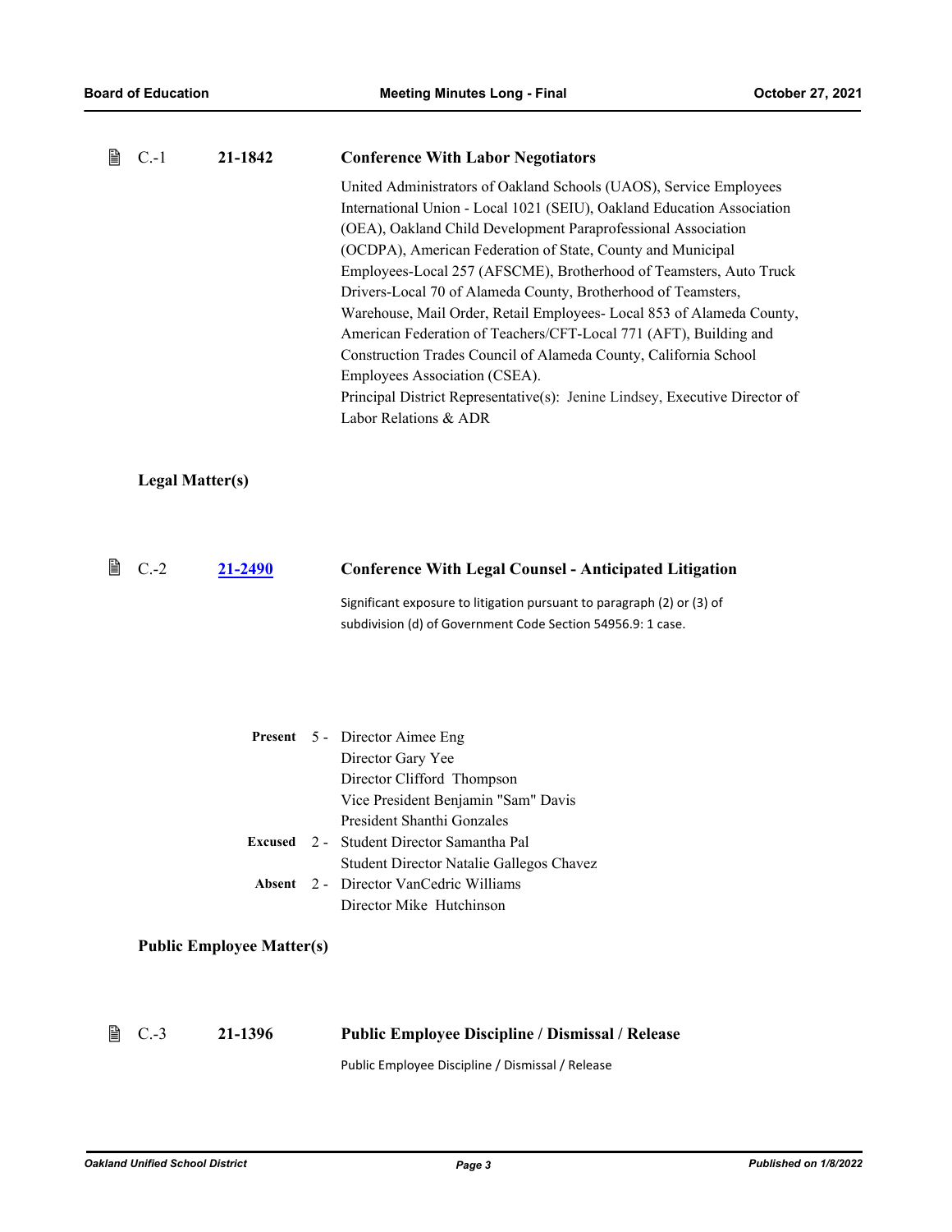C.-1 **21-1842** **Conference With Labor Negotiators**

United Administrators of Oakland Schools (UAOS), Service Employees International Union - Local 1021 (SEIU), Oakland Education Association (OEA), Oakland Child Development Paraprofessional Association (OCDPA), American Federation of State, County and Municipal Employees-Local 257 (AFSCME), Brotherhood of Teamsters, Auto Truck Drivers-Local 70 of Alameda County, Brotherhood of Teamsters, Warehouse, Mail Order, Retail Employees- Local 853 of Alameda County, American Federation of Teachers/CFT-Local 771 (AFT), Building and Construction Trades Council of Alameda County, California School Employees Association (CSEA).
Principal District Representative(s): Jenine Lindsey, Executive Director of Labor Relations & ADR

### Legal Matter(s)

C.-2 **21-2490** **Conference With Legal Counsel - Anticipated Litigation**

Significant exposure to litigation pursuant to paragraph (2) or (3) of subdivision (d) of Government Code Section 54956.9: 1 case.

**Present** 5 - Director Aimee Eng
Director Gary Yee
Director Clifford Thompson
Vice President Benjamin "Sam" Davis
President Shanthi Gonzales

**Excused** 2 - Student Director Samantha Pal
Student Director Natalie Gallegos Chavez

**Absent** 2 - Director VanCedric Williams
Director Mike Hutchinson

### Public Employee Matter(s)

C.-3 **21-1396** **Public Employee Discipline / Dismissal / Release**

Public Employee Discipline / Dismissal / Release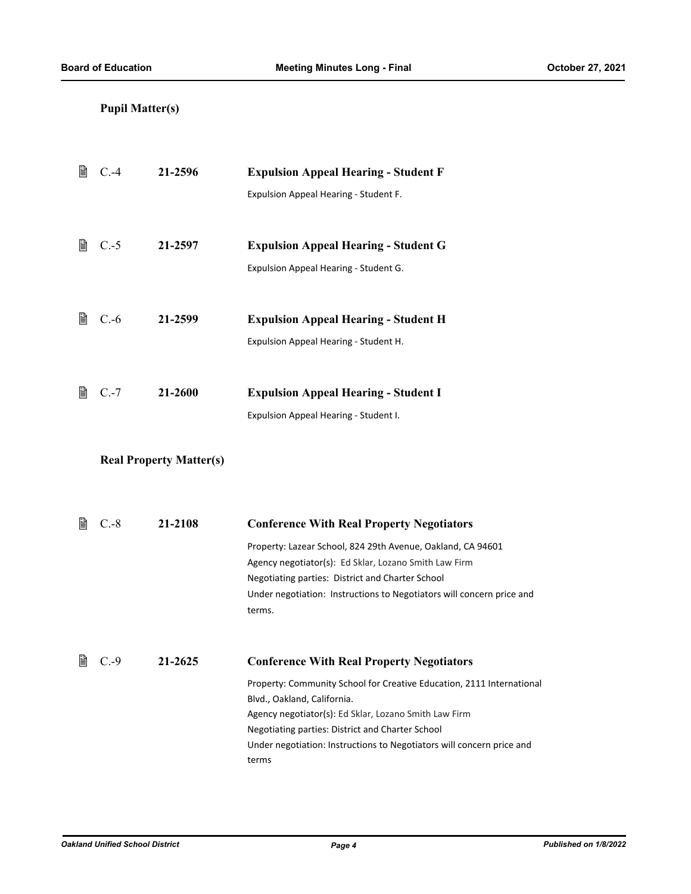### Pupil Matter(s)

C.-4 **21-2596** **Expulsion Appeal Hearing - Student F**

Expulsion Appeal Hearing - Student F.

C.-5 **21-2597** **Expulsion Appeal Hearing - Student G**

Expulsion Appeal Hearing - Student G.

C.-6 **21-2599** **Expulsion Appeal Hearing - Student H**

Expulsion Appeal Hearing - Student H.

C.-7 **21-2600** **Expulsion Appeal Hearing - Student I**

Expulsion Appeal Hearing - Student I.

### Real Property Matter(s)

C.-8 **21-2108** **Conference With Real Property Negotiators**

Property: Lazear School, 824 29th Avenue, Oakland, CA 94601
Agency negotiator(s): Ed Sklar, Lozano Smith Law Firm
Negotiating parties: District and Charter School
Under negotiation: Instructions to Negotiators will concern price and terms.

C.-9 **21-2625** **Conference With Real Property Negotiators**

Property: Community School for Creative Education, 2111 International Blvd., Oakland, California.
Agency negotiator(s): Ed Sklar, Lozano Smith Law Firm
Negotiating parties: District and Charter School
Under negotiation: Instructions to Negotiators will concern price and terms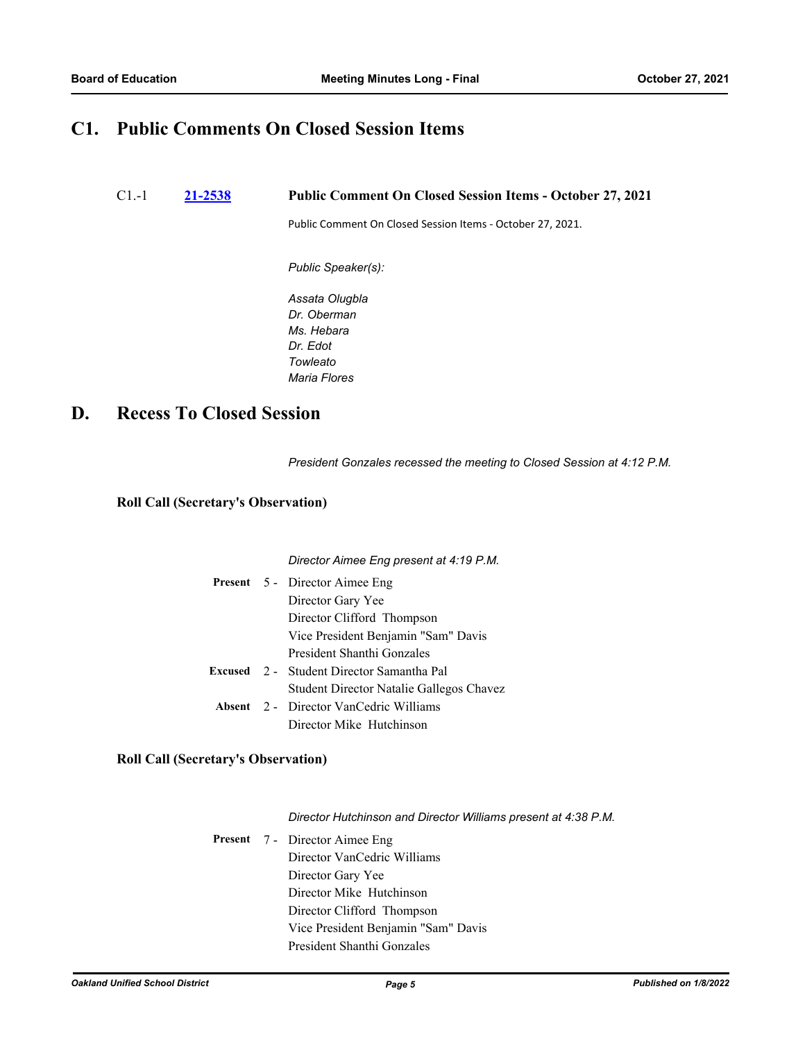# C1. Public Comments On Closed Session Items

C1.-1 **21-2538** **Public Comment On Closed Session Items - October 27, 2021**

Public Comment On Closed Session Items - October 27, 2021.

*Public Speaker(s):*

*Assata Olugbla*
*Dr. Oberman*
*Ms. Hebara*
*Dr. Edot*
*Towleato*
*Maria Flores*

# D. Recess To Closed Session

*President Gonzales recessed the meeting to Closed Session at 4:12 P.M.*

### Roll Call (Secretary's Observation)

*Director Aimee Eng present at 4:19 P.M.*

**Present** 5 - Director Aimee Eng
Director Gary Yee
Director Clifford Thompson
Vice President Benjamin "Sam" Davis
President Shanthi Gonzales

**Excused** 2 - Student Director Samantha Pal
Student Director Natalie Gallegos Chavez

**Absent** 2 - Director VanCedric Williams
Director Mike Hutchinson

### Roll Call (Secretary's Observation)

*Director Hutchinson and Director Williams present at 4:38 P.M.*

**Present** 7 - Director Aimee Eng
Director VanCedric Williams
Director Gary Yee
Director Mike Hutchinson
Director Clifford Thompson
Vice President Benjamin "Sam" Davis
President Shanthi Gonzales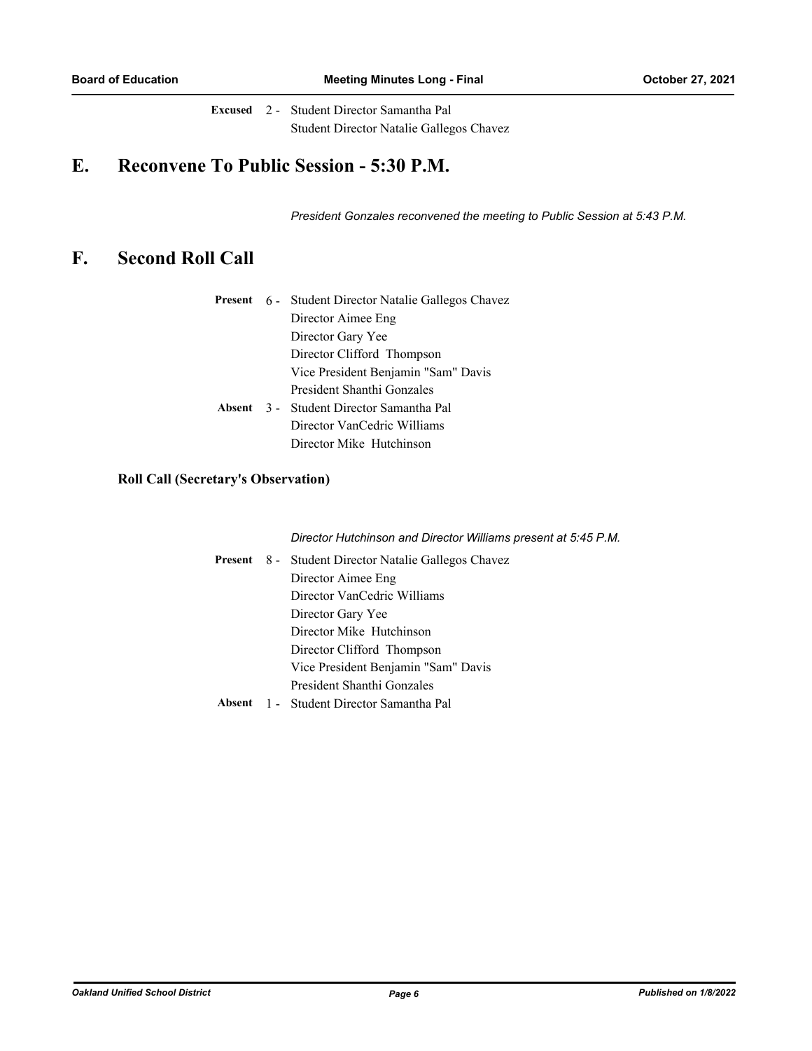**Excused** 2 - Student Director Samantha Pal
Student Director Natalie Gallegos Chavez

# E. Reconvene To Public Session - 5:30 P.M.

*President Gonzales reconvened the meeting to Public Session at 5:43 P.M.*

# F. Second Roll Call

**Present** 6 - Student Director Natalie Gallegos Chavez
Director Aimee Eng
Director Gary Yee
Director Clifford Thompson
Vice President Benjamin "Sam" Davis
President Shanthi Gonzales

**Absent** 3 - Student Director Samantha Pal
Director VanCedric Williams
Director Mike Hutchinson

### Roll Call (Secretary's Observation)

*Director Hutchinson and Director Williams present at 5:45 P.M.*

**Present** 8 - Student Director Natalie Gallegos Chavez
Director Aimee Eng
Director VanCedric Williams
Director Gary Yee
Director Mike Hutchinson
Director Clifford Thompson
Vice President Benjamin "Sam" Davis
President Shanthi Gonzales

**Absent** 1 - Student Director Samantha Pal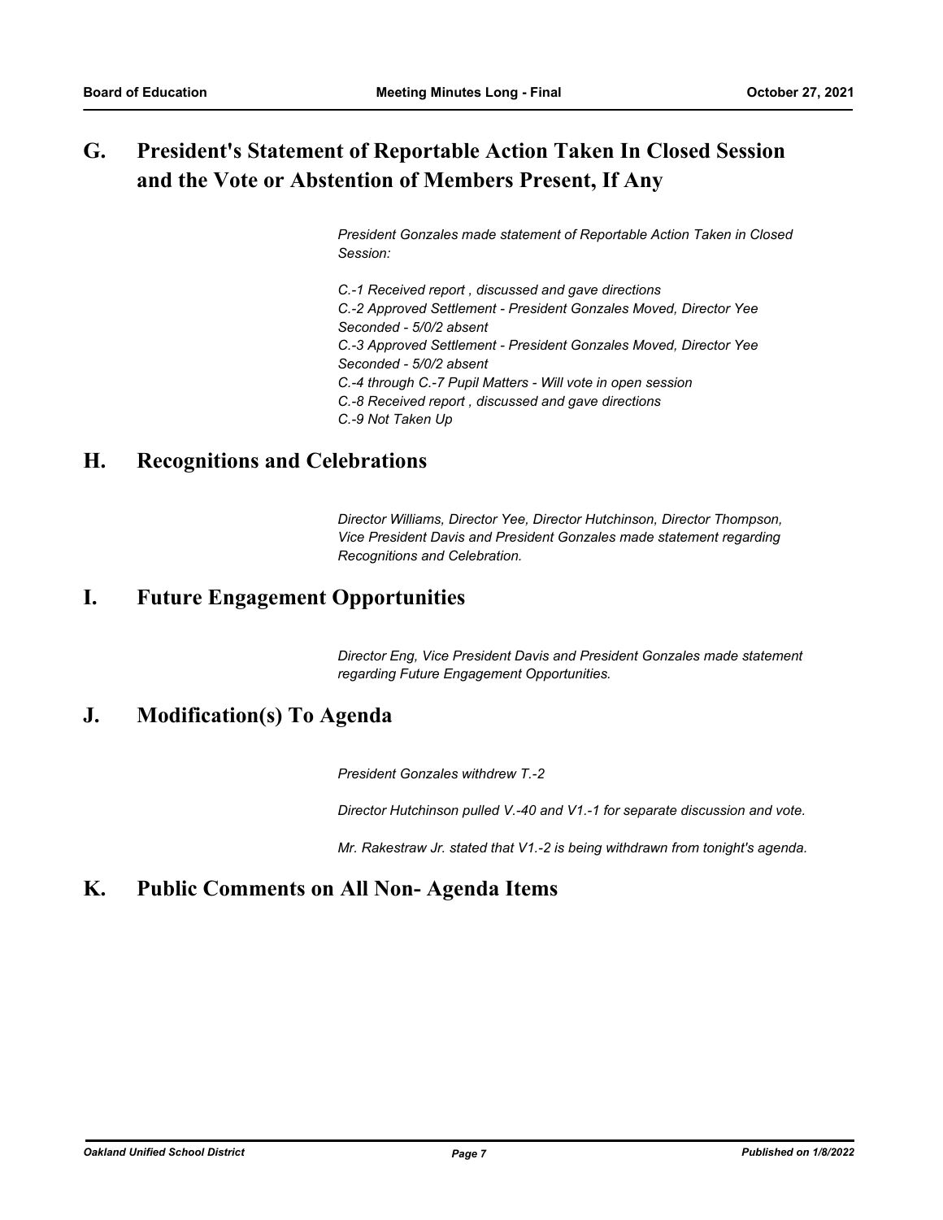## G. President's Statement of Reportable Action Taken In Closed Session and the Vote or Abstention of Members Present, If Any

*President Gonzales made statement of Reportable Action Taken in Closed Session:*

*C.-1 Received report , discussed and gave directions*
*C.-2 Approved Settlement - President Gonzales Moved, Director Yee Seconded - 5/0/2 absent*
*C.-3 Approved Settlement - President Gonzales Moved, Director Yee Seconded - 5/0/2 absent*
*C.-4 through C.-7 Pupil Matters - Will vote in open session*
*C.-8 Received report , discussed and gave directions*
*C.-9 Not Taken Up*

## H. Recognitions and Celebrations

*Director Williams, Director Yee, Director Hutchinson, Director Thompson, Vice President Davis and President Gonzales made statement regarding Recognitions and Celebration.*

## I. Future Engagement Opportunities

*Director Eng, Vice President Davis and President Gonzales made statement regarding Future Engagement Opportunities.*

## J. Modification(s) To Agenda

*President Gonzales withdrew T.-2*

*Director Hutchinson pulled V.-40 and V1.-1 for separate discussion and vote.*

*Mr. Rakestraw Jr. stated that V1.-2 is being withdrawn from tonight's agenda.*

## K. Public Comments on All Non- Agenda Items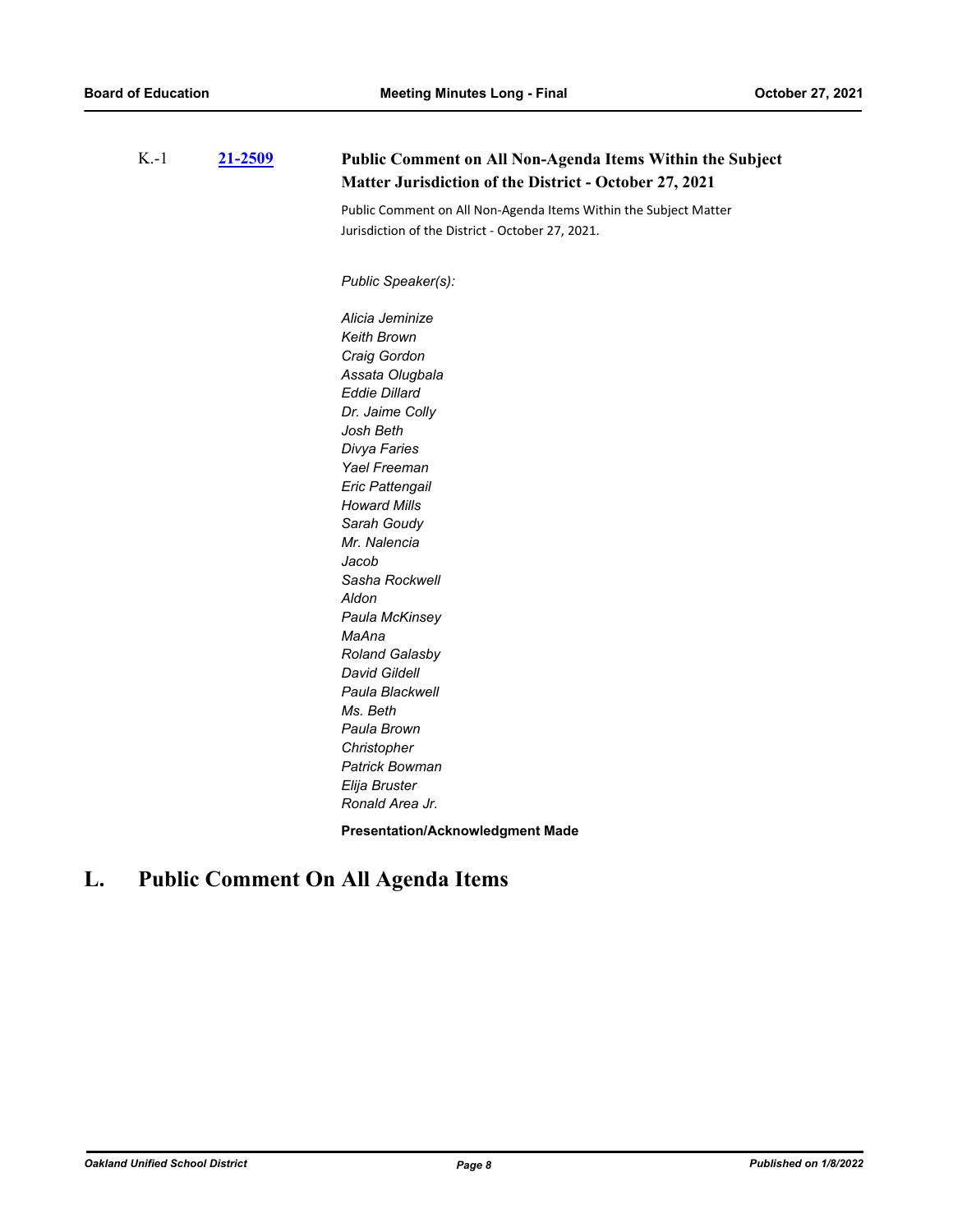K.-1 **[21-2509]** **Public Comment on All Non-Agenda Items Within the Subject Matter Jurisdiction of the District - October 27, 2021**

Public Comment on All Non-Agenda Items Within the Subject Matter Jurisdiction of the District - October 27, 2021.

*Public Speaker(s):*

*Alicia Jeminize*
*Keith Brown*
*Craig Gordon*
*Assata Olugbala*
*Eddie Dillard*
*Dr. Jaime Colly*
*Josh Beth*
*Divya Faries*
*Yael Freeman*
*Eric Pattengail*
*Howard Mills*
*Sarah Goudy*
*Mr. Nalencia*
*Jacob*
*Sasha Rockwell*
*Aldon*
*Paula McKinsey*
*MaAna*
*Roland Galasby*
*David Gildell*
*Paula Blackwell*
*Ms. Beth*
*Paula Brown*
*Christopher*
*Patrick Bowman*
*Elija Bruster*
*Ronald Area Jr.*

**Presentation/Acknowledgment Made**

# L. Public Comment On All Agenda Items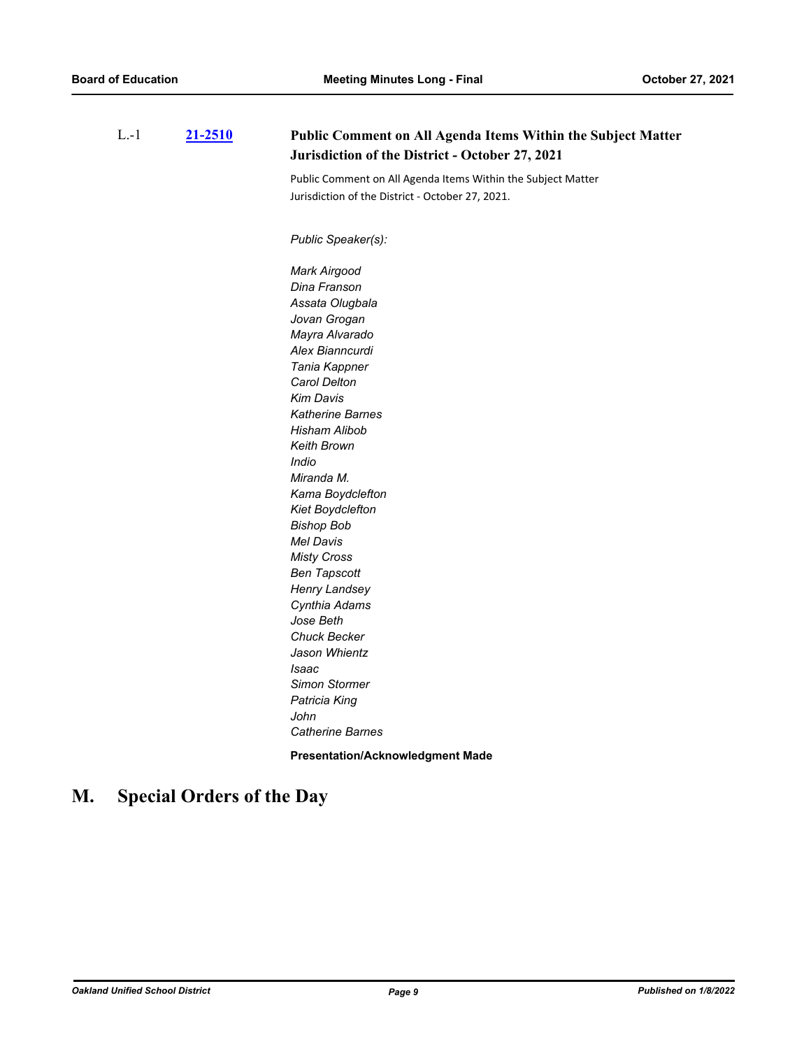L.-1 **21-2510** **Public Comment on All Agenda Items Within the Subject Matter Jurisdiction of the District - October 27, 2021**

Public Comment on All Agenda Items Within the Subject Matter Jurisdiction of the District - October 27, 2021.

*Public Speaker(s):*

*Mark Airgood*
*Dina Franson*
*Assata Olugbala*
*Jovan Grogan*
*Mayra Alvarado*
*Alex Bianncurdi*
*Tania Kappner*
*Carol Delton*
*Kim Davis*
*Katherine Barnes*
*Hisham Alibob*
*Keith Brown*
*Indio*
*Miranda M.*
*Kama Boydclefton*
*Kiet Boydclefton*
*Bishop Bob*
*Mel Davis*
*Misty Cross*
*Ben Tapscott*
*Henry Landsey*
*Cynthia Adams*
*Jose Beth*
*Chuck Becker*
*Jason Whientz*
*Isaac*
*Simon Stormer*
*Patricia King*
*John*
*Catherine Barnes*

**Presentation/Acknowledgment Made**

# M. Special Orders of the Day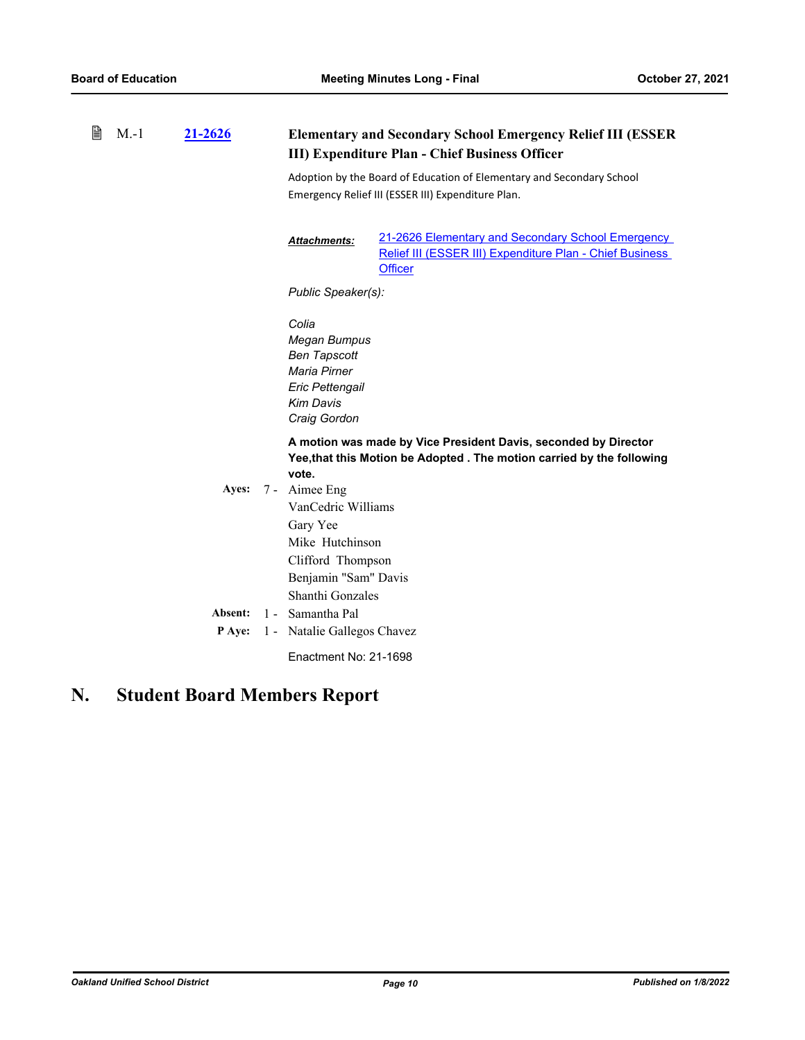M.-1 **21-2626** **Elementary and Secondary School Emergency Relief III (ESSER III) Expenditure Plan - Chief Business Officer**

Adoption by the Board of Education of Elementary and Secondary School Emergency Relief III (ESSER III) Expenditure Plan.

***Attachments:*** 21-2626 Elementary and Secondary School Emergency Relief III (ESSER III) Expenditure Plan - Chief Business Officer

*Public Speaker(s):*

*Colia*
*Megan Bumpus*
*Ben Tapscott*
*Maria Pirner*
*Eric Pettengail*
*Kim Davis*
*Craig Gordon*

**A motion was made by Vice President Davis, seconded by Director Yee,that this Motion be Adopted . The motion carried by the following vote.**

**Ayes:** 7 - Aimee Eng
VanCedric Williams
Gary Yee
Mike Hutchinson
Clifford Thompson
Benjamin "Sam" Davis
Shanthi Gonzales

**Absent:** 1 - Samantha Pal

**P Aye:** 1 - Natalie Gallegos Chavez

Enactment No: 21-1698

# N. Student Board Members Report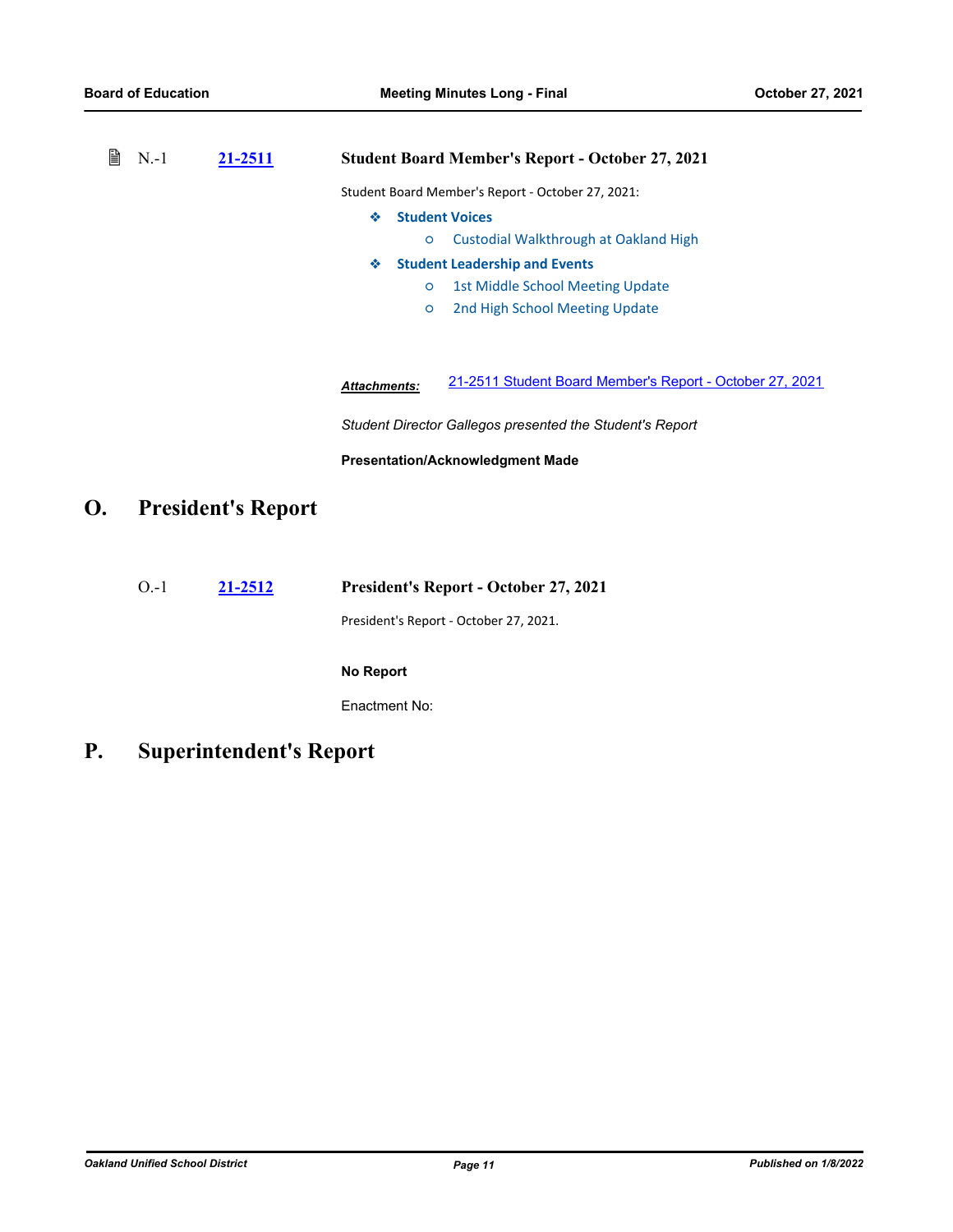N.-1 **21-2511** **Student Board Member's Report - October 27, 2021**

Student Board Member's Report - October 27, 2021:

- **Student Voices**
  - Custodial Walkthrough at Oakland High
- **Student Leadership and Events**
  - 1st Middle School Meeting Update
  - 2nd High School Meeting Update

***Attachments:*** 21-2511 Student Board Member's Report - October 27, 2021

*Student Director Gallegos presented the Student's Report*

**Presentation/Acknowledgment Made**

# O. President's Report

O.-1 **21-2512** **President's Report - October 27, 2021**

President's Report - October 27, 2021.

**No Report**

Enactment No:

# P. Superintendent's Report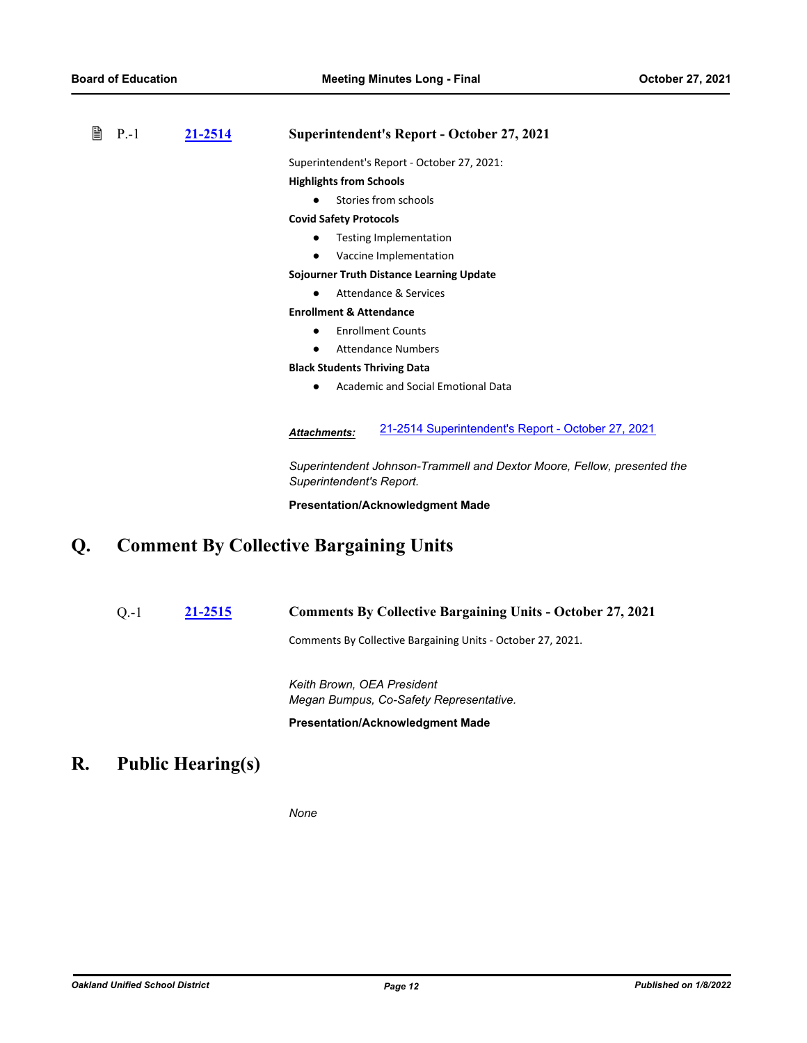P.-1 **21-2514** **Superintendent's Report - October 27, 2021**

Superintendent's Report - October 27, 2021:

**Highlights from Schools**

- Stories from schools

**Covid Safety Protocols**

- Testing Implementation
- Vaccine Implementation

**Sojourner Truth Distance Learning Update**

- Attendance & Services

**Enrollment & Attendance**

- Enrollment Counts
- Attendance Numbers

**Black Students Thriving Data**

- Academic and Social Emotional Data

***Attachments:*** 21-2514 Superintendent's Report - October 27, 2021

*Superintendent Johnson-Trammell and Dextor Moore, Fellow, presented the Superintendent's Report.*

**Presentation/Acknowledgment Made**

# Q. Comment By Collective Bargaining Units

Q.-1 **21-2515** **Comments By Collective Bargaining Units - October 27, 2021**

Comments By Collective Bargaining Units - October 27, 2021.

*Keith Brown, OEA President*
*Megan Bumpus, Co-Safety Representative.*

**Presentation/Acknowledgment Made**

# R. Public Hearing(s)

*None*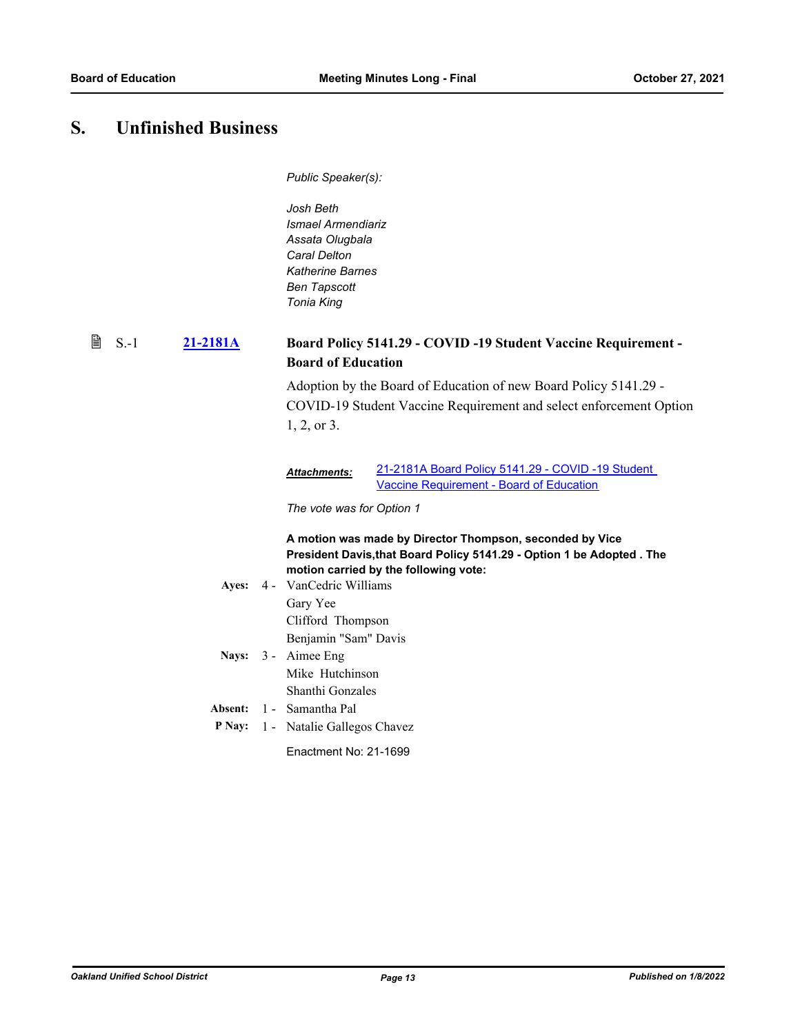# S. Unfinished Business

*Public Speaker(s):*

*Josh Beth*
*Ismael Armendiariz*
*Assata Olugbala*
*Caral Delton*
*Katherine Barnes*
*Ben Tapscott*
*Tonia King*

S.-1 **21-2181A** **Board Policy 5141.29 - COVID -19 Student Vaccine Requirement - Board of Education**

Adoption by the Board of Education of new Board Policy 5141.29 - COVID-19 Student Vaccine Requirement and select enforcement Option 1, 2, or 3.

***Attachments:*** 21-2181A Board Policy 5141.29 - COVID -19 Student Vaccine Requirement - Board of Education

*The vote was for Option 1*

**A motion was made by Director Thompson, seconded by Vice President Davis,that Board Policy 5141.29 - Option 1 be Adopted . The motion carried by the following vote:**

**Ayes:** 4 - VanCedric Williams
Gary Yee
Clifford Thompson
Benjamin "Sam" Davis

**Nays:** 3 - Aimee Eng
Mike Hutchinson
Shanthi Gonzales

**Absent:** 1 - Samantha Pal

**P Nay:** 1 - Natalie Gallegos Chavez

Enactment No: 21-1699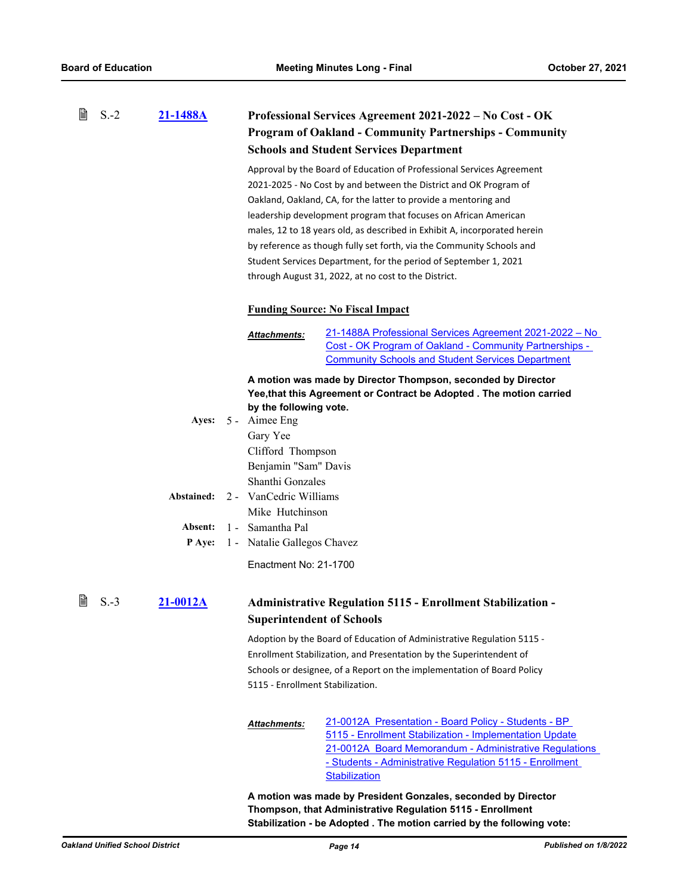S.-2 **[21-1488A](#)**

### Professional Services Agreement 2021-2022 – No Cost - OK Program of Oakland - Community Partnerships - Community Schools and Student Services Department

Approval by the Board of Education of Professional Services Agreement 2021-2025 - No Cost by and between the District and OK Program of Oakland, Oakland, CA, for the latter to provide a mentoring and leadership development program that focuses on African American males, 12 to 18 years old, as described in Exhibit A, incorporated herein by reference as though fully set forth, via the Community Schools and Student Services Department, for the period of September 1, 2021 through August 31, 2022, at no cost to the District.

**Funding Source: No Fiscal Impact**

***Attachments:*** [21-1488A Professional Services Agreement 2021-2022 – No Cost - OK Program of Oakland - Community Partnerships - Community Schools and Student Services Department](#)

**A motion was made by Director Thompson, seconded by Director Yee,that this Agreement or Contract be Adopted . The motion carried by the following vote.**

**Ayes:** 5 - Aimee Eng, Gary Yee, Clifford Thompson, Benjamin "Sam" Davis, Shanthi Gonzales

**Abstained:** 2 - VanCedric Williams, Mike Hutchinson

**Absent:** 1 - Samantha Pal

**P Aye:** 1 - Natalie Gallegos Chavez

Enactment No: 21-1700

S.-3 **[21-0012A](#)**

### Administrative Regulation 5115 - Enrollment Stabilization - Superintendent of Schools

Adoption by the Board of Education of Administrative Regulation 5115 - Enrollment Stabilization, and Presentation by the Superintendent of Schools or designee, of a Report on the implementation of Board Policy 5115 - Enrollment Stabilization.

***Attachments:*** [21-0012A Presentation - Board Policy - Students - BP 5115 - Enrollment Stabilization - Implementation Update](#)
[21-0012A Board Memorandum - Administrative Regulations - Students - Administrative Regulation 5115 - Enrollment Stabilization](#)

**A motion was made by President Gonzales, seconded by Director Thompson, that Administrative Regulation 5115 - Enrollment Stabilization - be Adopted . The motion carried by the following vote:**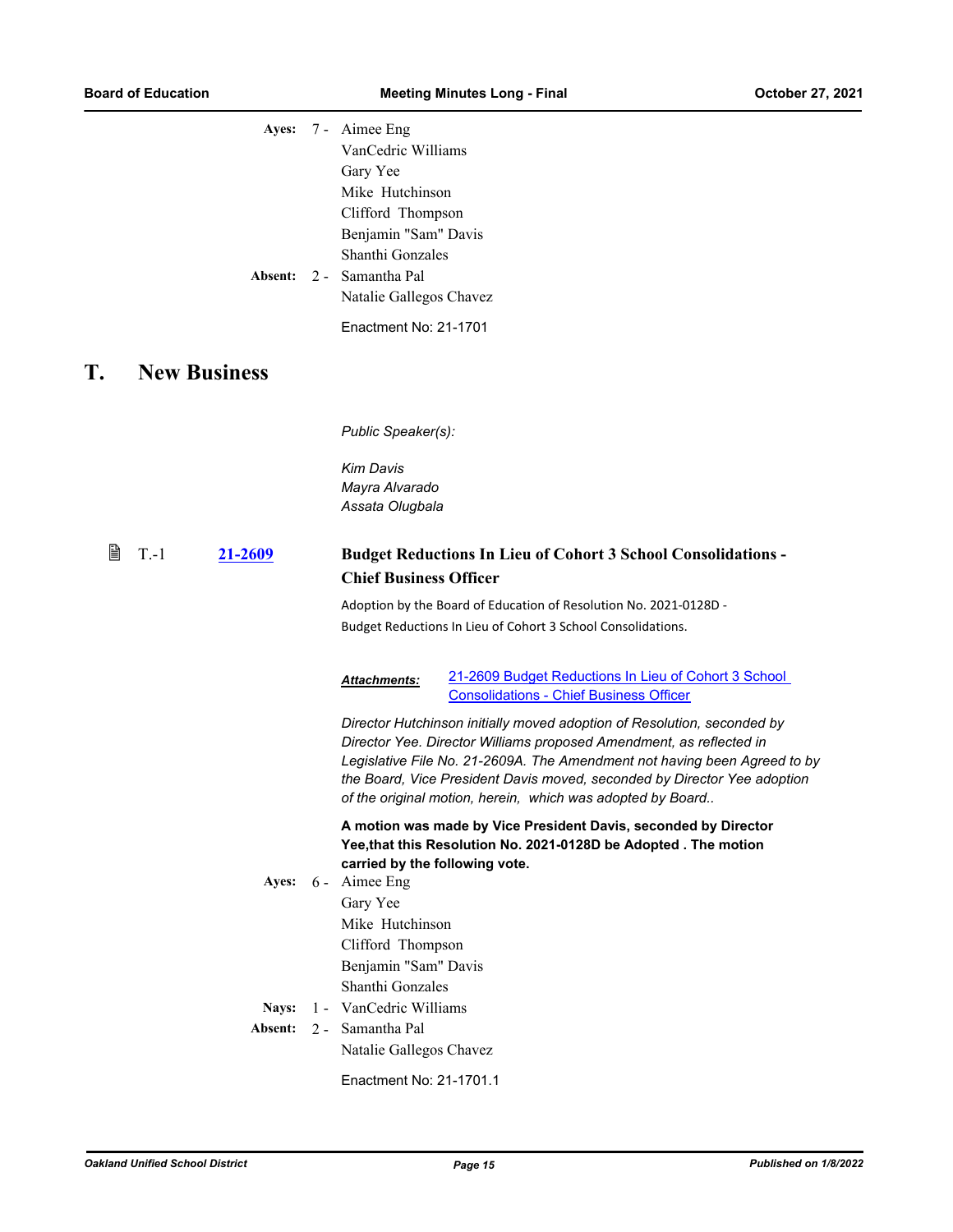**Ayes:** 7 - Aimee Eng
VanCedric Williams
Gary Yee
Mike Hutchinson
Clifford Thompson
Benjamin "Sam" Davis
Shanthi Gonzales

**Absent:** 2 - Samantha Pal
Natalie Gallegos Chavez

Enactment No: 21-1701

# T. New Business

*Public Speaker(s):*

*Kim Davis*
*Mayra Alvarado*
*Assata Olugbala*

T.-1 **21-2609** **Budget Reductions In Lieu of Cohort 3 School Consolidations - Chief Business Officer**

Adoption by the Board of Education of Resolution No. 2021-0128D - Budget Reductions In Lieu of Cohort 3 School Consolidations.

***Attachments:*** 21-2609 Budget Reductions In Lieu of Cohort 3 School Consolidations - Chief Business Officer

*Director Hutchinson initially moved adoption of Resolution, seconded by Director Yee. Director Williams proposed Amendment, as reflected in Legislative File No. 21-2609A. The Amendment not having been Agreed to by the Board, Vice President Davis moved, seconded by Director Yee adoption of the original motion, herein, which was adopted by Board..*

**A motion was made by Vice President Davis, seconded by Director Yee,that this Resolution No. 2021-0128D be Adopted . The motion carried by the following vote.**

**Ayes:** 6 - Aimee Eng
Gary Yee
Mike Hutchinson
Clifford Thompson
Benjamin "Sam" Davis
Shanthi Gonzales

**Nays:** 1 - VanCedric Williams

**Absent:** 2 - Samantha Pal
Natalie Gallegos Chavez

Enactment No: 21-1701.1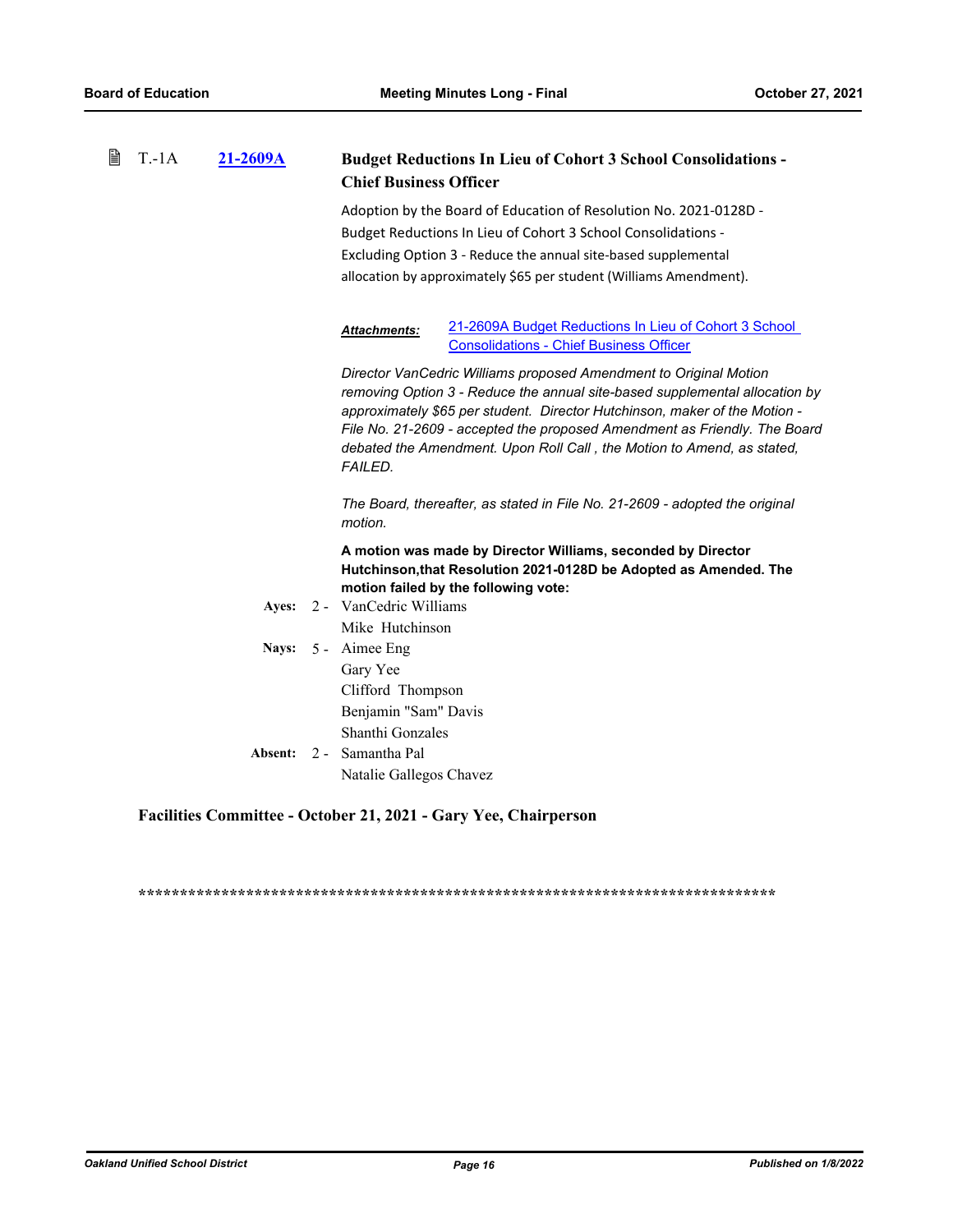T.-1A **21-2609A** **Budget Reductions In Lieu of Cohort 3 School Consolidations - Chief Business Officer**

Adoption by the Board of Education of Resolution No. 2021-0128D - Budget Reductions In Lieu of Cohort 3 School Consolidations - Excluding Option 3 - Reduce the annual site-based supplemental allocation by approximately $65 per student (Williams Amendment).

***Attachments:*** 21-2609A Budget Reductions In Lieu of Cohort 3 School Consolidations - Chief Business Officer

*Director VanCedric Williams proposed Amendment to Original Motion removing Option 3 - Reduce the annual site-based supplemental allocation by approximately $65 per student. Director Hutchinson, maker of the Motion - File No. 21-2609 - accepted the proposed Amendment as Friendly. The Board debated the Amendment. Upon Roll Call , the Motion to Amend, as stated, FAILED.*

*The Board, thereafter, as stated in File No. 21-2609 - adopted the original motion.*

**A motion was made by Director Williams, seconded by Director Hutchinson,that Resolution 2021-0128D be Adopted as Amended. The motion failed by the following vote:**

**Ayes:** 2 - VanCedric Williams
Mike Hutchinson

**Nays:** 5 - Aimee Eng
Gary Yee
Clifford Thompson
Benjamin "Sam" Davis
Shanthi Gonzales

**Absent:** 2 - Samantha Pal
Natalie Gallegos Chavez

**Facilities Committee - October 21, 2021 - Gary Yee, Chairperson**

*******************************************************************************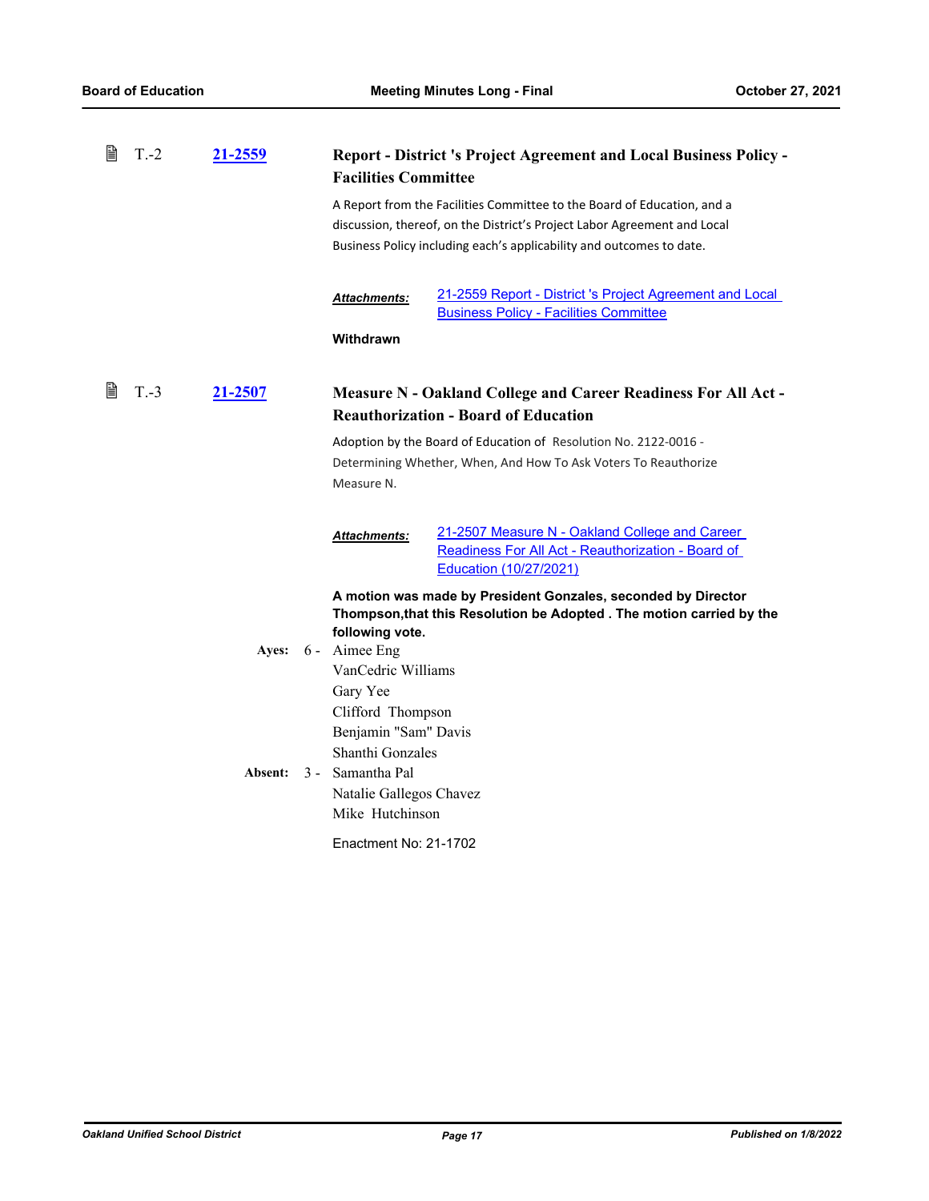T.-2 **21-2559**

### Report - District 's Project Agreement and Local Business Policy - Facilities Committee

A Report from the Facilities Committee to the Board of Education, and a discussion, thereof, on the District's Project Labor Agreement and Local Business Policy including each's applicability and outcomes to date.

***Attachments:*** 21-2559 Report - District 's Project Agreement and Local Business Policy - Facilities Committee

**Withdrawn**

T.-3 **21-2507**

### Measure N - Oakland College and Career Readiness For All Act - Reauthorization - Board of Education

Adoption by the Board of Education of Resolution No. 2122-0016 - Determining Whether, When, And How To Ask Voters To Reauthorize Measure N.

***Attachments:*** 21-2507 Measure N - Oakland College and Career Readiness For All Act - Reauthorization - Board of Education (10/27/2021)

**A motion was made by President Gonzales, seconded by Director Thompson,that this Resolution be Adopted . The motion carried by the following vote.**

**Ayes:** 6 - Aimee Eng
VanCedric Williams
Gary Yee
Clifford Thompson
Benjamin "Sam" Davis
Shanthi Gonzales

**Absent:** 3 - Samantha Pal
Natalie Gallegos Chavez
Mike Hutchinson

Enactment No: 21-1702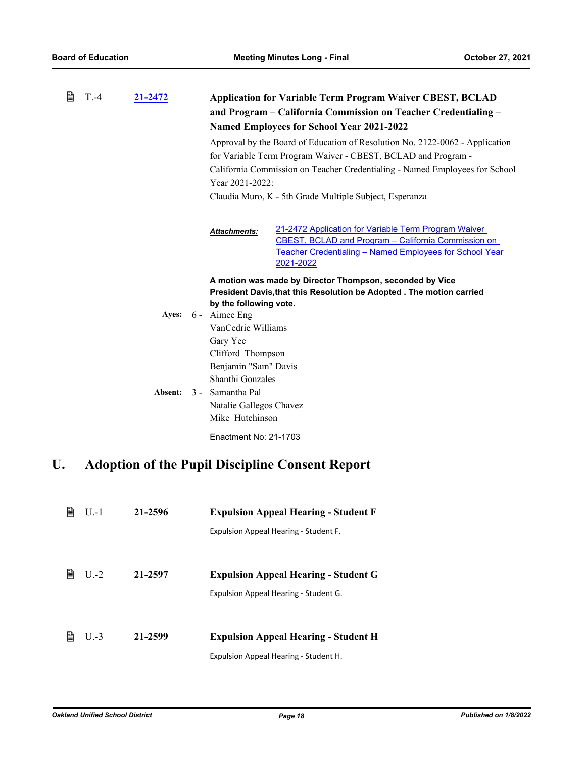T.-4 **21-2472** **Application for Variable Term Program Waiver CBEST, BCLAD and Program – California Commission on Teacher Credentialing – Named Employees for School Year 2021-2022**

Approval by the Board of Education of Resolution No. 2122-0062 - Application for Variable Term Program Waiver - CBEST, BCLAD and Program - California Commission on Teacher Credentialing - Named Employees for School Year 2021-2022:

Claudia Muro, K - 5th Grade Multiple Subject, Esperanza

***Attachments:*** 21-2472 Application for Variable Term Program Waiver CBEST, BCLAD and Program – California Commission on Teacher Credentialing – Named Employees for School Year 2021-2022

**A motion was made by Director Thompson, seconded by Vice President Davis,that this Resolution be Adopted . The motion carried by the following vote.**

**Ayes:** 6 - Aimee Eng
VanCedric Williams
Gary Yee
Clifford Thompson
Benjamin "Sam" Davis
Shanthi Gonzales

**Absent:** 3 - Samantha Pal
Natalie Gallegos Chavez
Mike Hutchinson

Enactment No: 21-1703

# U. Adoption of the Pupil Discipline Consent Report

U.-1 **21-2596** **Expulsion Appeal Hearing - Student F**

Expulsion Appeal Hearing - Student F.

U.-2 **21-2597** **Expulsion Appeal Hearing - Student G**

Expulsion Appeal Hearing - Student G.

U.-3 **21-2599** **Expulsion Appeal Hearing - Student H**

Expulsion Appeal Hearing - Student H.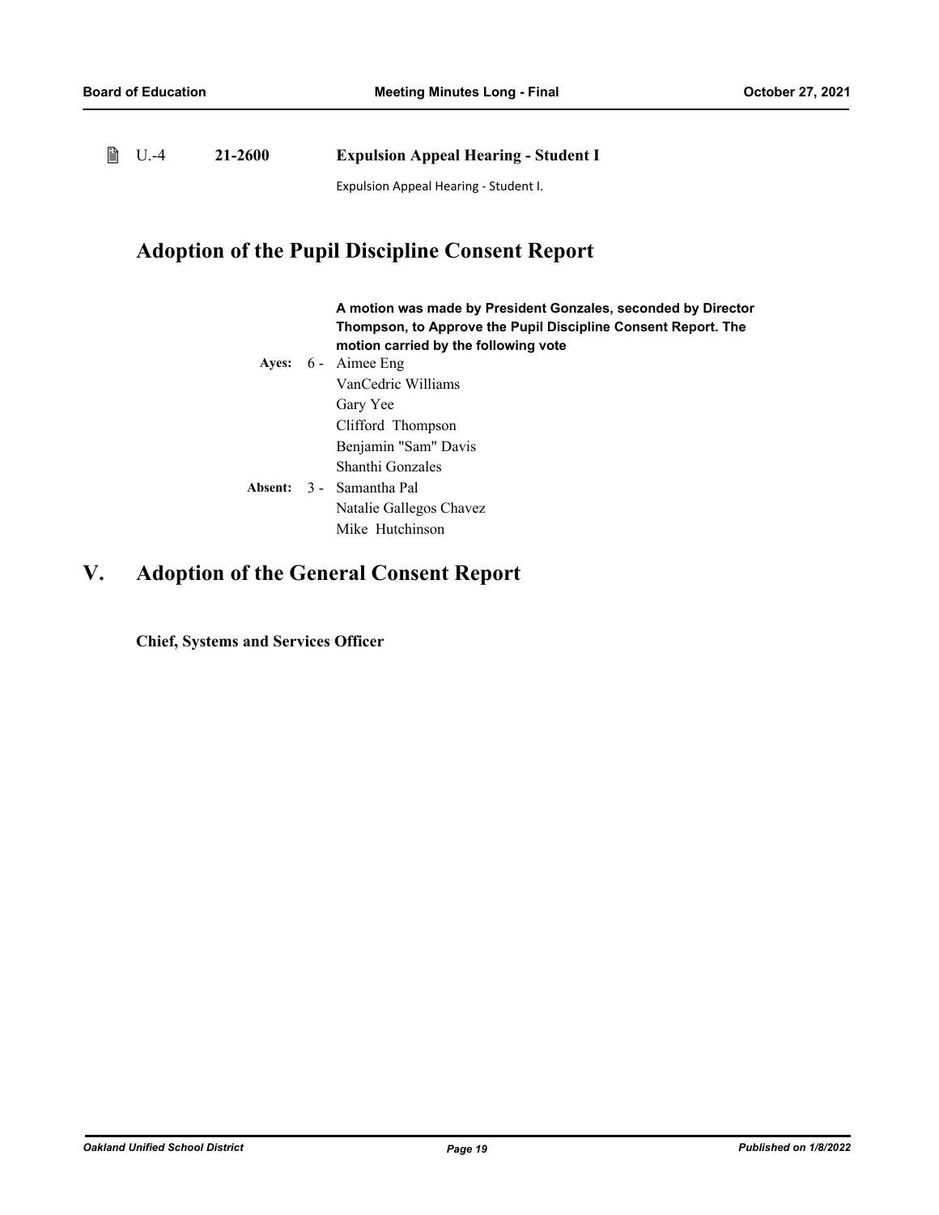U.-4 **21-2600** **Expulsion Appeal Hearing - Student I**

Expulsion Appeal Hearing - Student I.

## Adoption of the Pupil Discipline Consent Report

**A motion was made by President Gonzales, seconded by Director Thompson, to Approve the Pupil Discipline Consent Report. The motion carried by the following vote**

**Ayes:** 6 - Aimee Eng
VanCedric Williams
Gary Yee
Clifford Thompson
Benjamin "Sam" Davis
Shanthi Gonzales

**Absent:** 3 - Samantha Pal
Natalie Gallegos Chavez
Mike Hutchinson

# V. Adoption of the General Consent Report

**Chief, Systems and Services Officer**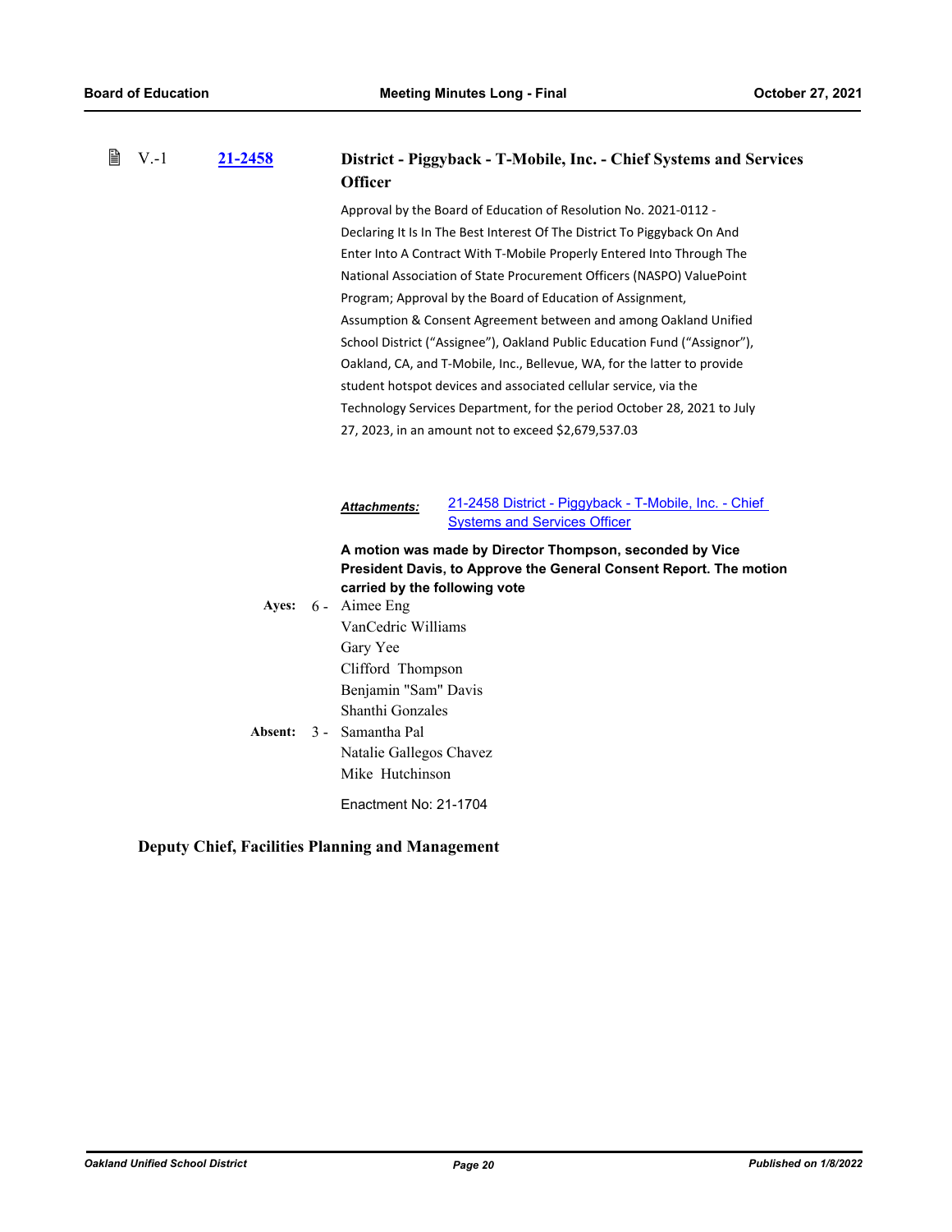V.-1 **21-2458**

### District - Piggyback - T-Mobile, Inc. - Chief Systems and Services Officer

Approval by the Board of Education of Resolution No. 2021-0112 - Declaring It Is In The Best Interest Of The District To Piggyback On And Enter Into A Contract With T-Mobile Properly Entered Into Through The National Association of State Procurement Officers (NASPO) ValuePoint Program; Approval by the Board of Education of Assignment, Assumption & Consent Agreement between and among Oakland Unified School District ("Assignee"), Oakland Public Education Fund ("Assignor"), Oakland, CA, and T-Mobile, Inc., Bellevue, WA, for the latter to provide student hotspot devices and associated cellular service, via the Technology Services Department, for the period October 28, 2021 to July 27, 2023, in an amount not to exceed $2,679,537.03

***Attachments:*** 21-2458 District - Piggyback - T-Mobile, Inc. - Chief Systems and Services Officer

**A motion was made by Director Thompson, seconded by Vice President Davis, to Approve the General Consent Report. The motion carried by the following vote**

**Ayes:** 6 - Aimee Eng
VanCedric Williams
Gary Yee
Clifford Thompson
Benjamin "Sam" Davis
Shanthi Gonzales

**Absent:** 3 - Samantha Pal
Natalie Gallegos Chavez
Mike Hutchinson

Enactment No: 21-1704

### Deputy Chief, Facilities Planning and Management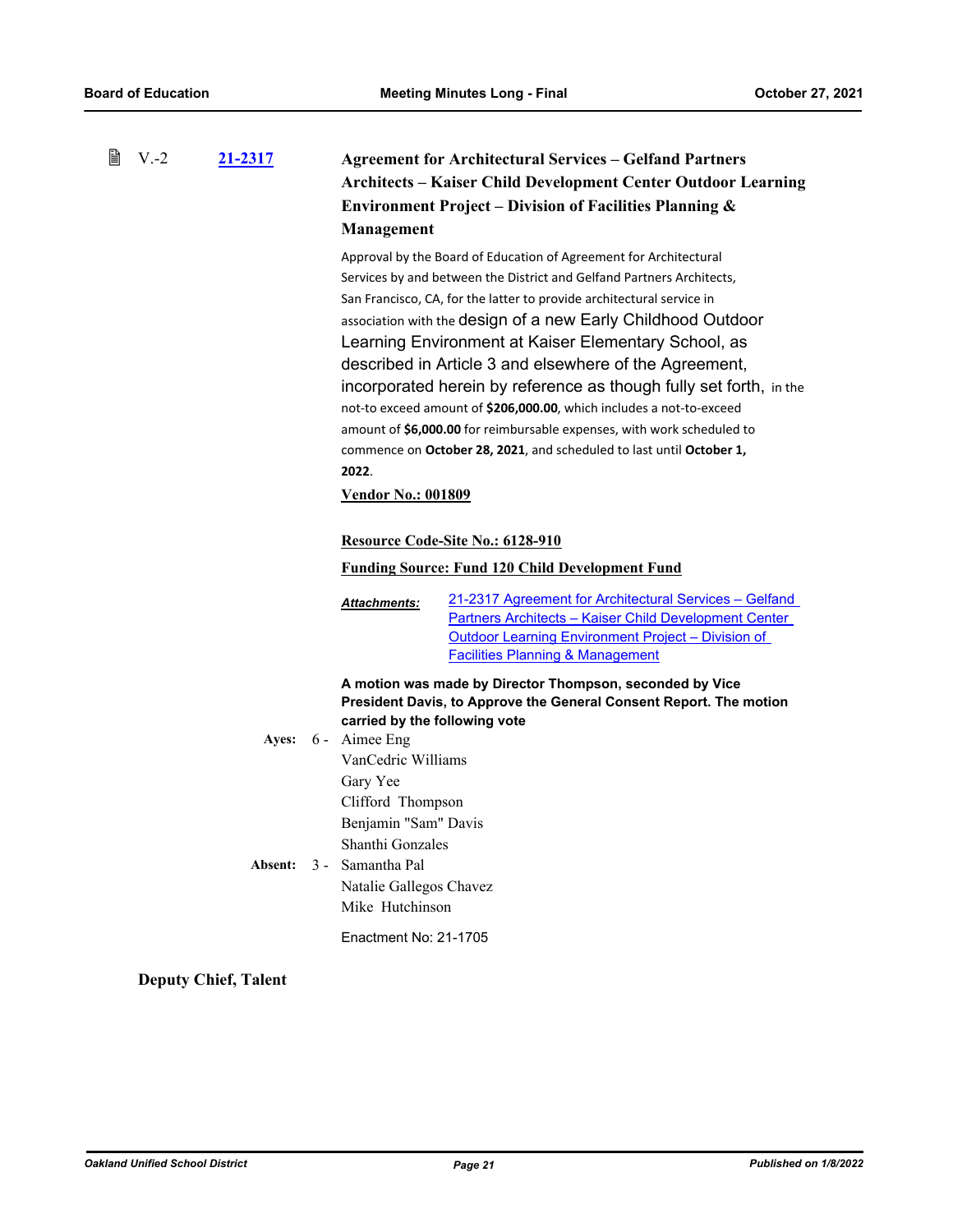V.-2 **21-2317** **Agreement for Architectural Services – Gelfand Partners Architects – Kaiser Child Development Center Outdoor Learning Environment Project – Division of Facilities Planning & Management**

Approval by the Board of Education of Agreement for Architectural Services by and between the District and Gelfand Partners Architects, San Francisco, CA, for the latter to provide architectural service in association with the design of a new Early Childhood Outdoor Learning Environment at Kaiser Elementary School, as described in Article 3 and elsewhere of the Agreement, incorporated herein by reference as though fully set forth, in the not-to exceed amount of **$206,000.00**, which includes a not-to-exceed amount of **$6,000.00** for reimbursable expenses, with work scheduled to commence on **October 28, 2021**, and scheduled to last until **October 1, 2022**.

**Vendor No.: 001809**

**Resource Code-Site No.: 6128-910**

**Funding Source: Fund 120 Child Development Fund**

***Attachments:*** 21-2317 Agreement for Architectural Services – Gelfand Partners Architects – Kaiser Child Development Center Outdoor Learning Environment Project – Division of Facilities Planning & Management

**A motion was made by Director Thompson, seconded by Vice President Davis, to Approve the General Consent Report. The motion carried by the following vote**

**Ayes:** 6 - Aimee Eng
VanCedric Williams
Gary Yee
Clifford Thompson
Benjamin "Sam" Davis
Shanthi Gonzales

**Absent:** 3 - Samantha Pal
Natalie Gallegos Chavez
Mike Hutchinson

Enactment No: 21-1705

## Deputy Chief, Talent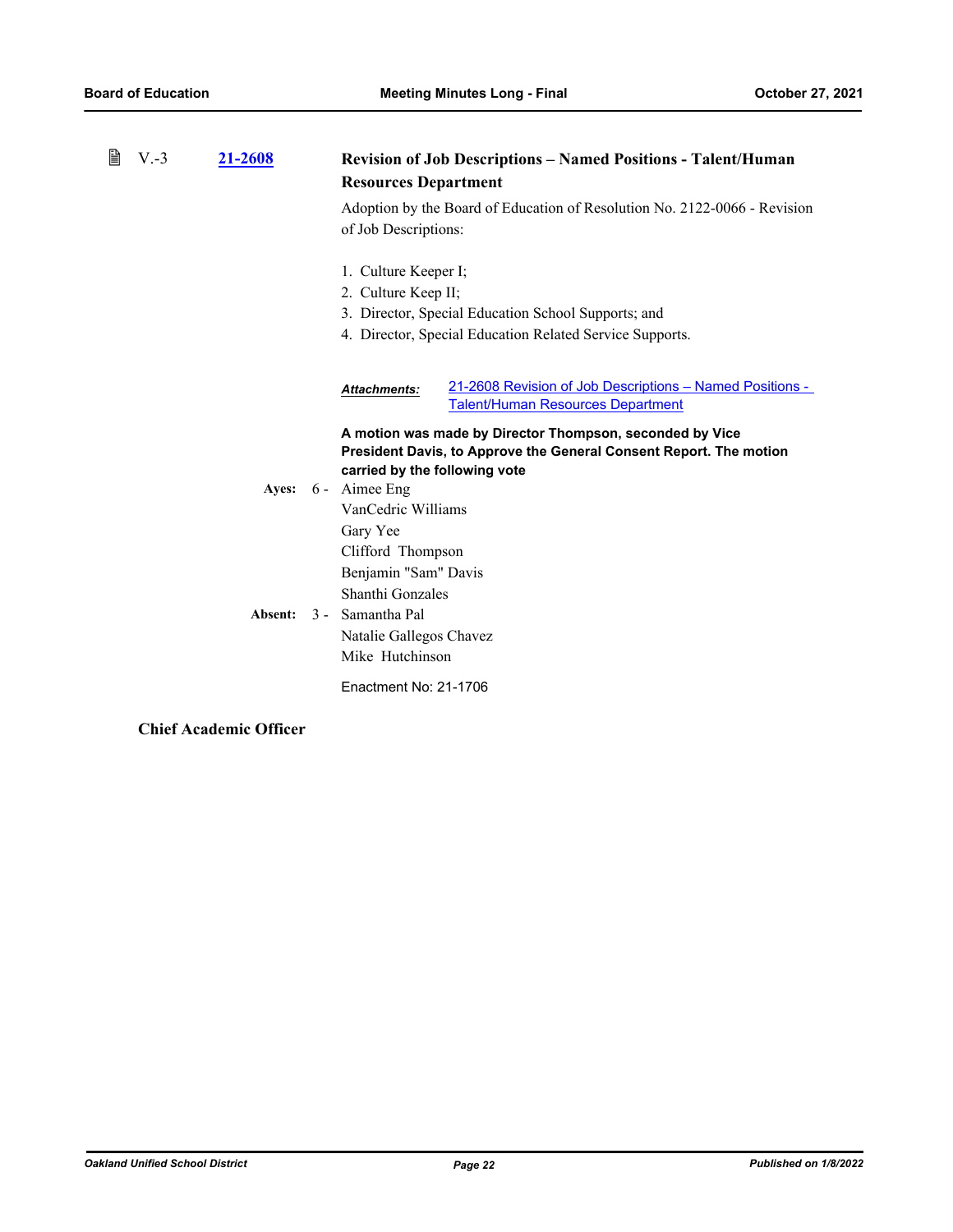V.-3 **21-2608** **Revision of Job Descriptions – Named Positions - Talent/Human Resources Department**

Adoption by the Board of Education of Resolution No. 2122-0066 - Revision of Job Descriptions:

1. Culture Keeper I;
2. Culture Keep II;
3. Director, Special Education School Supports; and
4. Director, Special Education Related Service Supports.

***Attachments:*** 21-2608 Revision of Job Descriptions – Named Positions - Talent/Human Resources Department

**A motion was made by Director Thompson, seconded by Vice President Davis, to Approve the General Consent Report. The motion carried by the following vote**

**Ayes:** 6 - Aimee Eng
VanCedric Williams
Gary Yee
Clifford Thompson
Benjamin "Sam" Davis
Shanthi Gonzales

**Absent:** 3 - Samantha Pal
Natalie Gallegos Chavez
Mike Hutchinson

Enactment No: 21-1706

**Chief Academic Officer**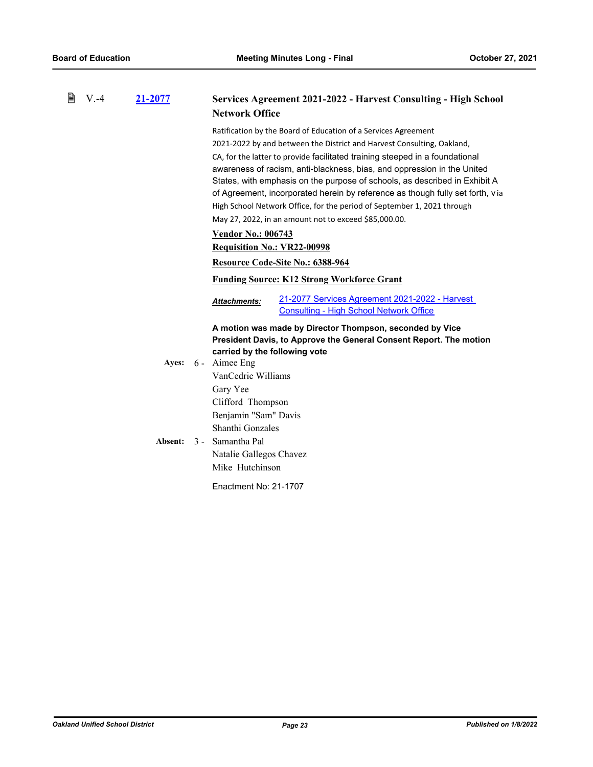V.-4 **[21-2077](#)**

### Services Agreement 2021-2022 - Harvest Consulting - High School Network Office

Ratification by the Board of Education of a Services Agreement 2021-2022 by and between the District and Harvest Consulting, Oakland, CA, for the latter to provide facilitated training steeped in a foundational awareness of racism, anti-blackness, bias, and oppression in the United States, with emphasis on the purpose of schools, as described in Exhibit A of Agreement, incorporated herein by reference as though fully set forth, via High School Network Office, for the period of September 1, 2021 through May 27, 2022, in an amount not to exceed $85,000.00.

**Vendor No.: 006743**

**Requisition No.: VR22-00998**

**Resource Code-Site No.: 6388-964**

**Funding Source: K12 Strong Workforce Grant**

***Attachments:*** [21-2077 Services Agreement 2021-2022 - Harvest Consulting - High School Network Office](#)

**A motion was made by Director Thompson, seconded by Vice President Davis, to Approve the General Consent Report. The motion carried by the following vote**

**Ayes:** 6 - Aimee Eng
VanCedric Williams
Gary Yee
Clifford Thompson
Benjamin "Sam" Davis
Shanthi Gonzales

**Absent:** 3 - Samantha Pal
Natalie Gallegos Chavez
Mike Hutchinson

Enactment No: 21-1707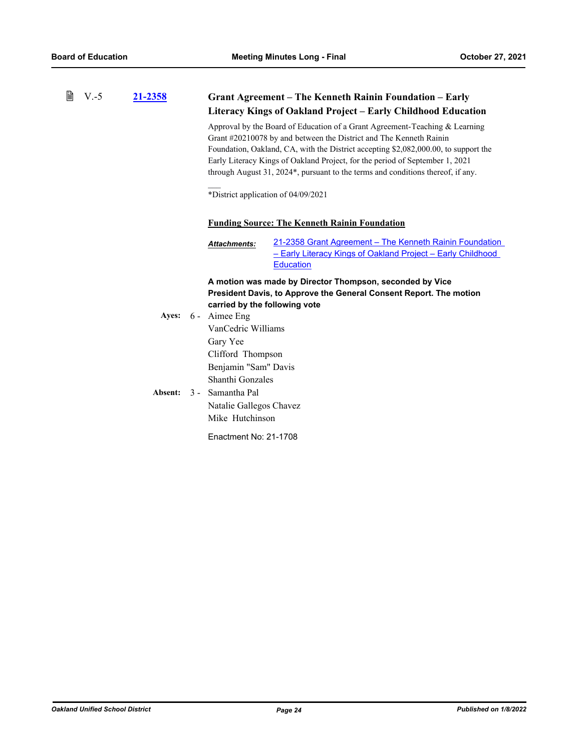V.-5 **21-2358**

### Grant Agreement – The Kenneth Rainin Foundation – Early Literacy Kings of Oakland Project – Early Childhood Education

Approval by the Board of Education of a Grant Agreement-Teaching & Learning Grant #20210078 by and between the District and The Kenneth Rainin Foundation, Oakland, CA, with the District accepting $2,082,000.00, to support the Early Literacy Kings of Oakland Project, for the period of September 1, 2021 through August 31, 2024*, pursuant to the terms and conditions thereof, if any.

\_\_\_
*District application of 04/09/2021

**Funding Source: The Kenneth Rainin Foundation**

***Attachments:*** 21-2358 Grant Agreement – The Kenneth Rainin Foundation – Early Literacy Kings of Oakland Project – Early Childhood Education

**A motion was made by Director Thompson, seconded by Vice President Davis, to Approve the General Consent Report. The motion carried by the following vote**

**Ayes:** 6 - Aimee Eng
VanCedric Williams
Gary Yee
Clifford Thompson
Benjamin "Sam" Davis
Shanthi Gonzales

**Absent:** 3 - Samantha Pal
Natalie Gallegos Chavez
Mike Hutchinson

Enactment No: 21-1708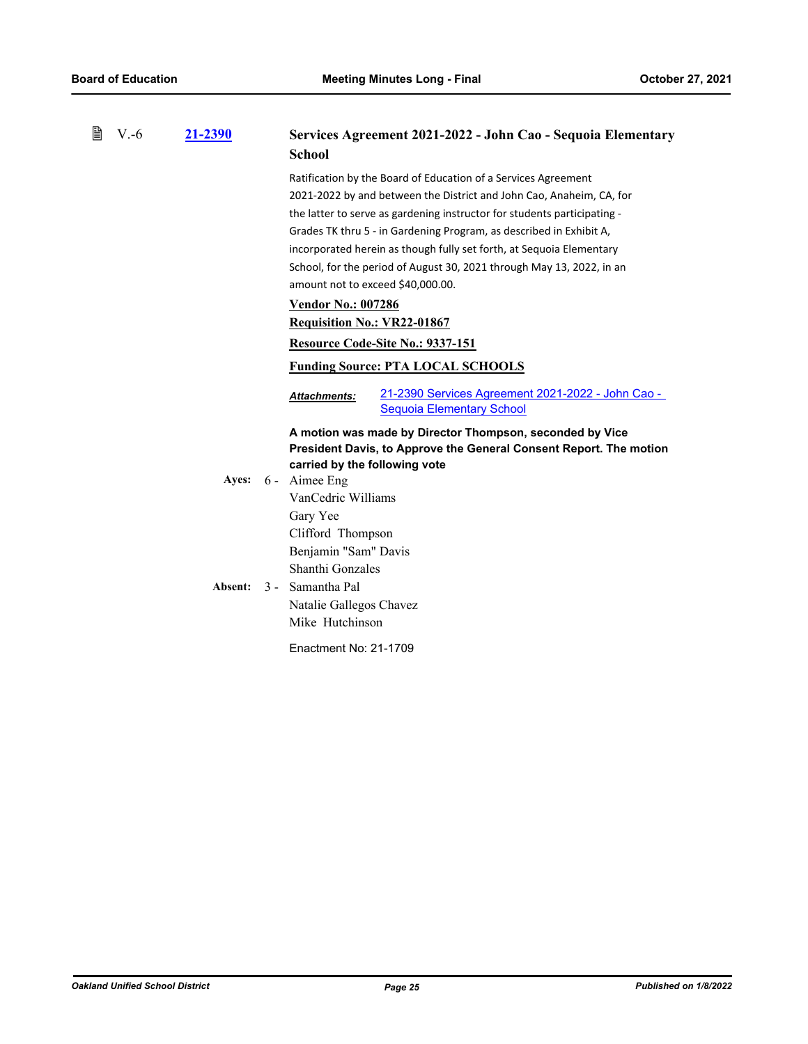V.-6 **21-2390** **Services Agreement 2021-2022 - John Cao - Sequoia Elementary School**

Ratification by the Board of Education of a Services Agreement 2021-2022 by and between the District and John Cao, Anaheim, CA, for the latter to serve as gardening instructor for students participating - Grades TK thru 5 - in Gardening Program, as described in Exhibit A, incorporated herein as though fully set forth, at Sequoia Elementary School, for the period of August 30, 2021 through May 13, 2022, in an amount not to exceed $40,000.00.

**Vendor No.: 007286**

**Requisition No.: VR22-01867**

**Resource Code-Site No.: 9337-151**

**Funding Source: PTA LOCAL SCHOOLS**

***Attachments:*** 21-2390 Services Agreement 2021-2022 - John Cao - Sequoia Elementary School

**A motion was made by Director Thompson, seconded by Vice President Davis, to Approve the General Consent Report. The motion carried by the following vote**

**Ayes:** 6 - Aimee Eng
VanCedric Williams
Gary Yee
Clifford Thompson
Benjamin "Sam" Davis
Shanthi Gonzales

**Absent:** 3 - Samantha Pal
Natalie Gallegos Chavez
Mike Hutchinson

Enactment No: 21-1709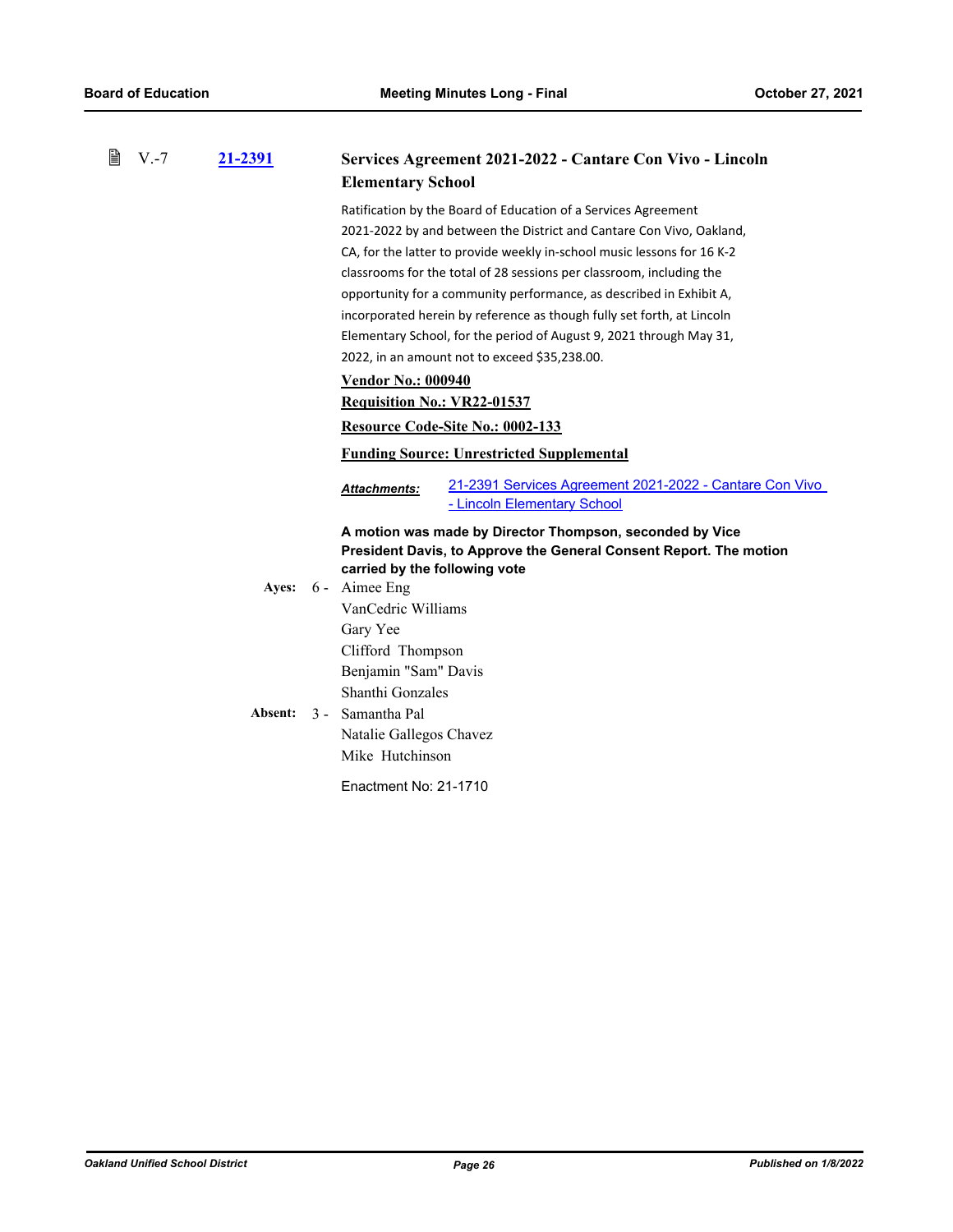### V.-7 21-2391 Services Agreement 2021-2022 - Cantare Con Vivo - Lincoln Elementary School

Ratification by the Board of Education of a Services Agreement 2021-2022 by and between the District and Cantare Con Vivo, Oakland, CA, for the latter to provide weekly in-school music lessons for 16 K-2 classrooms for the total of 28 sessions per classroom, including the opportunity for a community performance, as described in Exhibit A, incorporated herein by reference as though fully set forth, at Lincoln Elementary School, for the period of August 9, 2021 through May 31, 2022, in an amount not to exceed $35,238.00.

**Vendor No.: 000940**

**Requisition No.: VR22-01537**

**Resource Code-Site No.: 0002-133**

**Funding Source: Unrestricted Supplemental**

***Attachments:*** 21-2391 Services Agreement 2021-2022 - Cantare Con Vivo - Lincoln Elementary School

**A motion was made by Director Thompson, seconded by Vice President Davis, to Approve the General Consent Report. The motion carried by the following vote**

**Ayes:** 6 - Aimee Eng
VanCedric Williams
Gary Yee
Clifford Thompson
Benjamin "Sam" Davis
Shanthi Gonzales

**Absent:** 3 - Samantha Pal
Natalie Gallegos Chavez
Mike Hutchinson

Enactment No: 21-1710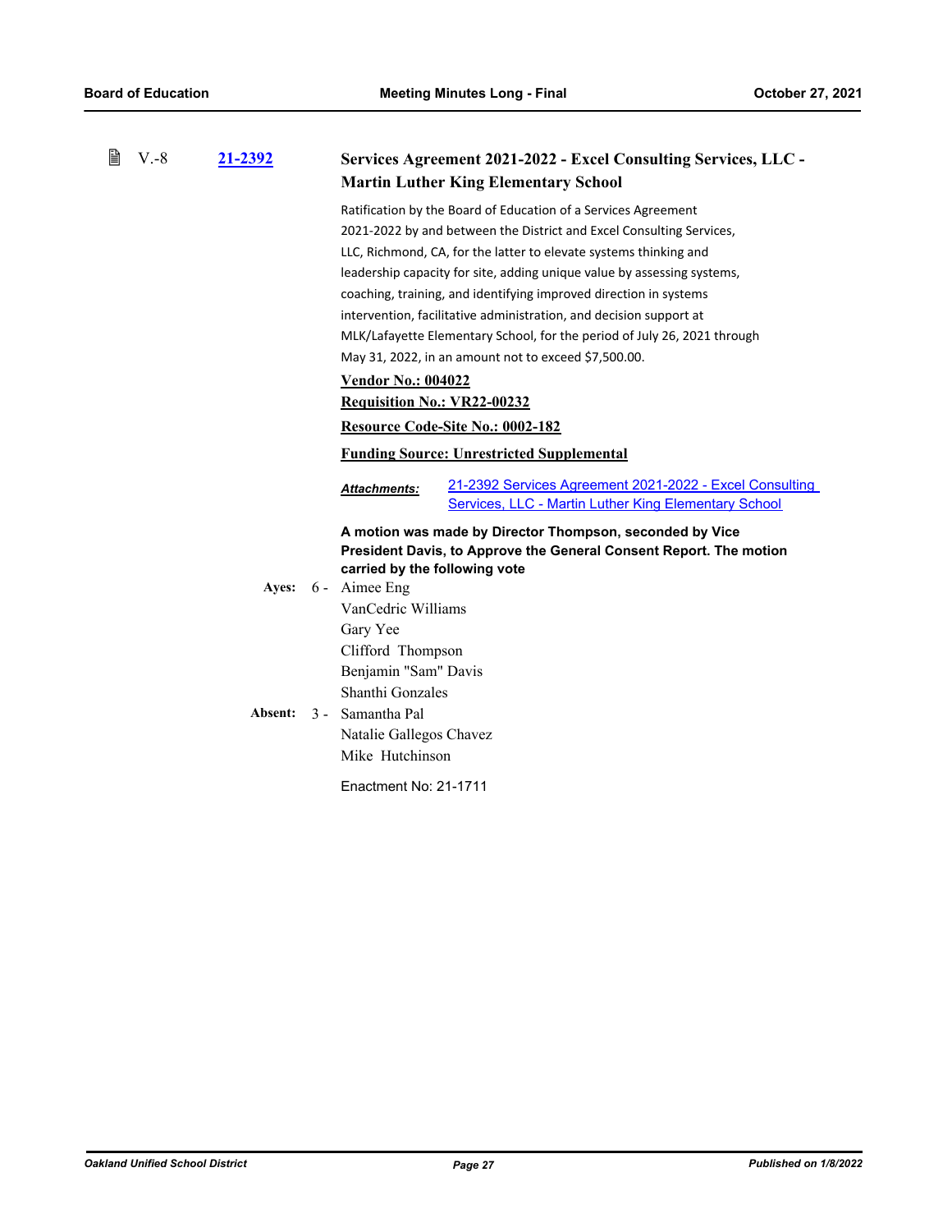V.-8 **21-2392**

### Services Agreement 2021-2022 - Excel Consulting Services, LLC - Martin Luther King Elementary School

Ratification by the Board of Education of a Services Agreement 2021-2022 by and between the District and Excel Consulting Services, LLC, Richmond, CA, for the latter to elevate systems thinking and leadership capacity for site, adding unique value by assessing systems, coaching, training, and identifying improved direction in systems intervention, facilitative administration, and decision support at MLK/Lafayette Elementary School, for the period of July 26, 2021 through May 31, 2022, in an amount not to exceed $7,500.00.

**Vendor No.: 004022**

**Requisition No.: VR22-00232**

**Resource Code-Site No.: 0002-182**

**Funding Source: Unrestricted Supplemental**

***Attachments:*** 21-2392 Services Agreement 2021-2022 - Excel Consulting Services, LLC - Martin Luther King Elementary School

**A motion was made by Director Thompson, seconded by Vice President Davis, to Approve the General Consent Report. The motion carried by the following vote**

**Ayes:** 6 - Aimee Eng
VanCedric Williams
Gary Yee
Clifford Thompson
Benjamin "Sam" Davis
Shanthi Gonzales

**Absent:** 3 - Samantha Pal
Natalie Gallegos Chavez
Mike Hutchinson

Enactment No: 21-1711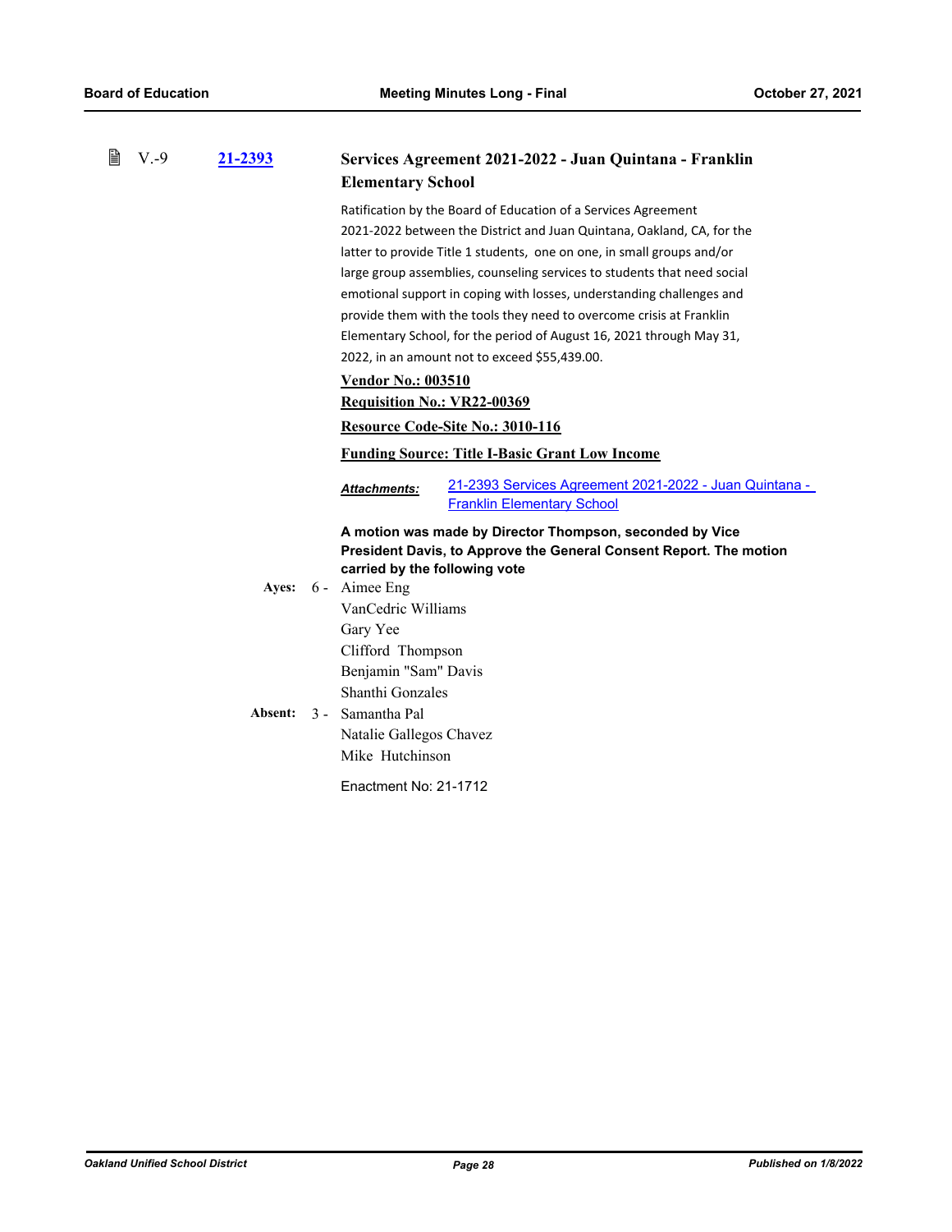V.-9 **21-2393**

### Services Agreement 2021-2022 - Juan Quintana - Franklin Elementary School

Ratification by the Board of Education of a Services Agreement 2021-2022 between the District and Juan Quintana, Oakland, CA, for the latter to provide Title 1 students, one on one, in small groups and/or large group assemblies, counseling services to students that need social emotional support in coping with losses, understanding challenges and provide them with the tools they need to overcome crisis at Franklin Elementary School, for the period of August 16, 2021 through May 31, 2022, in an amount not to exceed $55,439.00.

**Vendor No.: 003510**

**Requisition No.: VR22-00369**

**Resource Code-Site No.: 3010-116**

**Funding Source: Title I-Basic Grant Low Income**

***Attachments:*** 21-2393 Services Agreement 2021-2022 - Juan Quintana - Franklin Elementary School

**A motion was made by Director Thompson, seconded by Vice President Davis, to Approve the General Consent Report. The motion carried by the following vote**

**Ayes:** 6 - Aimee Eng
VanCedric Williams
Gary Yee
Clifford Thompson
Benjamin "Sam" Davis
Shanthi Gonzales

**Absent:** 3 - Samantha Pal
Natalie Gallegos Chavez
Mike Hutchinson

Enactment No: 21-1712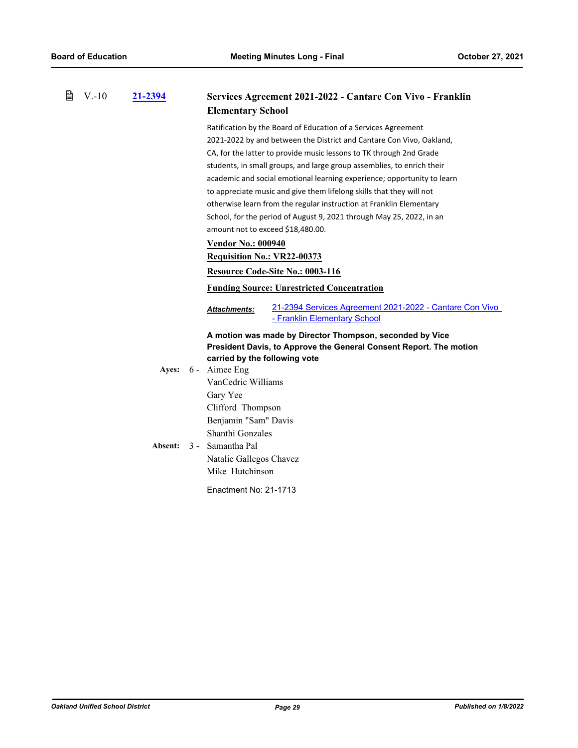V.-10 **21-2394**

### Services Agreement 2021-2022 - Cantare Con Vivo - Franklin Elementary School

Ratification by the Board of Education of a Services Agreement 2021-2022 by and between the District and Cantare Con Vivo, Oakland, CA, for the latter to provide music lessons to TK through 2nd Grade students, in small groups, and large group assemblies, to enrich their academic and social emotional learning experience; opportunity to learn to appreciate music and give them lifelong skills that they will not otherwise learn from the regular instruction at Franklin Elementary School, for the period of August 9, 2021 through May 25, 2022, in an amount not to exceed $18,480.00.

**Vendor No.: 000940**

**Requisition No.: VR22-00373**

**Resource Code-Site No.: 0003-116**

**Funding Source: Unrestricted Concentration**

***Attachments:*** 21-2394 Services Agreement 2021-2022 - Cantare Con Vivo - Franklin Elementary School

**A motion was made by Director Thompson, seconded by Vice President Davis, to Approve the General Consent Report. The motion carried by the following vote**

**Ayes:** 6 - Aimee Eng
VanCedric Williams
Gary Yee
Clifford Thompson
Benjamin "Sam" Davis
Shanthi Gonzales

**Absent:** 3 - Samantha Pal
Natalie Gallegos Chavez
Mike Hutchinson

Enactment No: 21-1713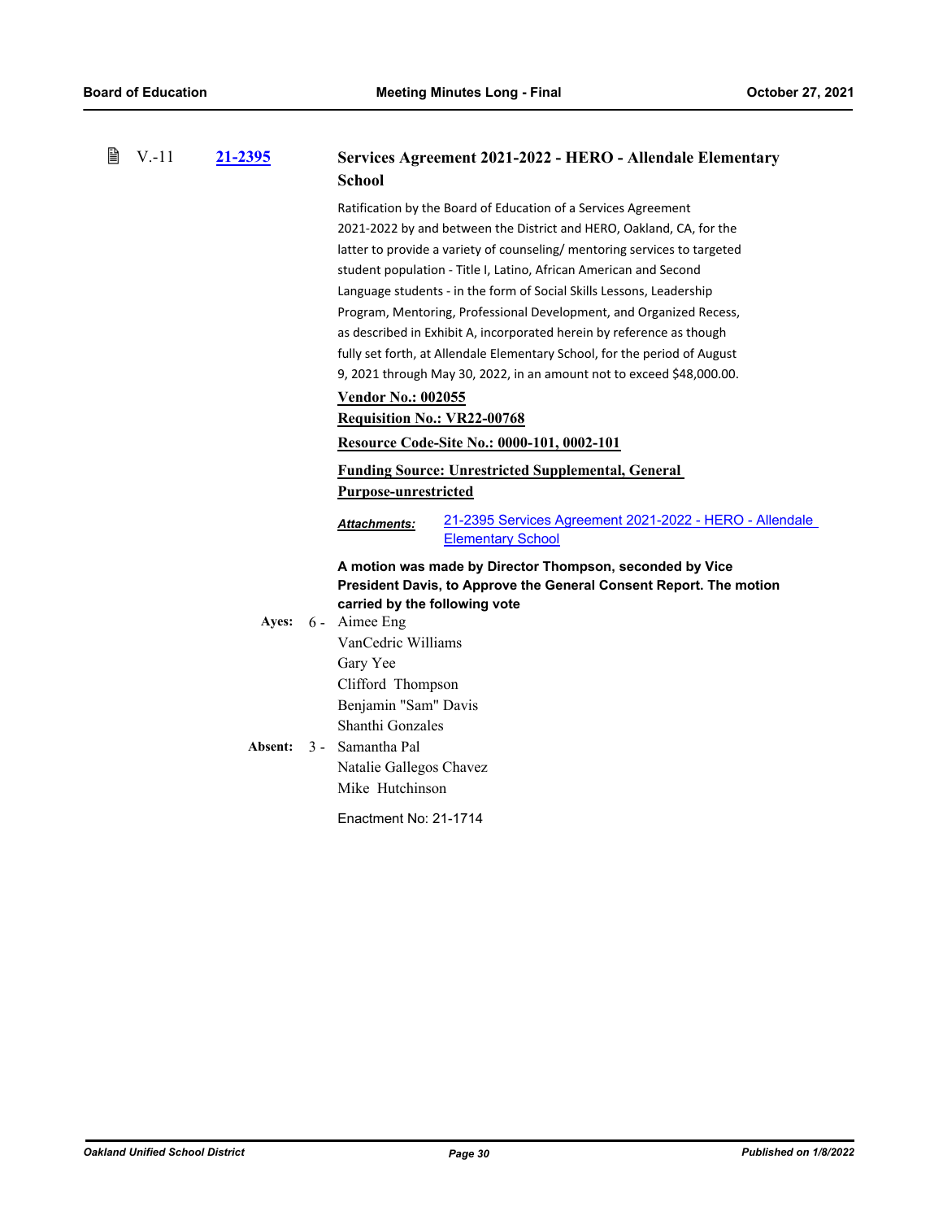### V.-11 21-2395 Services Agreement 2021-2022 - HERO - Allendale Elementary School

Ratification by the Board of Education of a Services Agreement 2021-2022 by and between the District and HERO, Oakland, CA, for the latter to provide a variety of counseling/ mentoring services to targeted student population - Title I, Latino, African American and Second Language students - in the form of Social Skills Lessons, Leadership Program, Mentoring, Professional Development, and Organized Recess, as described in Exhibit A, incorporated herein by reference as though fully set forth, at Allendale Elementary School, for the period of August 9, 2021 through May 30, 2022, in an amount not to exceed $48,000.00.

**Vendor No.: 002055**

**Requisition No.: VR22-00768**

**Resource Code-Site No.: 0000-101, 0002-101**

**Funding Source: Unrestricted Supplemental, General Purpose-unrestricted**

***Attachments:*** 21-2395 Services Agreement 2021-2022 - HERO - Allendale Elementary School

**A motion was made by Director Thompson, seconded by Vice President Davis, to Approve the General Consent Report. The motion carried by the following vote**

**Ayes:** 6 - Aimee Eng
VanCedric Williams
Gary Yee
Clifford Thompson
Benjamin "Sam" Davis
Shanthi Gonzales

**Absent:** 3 - Samantha Pal
Natalie Gallegos Chavez
Mike Hutchinson

Enactment No: 21-1714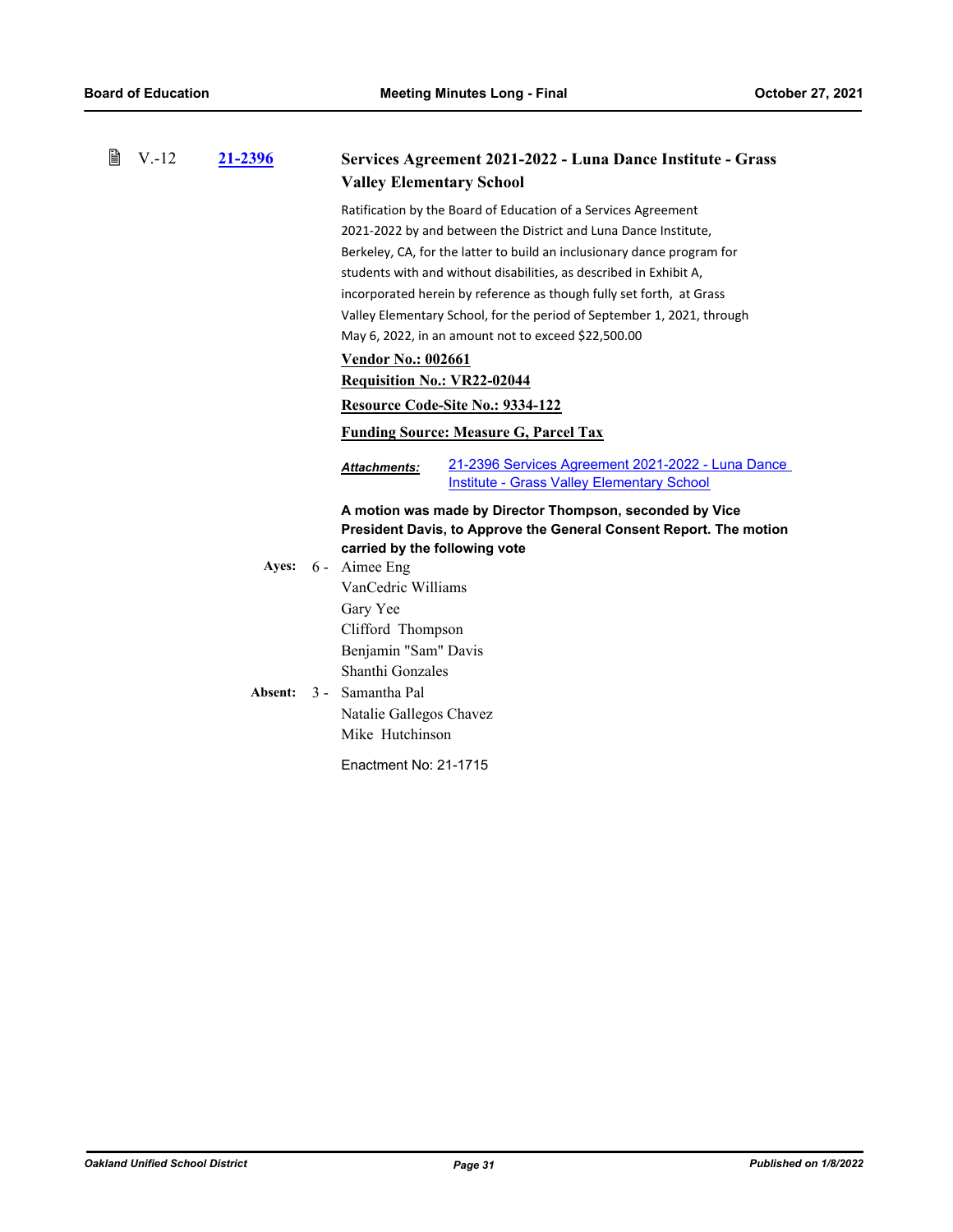V.-12 **21-2396** 

### Services Agreement 2021-2022 - Luna Dance Institute - Grass Valley Elementary School

Ratification by the Board of Education of a Services Agreement 2021-2022 by and between the District and Luna Dance Institute, Berkeley, CA, for the latter to build an inclusionary dance program for students with and without disabilities, as described in Exhibit A, incorporated herein by reference as though fully set forth, at Grass Valley Elementary School, for the period of September 1, 2021, through May 6, 2022, in an amount not to exceed $22,500.00

**Vendor No.: 002661**

**Requisition No.: VR22-02044**

**Resource Code-Site No.: 9334-122**

**Funding Source: Measure G, Parcel Tax**

***Attachments:*** 21-2396 Services Agreement 2021-2022 - Luna Dance Institute - Grass Valley Elementary School

**A motion was made by Director Thompson, seconded by Vice President Davis, to Approve the General Consent Report. The motion carried by the following vote**

**Ayes:** 6 - Aimee Eng
VanCedric Williams
Gary Yee
Clifford Thompson
Benjamin "Sam" Davis
Shanthi Gonzales

**Absent:** 3 - Samantha Pal
Natalie Gallegos Chavez
Mike Hutchinson

Enactment No: 21-1715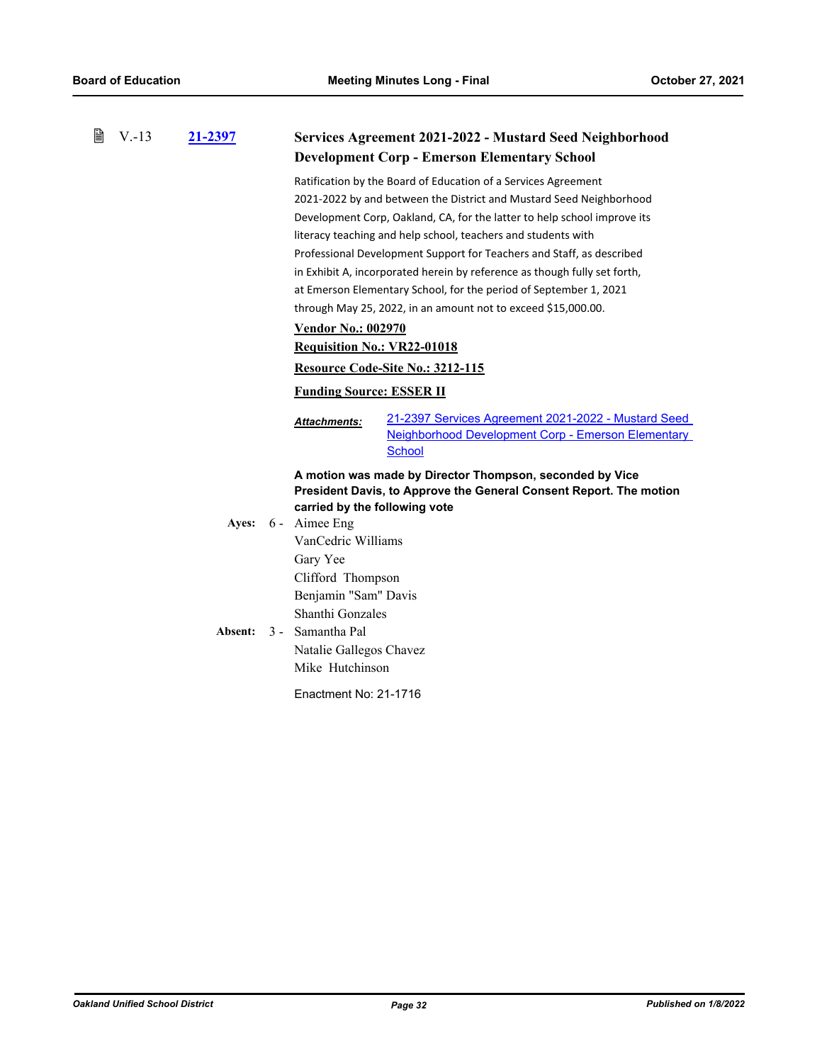V.-13 **21-2397**

### Services Agreement 2021-2022 - Mustard Seed Neighborhood Development Corp - Emerson Elementary School

Ratification by the Board of Education of a Services Agreement 2021-2022 by and between the District and Mustard Seed Neighborhood Development Corp, Oakland, CA, for the latter to help school improve its literacy teaching and help school, teachers and students with Professional Development Support for Teachers and Staff, as described in Exhibit A, incorporated herein by reference as though fully set forth, at Emerson Elementary School, for the period of September 1, 2021 through May 25, 2022, in an amount not to exceed $15,000.00.

**Vendor No.: 002970**

**Requisition No.: VR22-01018**

**Resource Code-Site No.: 3212-115**

**Funding Source: ESSER II**

***Attachments:*** 21-2397 Services Agreement 2021-2022 - Mustard Seed Neighborhood Development Corp - Emerson Elementary School

**A motion was made by Director Thompson, seconded by Vice President Davis, to Approve the General Consent Report. The motion carried by the following vote**

**Ayes:** 6 - Aimee Eng
VanCedric Williams
Gary Yee
Clifford Thompson
Benjamin "Sam" Davis
Shanthi Gonzales

**Absent:** 3 - Samantha Pal
Natalie Gallegos Chavez
Mike Hutchinson

Enactment No: 21-1716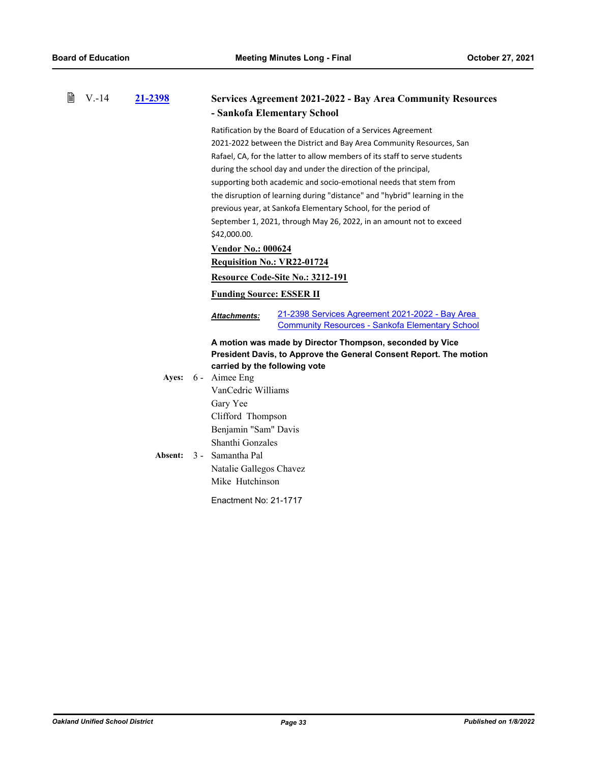V.-14 **21-2398**

### Services Agreement 2021-2022 - Bay Area Community Resources - Sankofa Elementary School

Ratification by the Board of Education of a Services Agreement 2021-2022 between the District and Bay Area Community Resources, San Rafael, CA, for the latter to allow members of its staff to serve students during the school day and under the direction of the principal, supporting both academic and socio-emotional needs that stem from the disruption of learning during "distance" and "hybrid" learning in the previous year, at Sankofa Elementary School, for the period of September 1, 2021, through May 26, 2022, in an amount not to exceed $42,000.00.

**Vendor No.: 000624**

**Requisition No.: VR22-01724**

**Resource Code-Site No.: 3212-191**

**Funding Source: ESSER II**

***Attachments:*** 21-2398 Services Agreement 2021-2022 - Bay Area Community Resources - Sankofa Elementary School

**A motion was made by Director Thompson, seconded by Vice President Davis, to Approve the General Consent Report. The motion carried by the following vote**

**Ayes:** 6 - Aimee Eng
VanCedric Williams
Gary Yee
Clifford Thompson
Benjamin "Sam" Davis
Shanthi Gonzales

**Absent:** 3 - Samantha Pal
Natalie Gallegos Chavez
Mike Hutchinson

Enactment No: 21-1717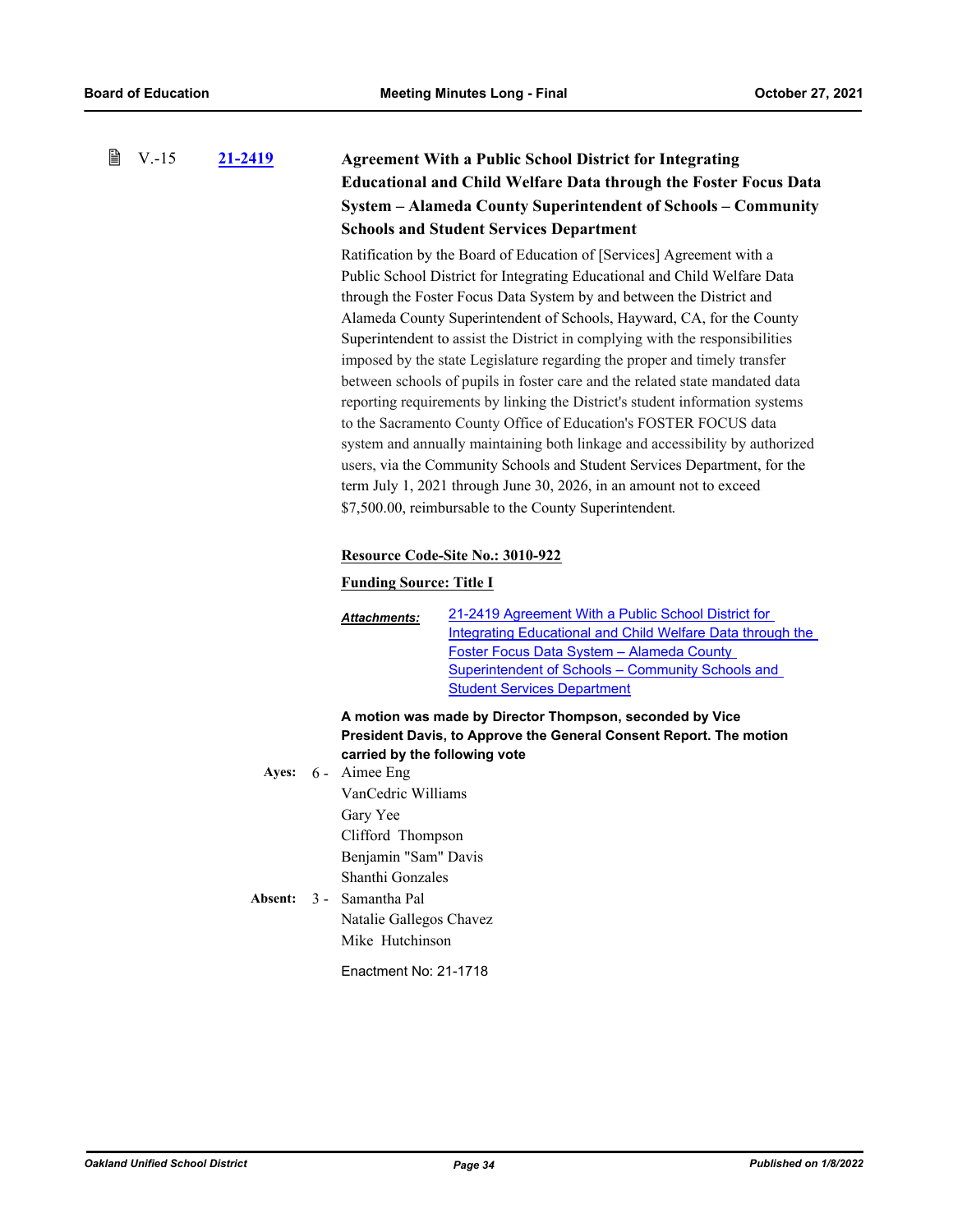V.-15 **21-2419** **Agreement With a Public School District for Integrating Educational and Child Welfare Data through the Foster Focus Data System – Alameda County Superintendent of Schools – Community Schools and Student Services Department**

Ratification by the Board of Education of [Services] Agreement with a Public School District for Integrating Educational and Child Welfare Data through the Foster Focus Data System by and between the District and Alameda County Superintendent of Schools, Hayward, CA, for the County Superintendent to assist the District in complying with the responsibilities imposed by the state Legislature regarding the proper and timely transfer between schools of pupils in foster care and the related state mandated data reporting requirements by linking the District's student information systems to the Sacramento County Office of Education's FOSTER FOCUS data system and annually maintaining both linkage and accessibility by authorized users, via the Community Schools and Student Services Department, for the term July 1, 2021 through June 30, 2026, in an amount not to exceed $7,500.00, reimbursable to the County Superintendent.

**Resource Code-Site No.: 3010-922**

**Funding Source: Title I**

***Attachments:*** 21-2419 Agreement With a Public School District for Integrating Educational and Child Welfare Data through the Foster Focus Data System – Alameda County Superintendent of Schools – Community Schools and Student Services Department

**A motion was made by Director Thompson, seconded by Vice President Davis, to Approve the General Consent Report. The motion carried by the following vote**

**Ayes:** 6 - Aimee Eng
VanCedric Williams
Gary Yee
Clifford Thompson
Benjamin "Sam" Davis
Shanthi Gonzales

**Absent:** 3 - Samantha Pal
Natalie Gallegos Chavez
Mike Hutchinson

Enactment No: 21-1718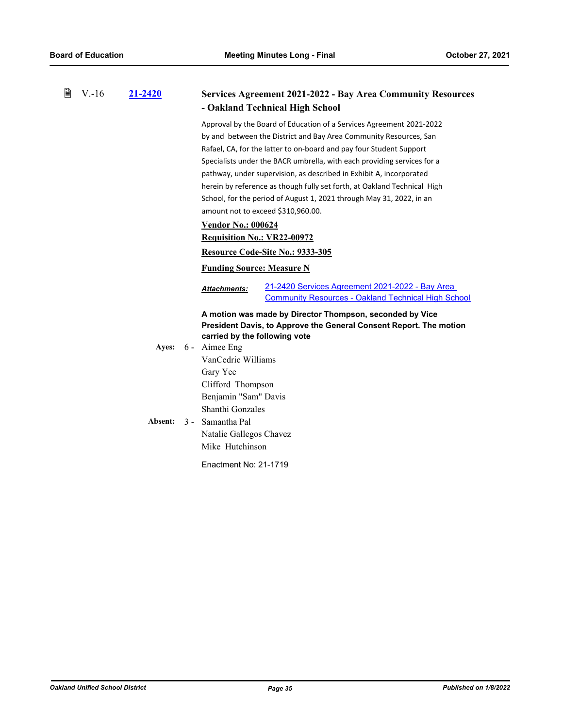V.-16 **21-2420** **Services Agreement 2021-2022 - Bay Area Community Resources - Oakland Technical High School**

Approval by the Board of Education of a Services Agreement 2021-2022 by and between the District and Bay Area Community Resources, San Rafael, CA, for the latter to on-board and pay four Student Support Specialists under the BACR umbrella, with each providing services for a pathway, under supervision, as described in Exhibit A, incorporated herein by reference as though fully set forth, at Oakland Technical High School, for the period of August 1, 2021 through May 31, 2022, in an amount not to exceed $310,960.00.

**Vendor No.: 000624**

**Requisition No.: VR22-00972**

**Resource Code-Site No.: 9333-305**

**Funding Source: Measure N**

***Attachments:*** 21-2420 Services Agreement 2021-2022 - Bay Area Community Resources - Oakland Technical High School

**A motion was made by Director Thompson, seconded by Vice President Davis, to Approve the General Consent Report. The motion carried by the following vote**

**Ayes:** 6 - Aimee Eng
VanCedric Williams
Gary Yee
Clifford Thompson
Benjamin "Sam" Davis
Shanthi Gonzales

**Absent:** 3 - Samantha Pal
Natalie Gallegos Chavez
Mike Hutchinson

Enactment No: 21-1719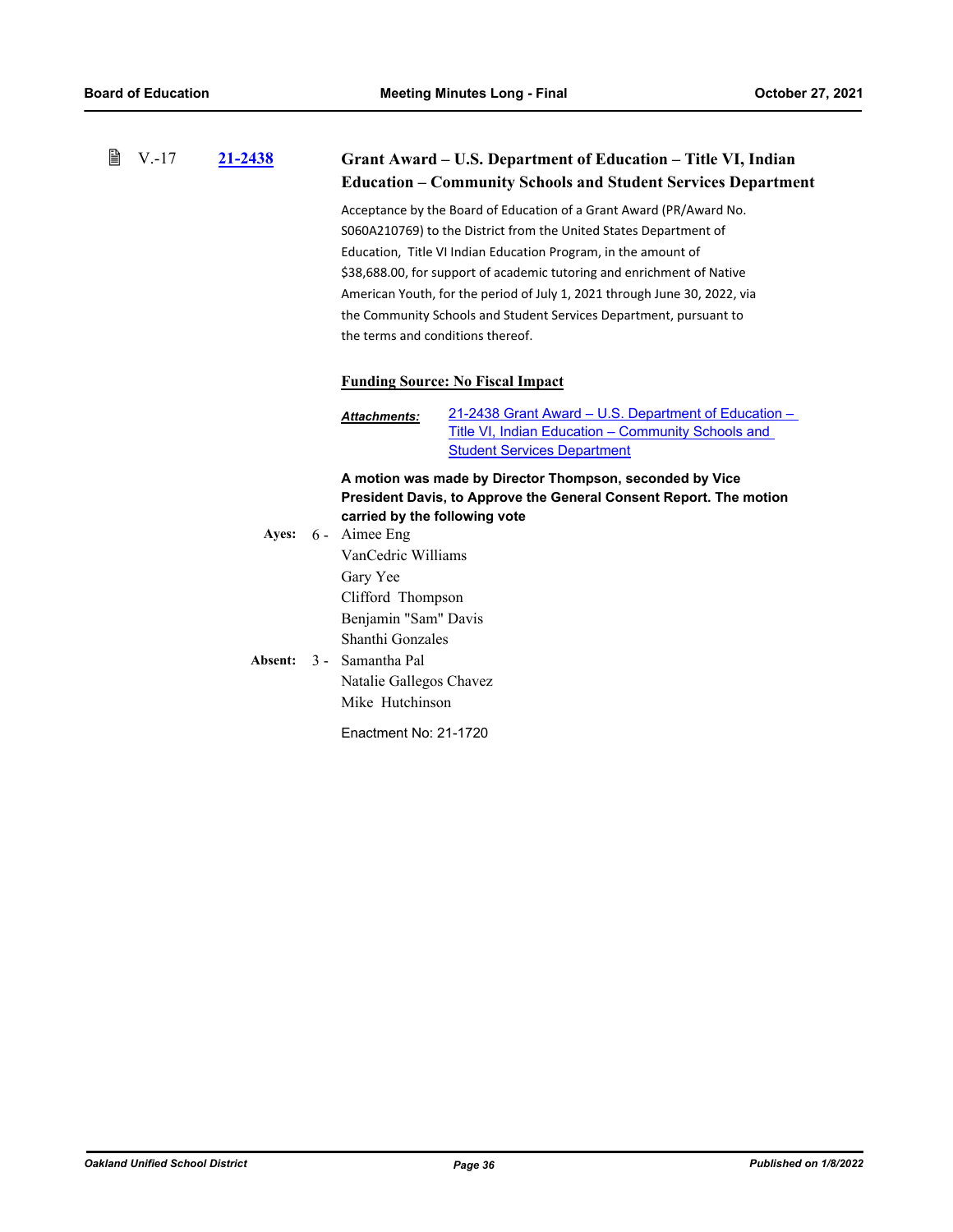V.-17 **21-2438**

### Grant Award – U.S. Department of Education – Title VI, Indian Education – Community Schools and Student Services Department

Acceptance by the Board of Education of a Grant Award (PR/Award No. S060A210769) to the District from the United States Department of Education, Title VI Indian Education Program, in the amount of $38,688.00, for support of academic tutoring and enrichment of Native American Youth, for the period of July 1, 2021 through June 30, 2022, via the Community Schools and Student Services Department, pursuant to the terms and conditions thereof.

**Funding Source: No Fiscal Impact**

***Attachments:*** 21-2438 Grant Award – U.S. Department of Education – Title VI, Indian Education – Community Schools and Student Services Department

**A motion was made by Director Thompson, seconded by Vice President Davis, to Approve the General Consent Report. The motion carried by the following vote**

**Ayes:** 6 - Aimee Eng
VanCedric Williams
Gary Yee
Clifford Thompson
Benjamin "Sam" Davis
Shanthi Gonzales

**Absent:** 3 - Samantha Pal
Natalie Gallegos Chavez
Mike Hutchinson

Enactment No: 21-1720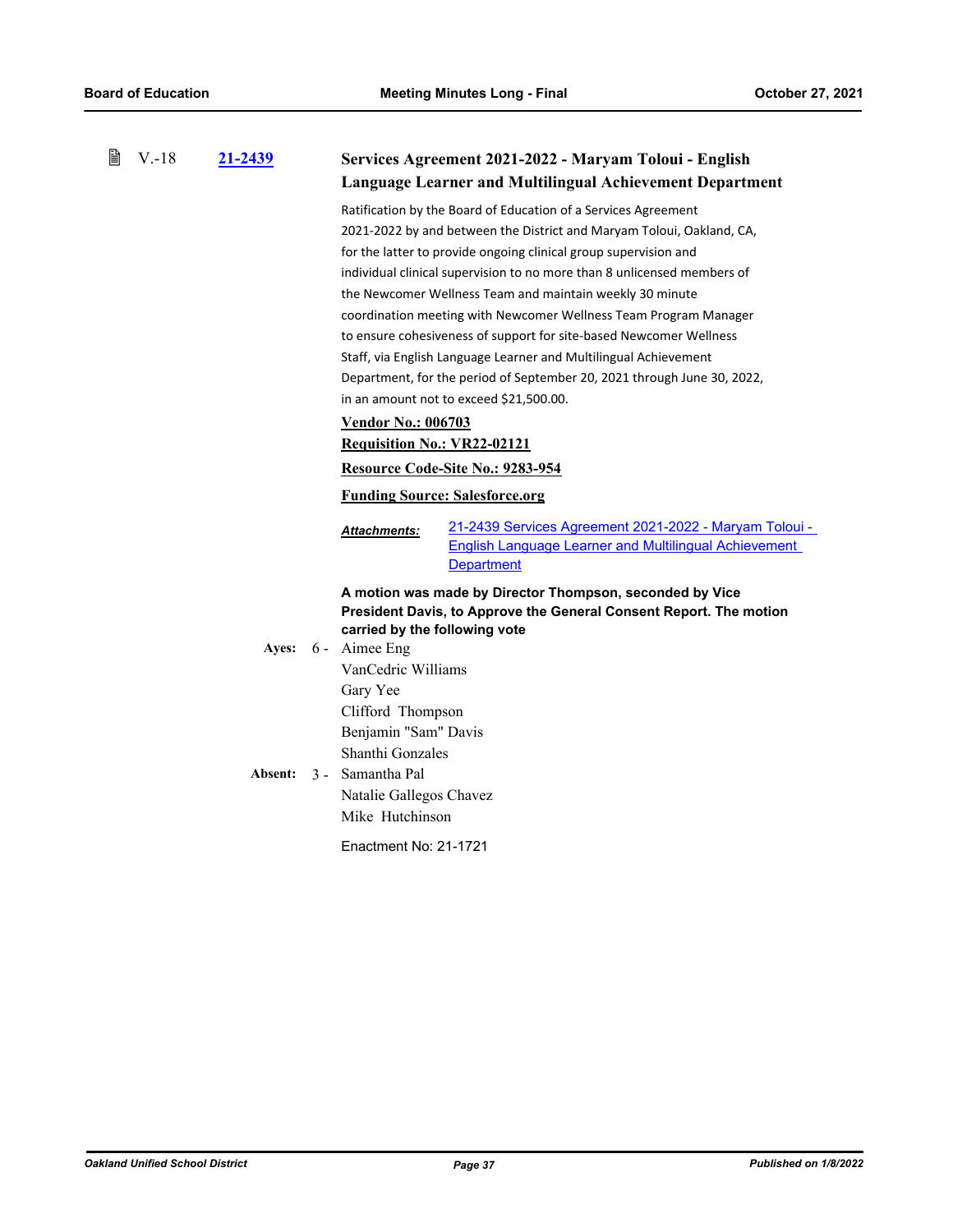### V.-18 21-2439 Services Agreement 2021-2022 - Maryam Toloui - English Language Learner and Multilingual Achievement Department

Ratification by the Board of Education of a Services Agreement 2021-2022 by and between the District and Maryam Toloui, Oakland, CA, for the latter to provide ongoing clinical group supervision and individual clinical supervision to no more than 8 unlicensed members of the Newcomer Wellness Team and maintain weekly 30 minute coordination meeting with Newcomer Wellness Team Program Manager to ensure cohesiveness of support for site-based Newcomer Wellness Staff, via English Language Learner and Multilingual Achievement Department, for the period of September 20, 2021 through June 30, 2022, in an amount not to exceed $21,500.00.

**Vendor No.: 006703**

**Requisition No.: VR22-02121**

**Resource Code-Site No.: 9283-954**

**Funding Source: Salesforce.org**

***Attachments:*** 21-2439 Services Agreement 2021-2022 - Maryam Toloui - English Language Learner and Multilingual Achievement Department

**A motion was made by Director Thompson, seconded by Vice President Davis, to Approve the General Consent Report. The motion carried by the following vote**

**Ayes:** 6 - Aimee Eng
VanCedric Williams
Gary Yee
Clifford Thompson
Benjamin "Sam" Davis
Shanthi Gonzales

**Absent:** 3 - Samantha Pal
Natalie Gallegos Chavez
Mike Hutchinson

Enactment No: 21-1721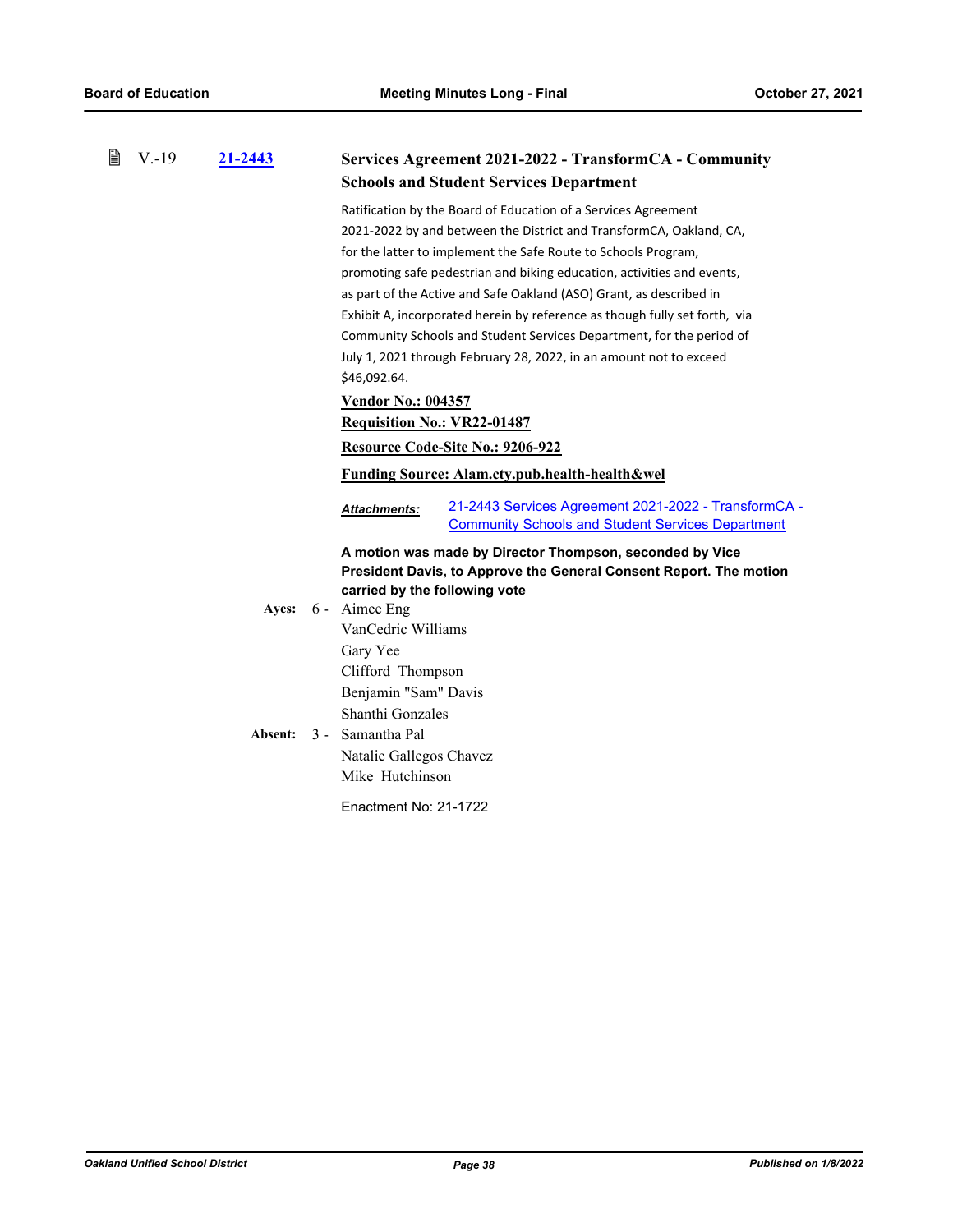V.-19 **21-2443**

### Services Agreement 2021-2022 - TransformCA - Community Schools and Student Services Department

Ratification by the Board of Education of a Services Agreement 2021-2022 by and between the District and TransformCA, Oakland, CA, for the latter to implement the Safe Route to Schools Program, promoting safe pedestrian and biking education, activities and events, as part of the Active and Safe Oakland (ASO) Grant, as described in Exhibit A, incorporated herein by reference as though fully set forth, via Community Schools and Student Services Department, for the period of July 1, 2021 through February 28, 2022, in an amount not to exceed $46,092.64.

**Vendor No.: 004357**

**Requisition No.: VR22-01487**

**Resource Code-Site No.: 9206-922**

**Funding Source: Alam.cty.pub.health-health&wel**

***Attachments:*** 21-2443 Services Agreement 2021-2022 - TransformCA - Community Schools and Student Services Department

**A motion was made by Director Thompson, seconded by Vice President Davis, to Approve the General Consent Report. The motion carried by the following vote**

**Ayes:** 6 - Aimee Eng
VanCedric Williams
Gary Yee
Clifford Thompson
Benjamin "Sam" Davis
Shanthi Gonzales

**Absent:** 3 - Samantha Pal
Natalie Gallegos Chavez
Mike Hutchinson

Enactment No: 21-1722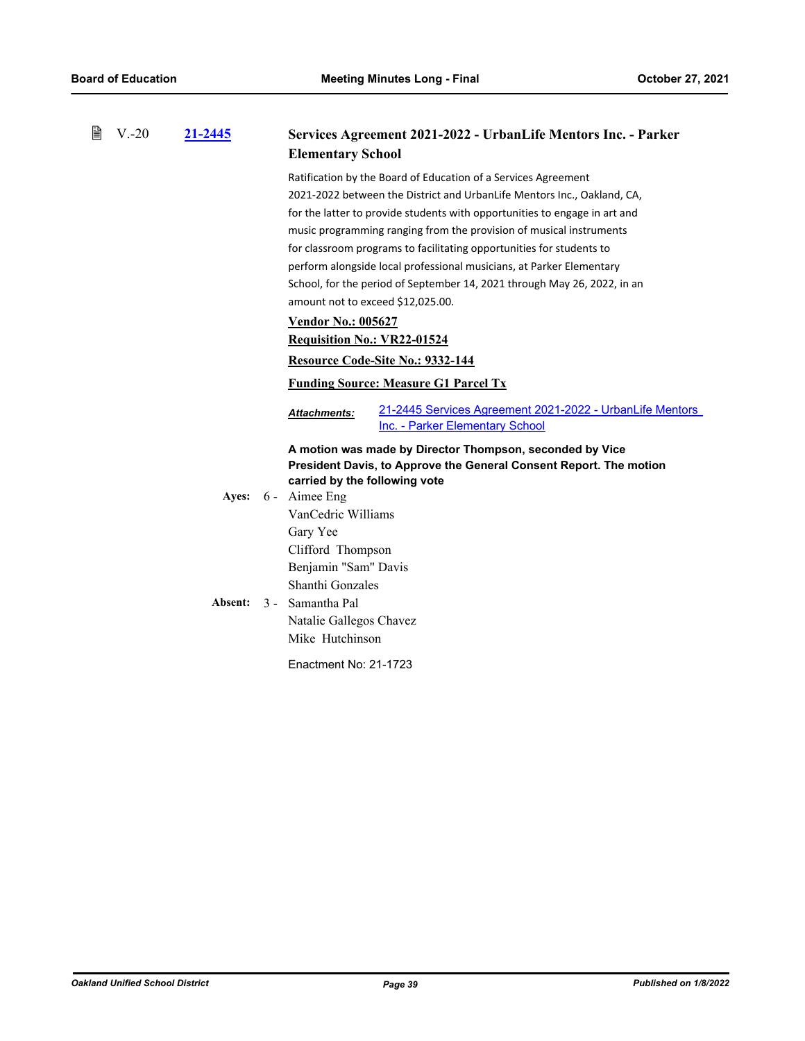### V.-20 21-2445 Services Agreement 2021-2022 - UrbanLife Mentors Inc. - Parker Elementary School

Ratification by the Board of Education of a Services Agreement 2021-2022 between the District and UrbanLife Mentors Inc., Oakland, CA, for the latter to provide students with opportunities to engage in art and music programming ranging from the provision of musical instruments for classroom programs to facilitating opportunities for students to perform alongside local professional musicians, at Parker Elementary School, for the period of September 14, 2021 through May 26, 2022, in an amount not to exceed $12,025.00.

**Vendor No.: 005627**

**Requisition No.: VR22-01524**

**Resource Code-Site No.: 9332-144**

**Funding Source: Measure G1 Parcel Tx**

***Attachments:*** 21-2445 Services Agreement 2021-2022 - UrbanLife Mentors Inc. - Parker Elementary School

**A motion was made by Director Thompson, seconded by Vice President Davis, to Approve the General Consent Report. The motion carried by the following vote**

**Ayes:** 6 - Aimee Eng
VanCedric Williams
Gary Yee
Clifford Thompson
Benjamin "Sam" Davis
Shanthi Gonzales

**Absent:** 3 - Samantha Pal
Natalie Gallegos Chavez
Mike Hutchinson

Enactment No: 21-1723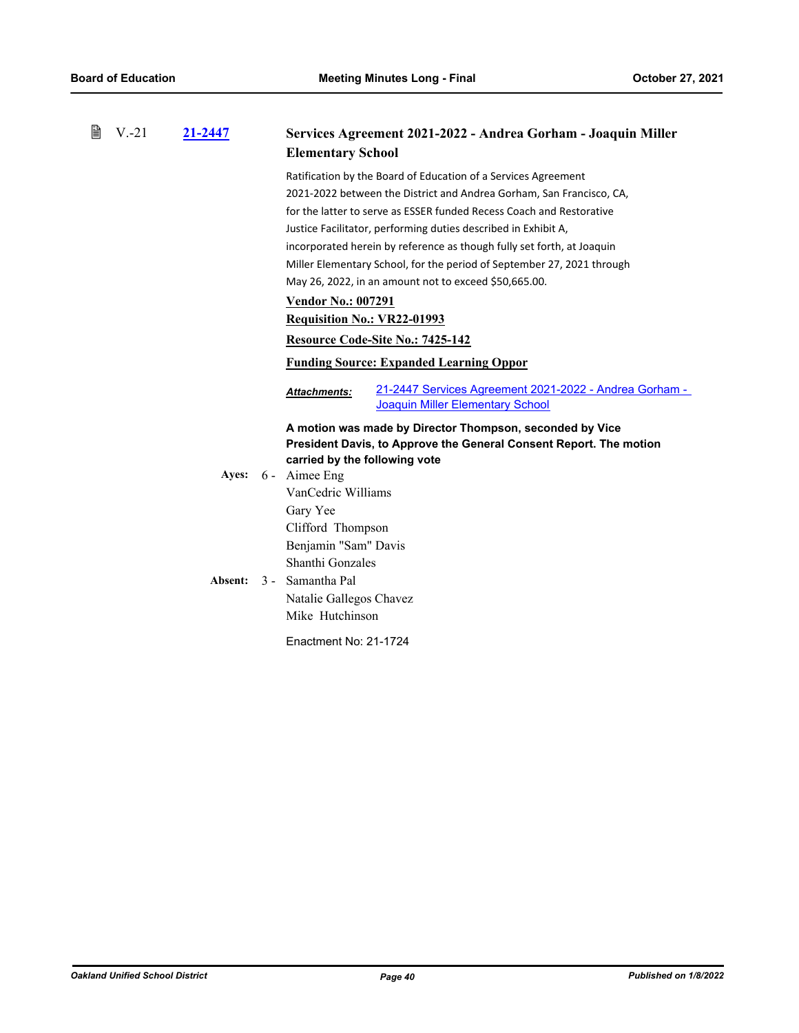V.-21 **21-2447** **Services Agreement 2021-2022 - Andrea Gorham - Joaquin Miller Elementary School**

Ratification by the Board of Education of a Services Agreement 2021-2022 between the District and Andrea Gorham, San Francisco, CA, for the latter to serve as ESSER funded Recess Coach and Restorative Justice Facilitator, performing duties described in Exhibit A, incorporated herein by reference as though fully set forth, at Joaquin Miller Elementary School, for the period of September 27, 2021 through May 26, 2022, in an amount not to exceed $50,665.00.

**Vendor No.: 007291**

**Requisition No.: VR22-01993**

**Resource Code-Site No.: 7425-142**

**Funding Source: Expanded Learning Oppor**

***Attachments:*** 21-2447 Services Agreement 2021-2022 - Andrea Gorham - Joaquin Miller Elementary School

**A motion was made by Director Thompson, seconded by Vice President Davis, to Approve the General Consent Report. The motion carried by the following vote**

**Ayes:** 6 - Aimee Eng
VanCedric Williams
Gary Yee
Clifford Thompson
Benjamin "Sam" Davis
Shanthi Gonzales

**Absent:** 3 - Samantha Pal
Natalie Gallegos Chavez
Mike Hutchinson

Enactment No: 21-1724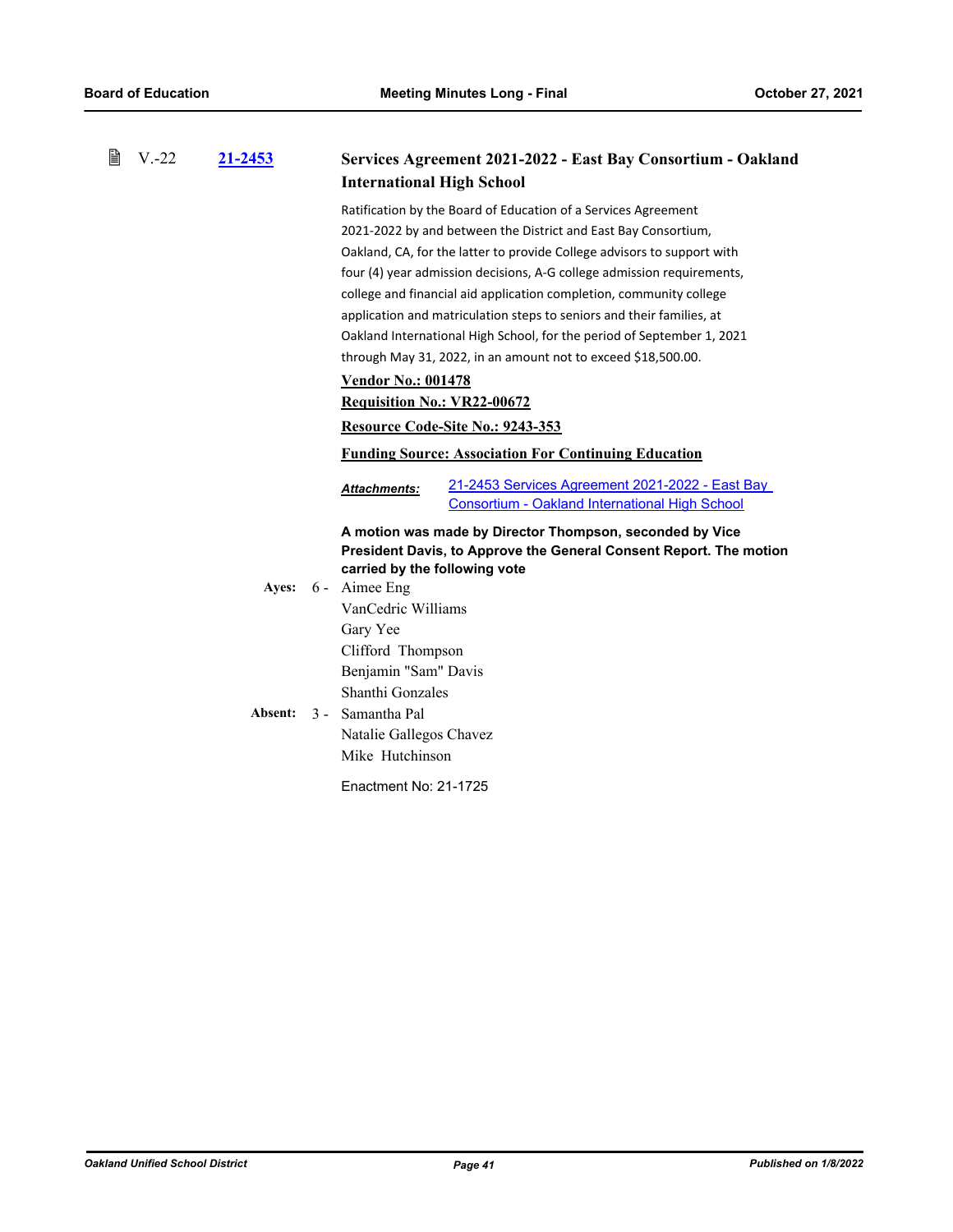V.-22 **21-2453**

### Services Agreement 2021-2022 - East Bay Consortium - Oakland International High School

Ratification by the Board of Education of a Services Agreement 2021-2022 by and between the District and East Bay Consortium, Oakland, CA, for the latter to provide College advisors to support with four (4) year admission decisions, A-G college admission requirements, college and financial aid application completion, community college application and matriculation steps to seniors and their families, at Oakland International High School, for the period of September 1, 2021 through May 31, 2022, in an amount not to exceed $18,500.00.

**Vendor No.: 001478**

**Requisition No.: VR22-00672**

**Resource Code-Site No.: 9243-353**

**Funding Source: Association For Continuing Education**

***Attachments:*** 21-2453 Services Agreement 2021-2022 - East Bay Consortium - Oakland International High School

**A motion was made by Director Thompson, seconded by Vice President Davis, to Approve the General Consent Report. The motion carried by the following vote**

**Ayes:** 6 - Aimee Eng
VanCedric Williams
Gary Yee
Clifford Thompson
Benjamin "Sam" Davis
Shanthi Gonzales

**Absent:** 3 - Samantha Pal
Natalie Gallegos Chavez
Mike Hutchinson

Enactment No: 21-1725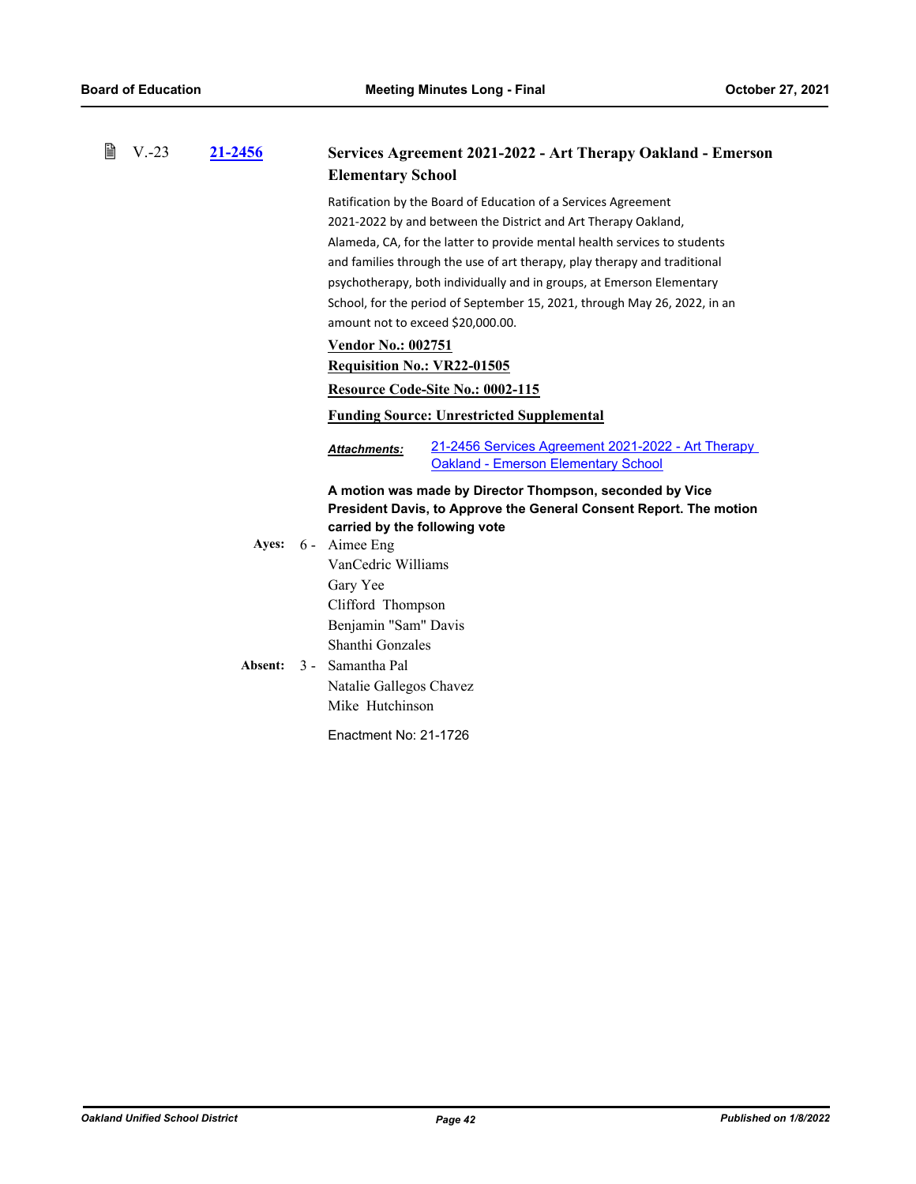V.-23 **21-2456**

### Services Agreement 2021-2022 - Art Therapy Oakland - Emerson Elementary School

Ratification by the Board of Education of a Services Agreement 2021-2022 by and between the District and Art Therapy Oakland, Alameda, CA, for the latter to provide mental health services to students and families through the use of art therapy, play therapy and traditional psychotherapy, both individually and in groups, at Emerson Elementary School, for the period of September 15, 2021, through May 26, 2022, in an amount not to exceed $20,000.00.

**Vendor No.: 002751**

**Requisition No.: VR22-01505**

**Resource Code-Site No.: 0002-115**

**Funding Source: Unrestricted Supplemental**

***Attachments:*** 21-2456 Services Agreement 2021-2022 - Art Therapy Oakland - Emerson Elementary School

**A motion was made by Director Thompson, seconded by Vice President Davis, to Approve the General Consent Report. The motion carried by the following vote**

**Ayes:** 6 - Aimee Eng
VanCedric Williams
Gary Yee
Clifford Thompson
Benjamin "Sam" Davis
Shanthi Gonzales

**Absent:** 3 - Samantha Pal
Natalie Gallegos Chavez
Mike Hutchinson

Enactment No: 21-1726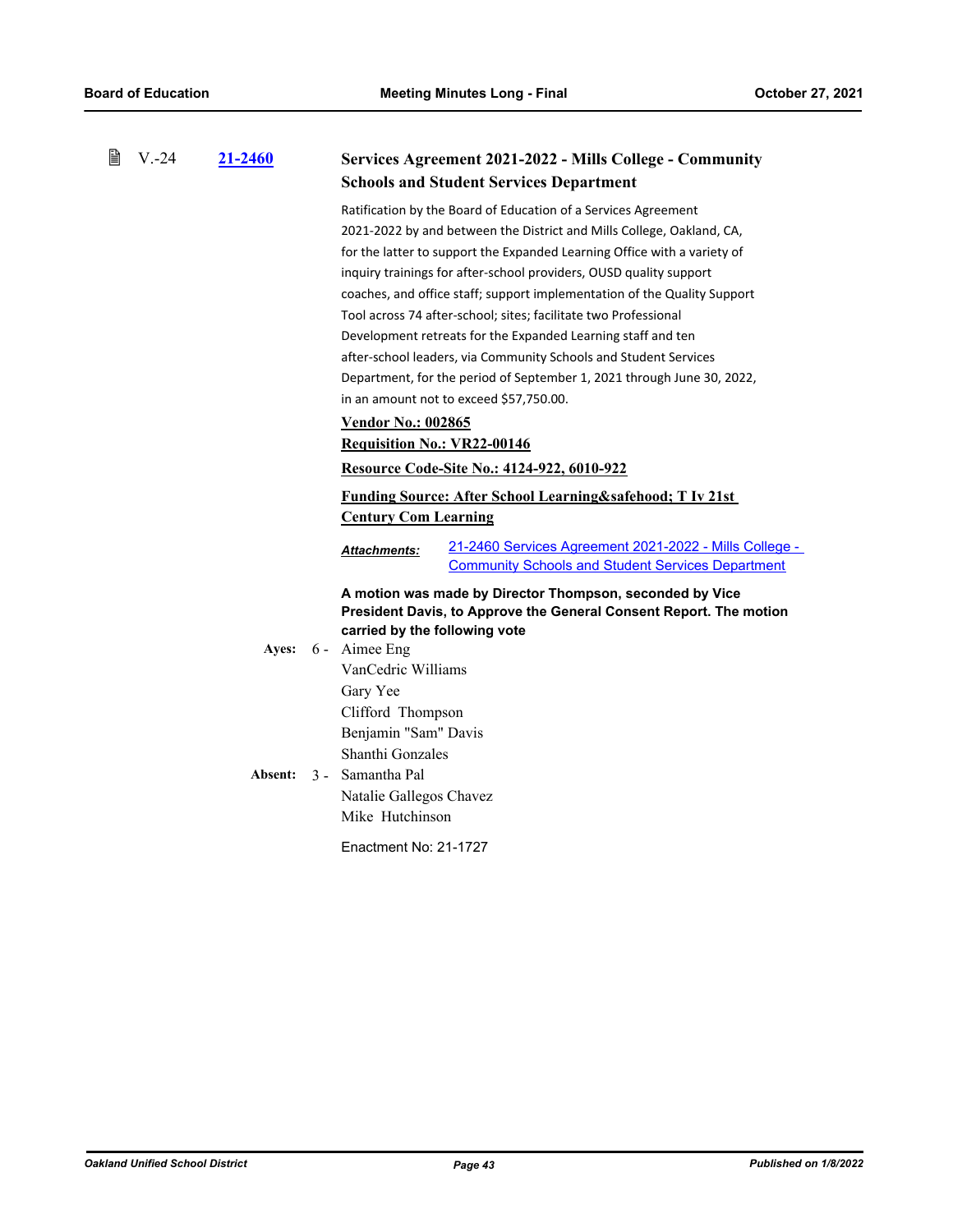V.-24 **21-2460**

### Services Agreement 2021-2022 - Mills College - Community Schools and Student Services Department

Ratification by the Board of Education of a Services Agreement 2021-2022 by and between the District and Mills College, Oakland, CA, for the latter to support the Expanded Learning Office with a variety of inquiry trainings for after-school providers, OUSD quality support coaches, and office staff; support implementation of the Quality Support Tool across 74 after-school; sites; facilitate two Professional Development retreats for the Expanded Learning staff and ten after-school leaders, via Community Schools and Student Services Department, for the period of September 1, 2021 through June 30, 2022, in an amount not to exceed $57,750.00.

**Vendor No.: 002865**

**Requisition No.: VR22-00146**

**Resource Code-Site No.: 4124-922, 6010-922**

**Funding Source: After School Learning&safehood; T Iv 21st Century Com Learning**

***Attachments:*** 21-2460 Services Agreement 2021-2022 - Mills College - Community Schools and Student Services Department

**A motion was made by Director Thompson, seconded by Vice President Davis, to Approve the General Consent Report. The motion carried by the following vote**

**Ayes:** 6 - Aimee Eng
VanCedric Williams
Gary Yee
Clifford Thompson
Benjamin "Sam" Davis
Shanthi Gonzales

**Absent:** 3 - Samantha Pal
Natalie Gallegos Chavez
Mike Hutchinson

Enactment No: 21-1727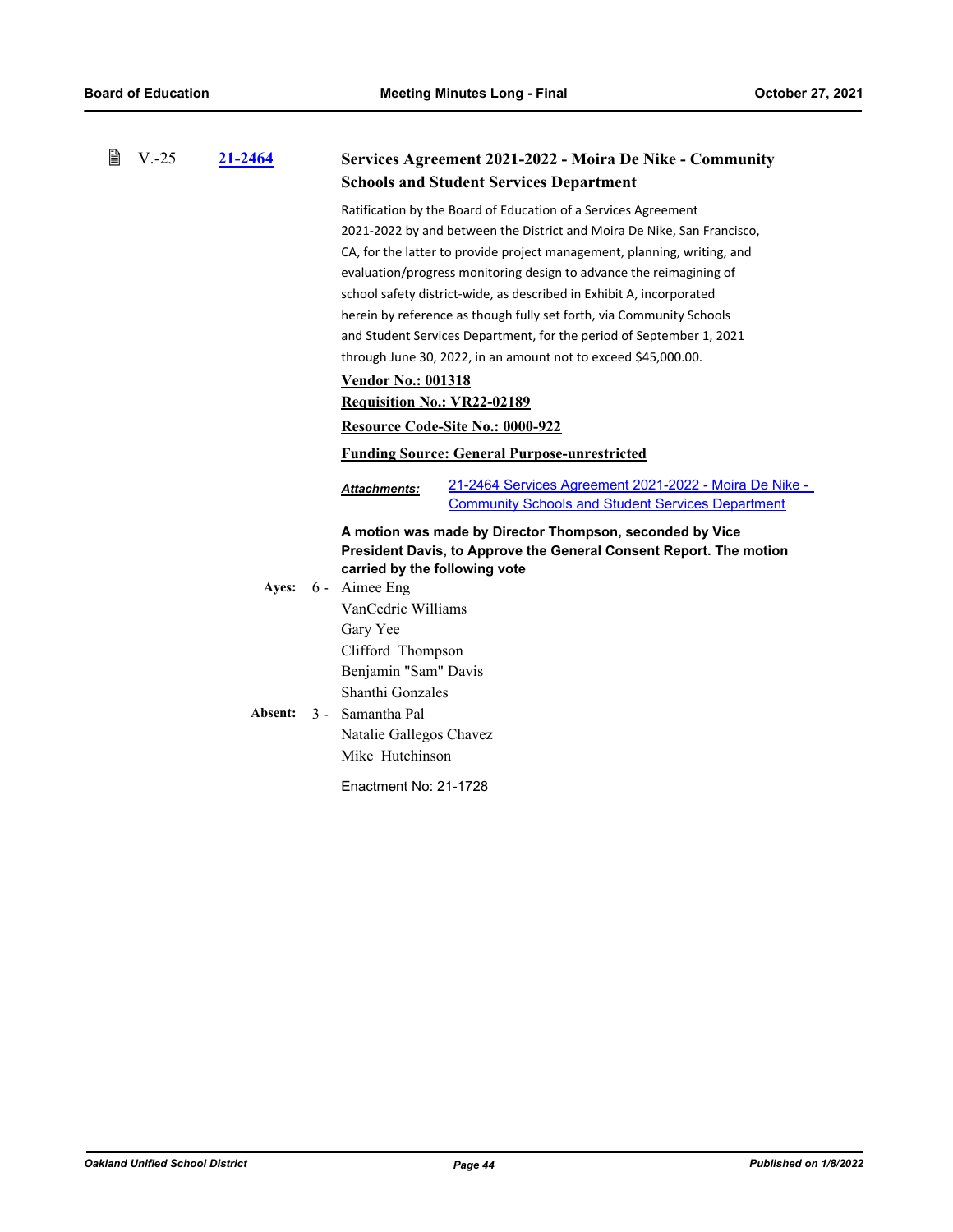V.-25 **21-2464**

### Services Agreement 2021-2022 - Moira De Nike - Community Schools and Student Services Department

Ratification by the Board of Education of a Services Agreement 2021-2022 by and between the District and Moira De Nike, San Francisco, CA, for the latter to provide project management, planning, writing, and evaluation/progress monitoring design to advance the reimagining of school safety district-wide, as described in Exhibit A, incorporated herein by reference as though fully set forth, via Community Schools and Student Services Department, for the period of September 1, 2021 through June 30, 2022, in an amount not to exceed $45,000.00.

**Vendor No.: 001318**

**Requisition No.: VR22-02189**

**Resource Code-Site No.: 0000-922**

**Funding Source: General Purpose-unrestricted**

***Attachments:*** 21-2464 Services Agreement 2021-2022 - Moira De Nike - Community Schools and Student Services Department

**A motion was made by Director Thompson, seconded by Vice President Davis, to Approve the General Consent Report. The motion carried by the following vote**

**Ayes:** 6 - Aimee Eng
VanCedric Williams
Gary Yee
Clifford Thompson
Benjamin "Sam" Davis
Shanthi Gonzales

**Absent:** 3 - Samantha Pal
Natalie Gallegos Chavez
Mike Hutchinson

Enactment No: 21-1728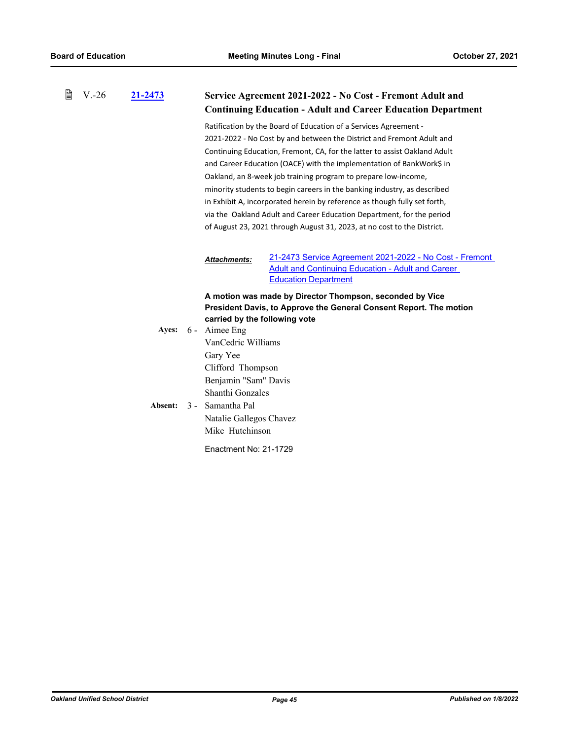V.-26 **21-2473**

### Service Agreement 2021-2022 - No Cost - Fremont Adult and Continuing Education - Adult and Career Education Department

Ratification by the Board of Education of a Services Agreement - 2021-2022 - No Cost by and between the District and Fremont Adult and Continuing Education, Fremont, CA, for the latter to assist Oakland Adult and Career Education (OACE) with the implementation of BankWork$ in Oakland, an 8-week job training program to prepare low-income, minority students to begin careers in the banking industry, as described in Exhibit A, incorporated herein by reference as though fully set forth, via the Oakland Adult and Career Education Department, for the period of August 23, 2021 through August 31, 2023, at no cost to the District.

***Attachments:*** 21-2473 Service Agreement 2021-2022 - No Cost - Fremont Adult and Continuing Education - Adult and Career Education Department

**A motion was made by Director Thompson, seconded by Vice President Davis, to Approve the General Consent Report. The motion carried by the following vote**

**Ayes:** 6 - Aimee Eng
VanCedric Williams
Gary Yee
Clifford Thompson
Benjamin "Sam" Davis
Shanthi Gonzales

**Absent:** 3 - Samantha Pal
Natalie Gallegos Chavez
Mike Hutchinson

Enactment No: 21-1729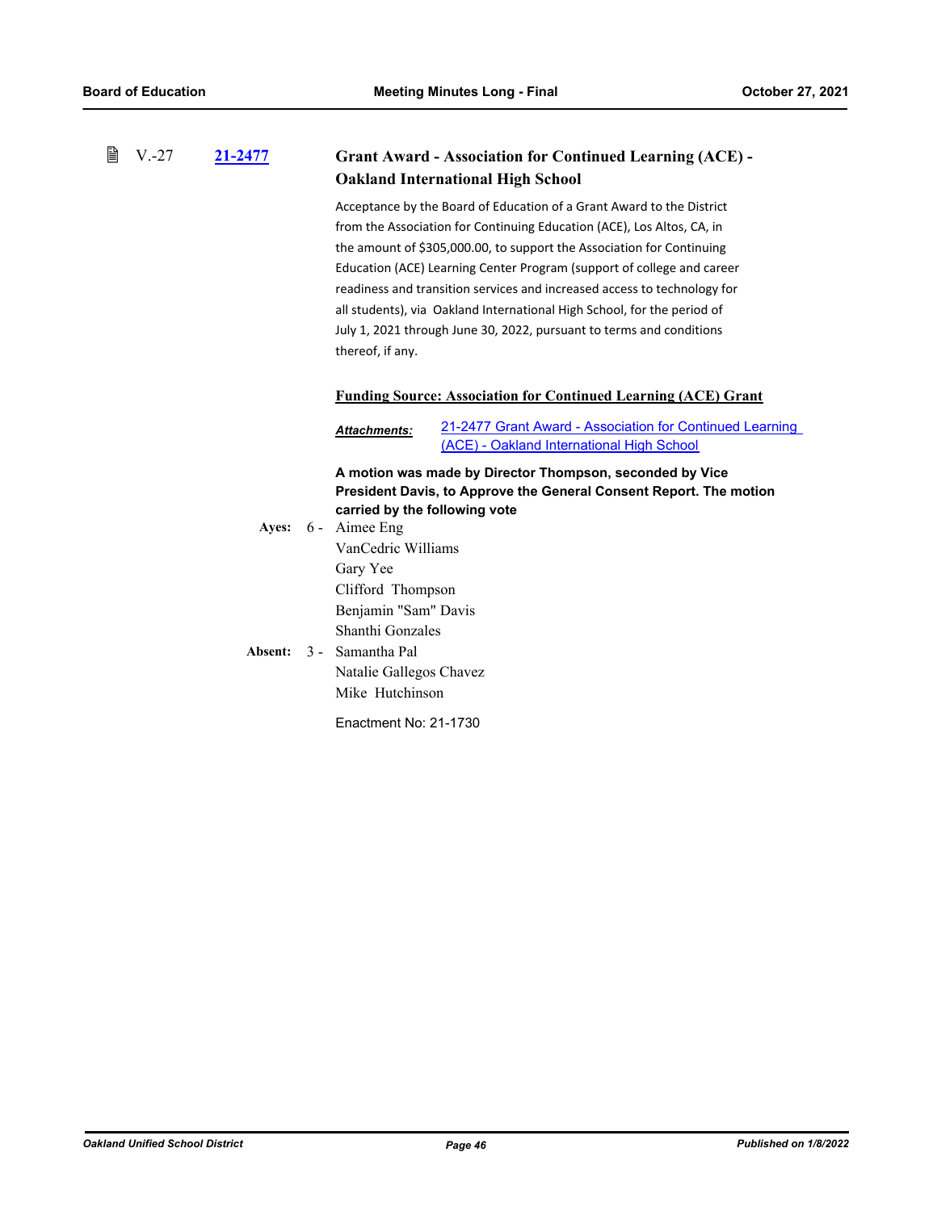V.-27 **21-2477**

### Grant Award - Association for Continued Learning (ACE) - Oakland International High School

Acceptance by the Board of Education of a Grant Award to the District from the Association for Continuing Education (ACE), Los Altos, CA, in the amount of $305,000.00, to support the Association for Continuing Education (ACE) Learning Center Program (support of college and career readiness and transition services and increased access to technology for all students), via Oakland International High School, for the period of July 1, 2021 through June 30, 2022, pursuant to terms and conditions thereof, if any.

**Funding Source: Association for Continued Learning (ACE) Grant**

***Attachments:*** 21-2477 Grant Award - Association for Continued Learning (ACE) - Oakland International High School

**A motion was made by Director Thompson, seconded by Vice President Davis, to Approve the General Consent Report. The motion carried by the following vote**

**Ayes:** 6 - Aimee Eng
VanCedric Williams
Gary Yee
Clifford Thompson
Benjamin "Sam" Davis
Shanthi Gonzales

**Absent:** 3 - Samantha Pal
Natalie Gallegos Chavez
Mike Hutchinson

Enactment No: 21-1730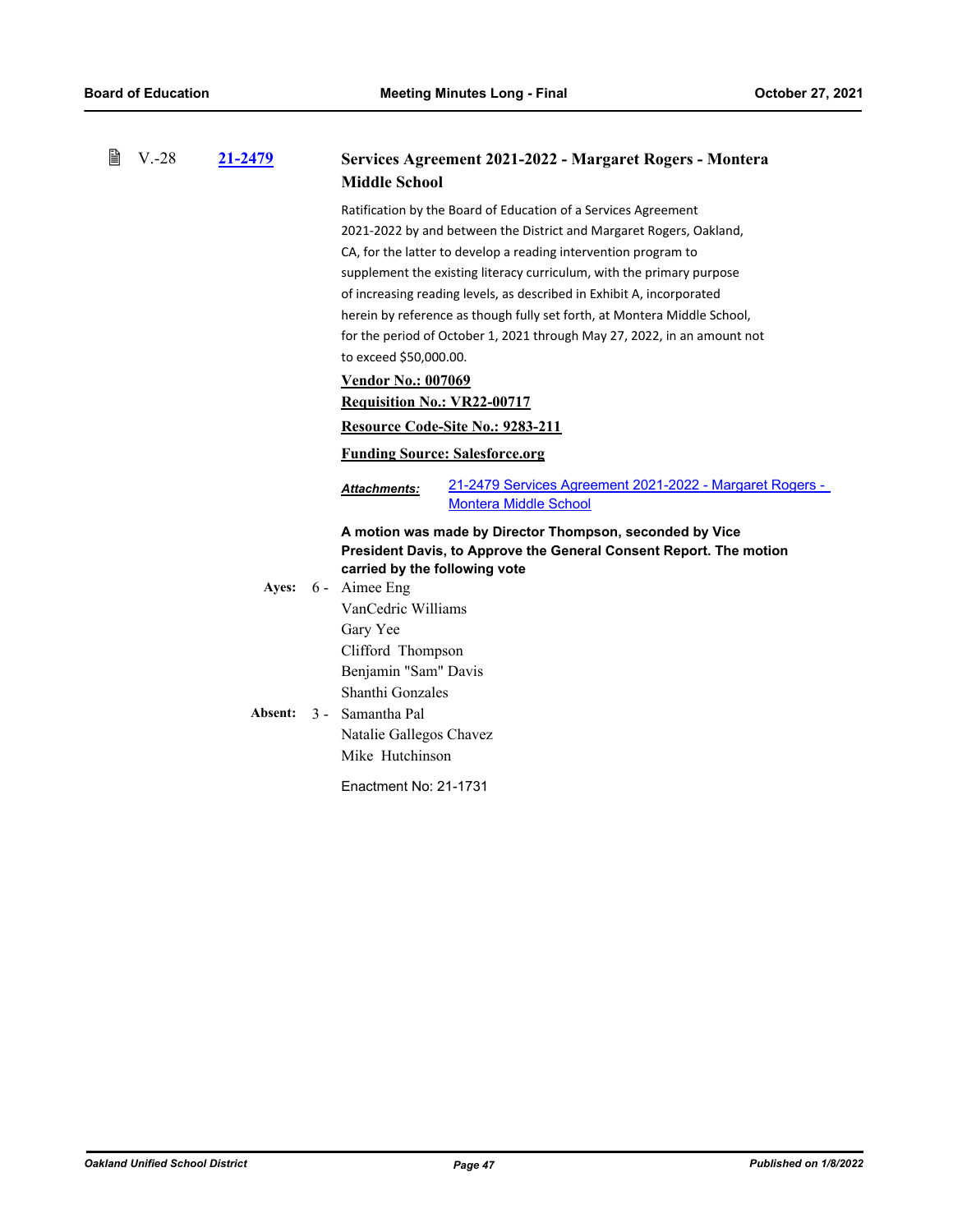V.-28 **21-2479** **Services Agreement 2021-2022 - Margaret Rogers - Montera Middle School**

Ratification by the Board of Education of a Services Agreement 2021-2022 by and between the District and Margaret Rogers, Oakland, CA, for the latter to develop a reading intervention program to supplement the existing literacy curriculum, with the primary purpose of increasing reading levels, as described in Exhibit A, incorporated herein by reference as though fully set forth, at Montera Middle School, for the period of October 1, 2021 through May 27, 2022, in an amount not to exceed $50,000.00.

**Vendor No.: 007069**

**Requisition No.: VR22-00717**

**Resource Code-Site No.: 9283-211**

**Funding Source: Salesforce.org**

***Attachments:*** 21-2479 Services Agreement 2021-2022 - Margaret Rogers - Montera Middle School

**A motion was made by Director Thompson, seconded by Vice President Davis, to Approve the General Consent Report. The motion carried by the following vote**

**Ayes:** 6 - Aimee Eng
VanCedric Williams
Gary Yee
Clifford Thompson
Benjamin "Sam" Davis
Shanthi Gonzales

**Absent:** 3 - Samantha Pal
Natalie Gallegos Chavez
Mike Hutchinson

Enactment No: 21-1731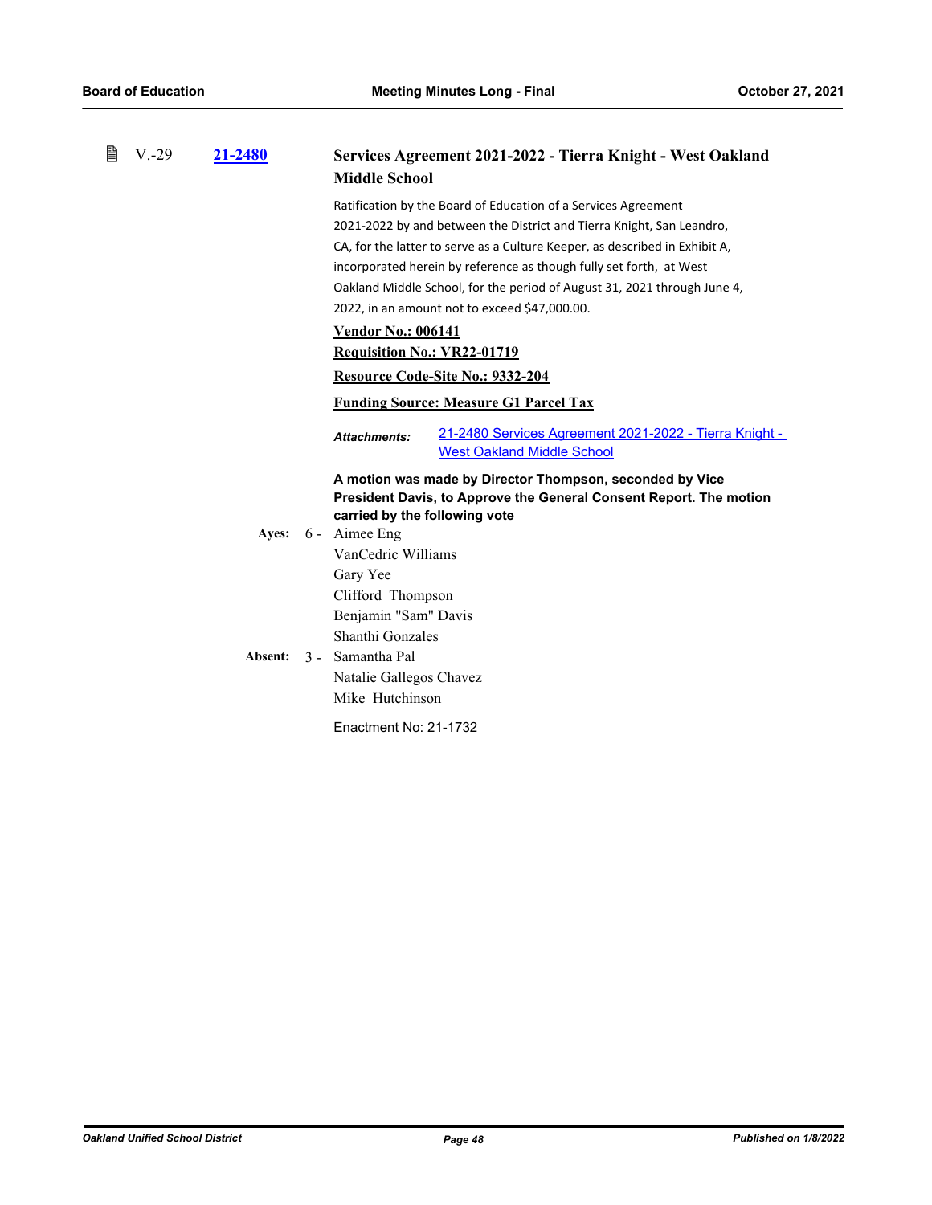V.-29 **21-2480** **Services Agreement 2021-2022 - Tierra Knight - West Oakland Middle School**

Ratification by the Board of Education of a Services Agreement 2021-2022 by and between the District and Tierra Knight, San Leandro, CA, for the latter to serve as a Culture Keeper, as described in Exhibit A, incorporated herein by reference as though fully set forth, at West Oakland Middle School, for the period of August 31, 2021 through June 4, 2022, in an amount not to exceed $47,000.00.

**Vendor No.: 006141**

**Requisition No.: VR22-01719**

**Resource Code-Site No.: 9332-204**

**Funding Source: Measure G1 Parcel Tax**

***Attachments:*** 21-2480 Services Agreement 2021-2022 - Tierra Knight - West Oakland Middle School

**A motion was made by Director Thompson, seconded by Vice President Davis, to Approve the General Consent Report. The motion carried by the following vote**

**Ayes:** 6 - Aimee Eng
VanCedric Williams
Gary Yee
Clifford Thompson
Benjamin "Sam" Davis
Shanthi Gonzales

**Absent:** 3 - Samantha Pal
Natalie Gallegos Chavez
Mike Hutchinson

Enactment No: 21-1732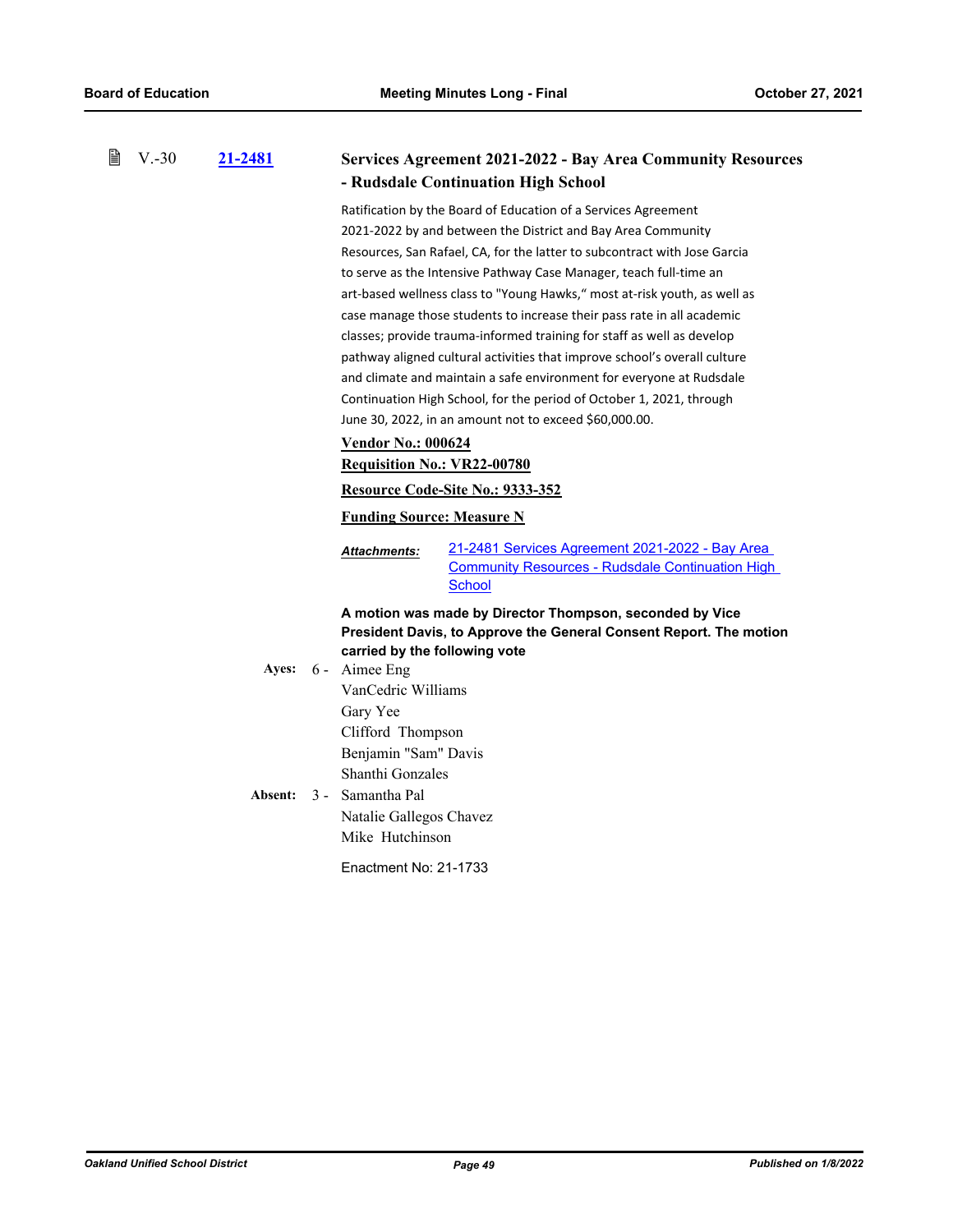V.-30 **[21-2481](21-2481)**

### Services Agreement 2021-2022 - Bay Area Community Resources - Rudsdale Continuation High School

Ratification by the Board of Education of a Services Agreement 2021-2022 by and between the District and Bay Area Community Resources, San Rafael, CA, for the latter to subcontract with Jose Garcia to serve as the Intensive Pathway Case Manager, teach full-time an art-based wellness class to "Young Hawks," most at-risk youth, as well as case manage those students to increase their pass rate in all academic classes; provide trauma-informed training for staff as well as develop pathway aligned cultural activities that improve school's overall culture and climate and maintain a safe environment for everyone at Rudsdale Continuation High School, for the period of October 1, 2021, through June 30, 2022, in an amount not to exceed $60,000.00.

**Vendor No.: 000624**

**Requisition No.: VR22-00780**

**Resource Code-Site No.: 9333-352**

**Funding Source: Measure N**

***Attachments:*** 21-2481 Services Agreement 2021-2022 - Bay Area Community Resources - Rudsdale Continuation High School

**A motion was made by Director Thompson, seconded by Vice President Davis, to Approve the General Consent Report. The motion carried by the following vote**

**Ayes:** 6 - Aimee Eng
VanCedric Williams
Gary Yee
Clifford Thompson
Benjamin "Sam" Davis
Shanthi Gonzales

**Absent:** 3 - Samantha Pal
Natalie Gallegos Chavez
Mike Hutchinson

Enactment No: 21-1733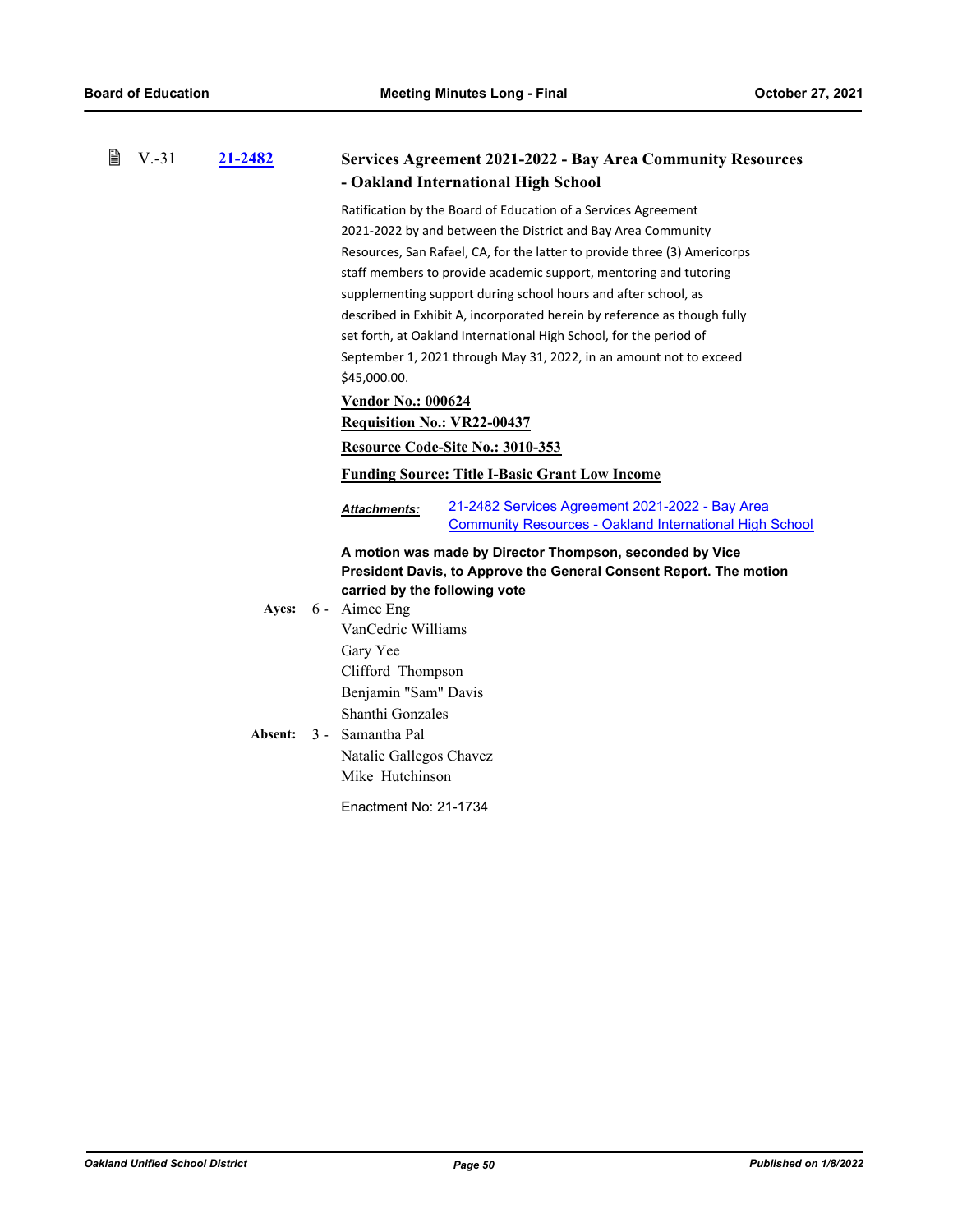V.-31 **21-2482**

### Services Agreement 2021-2022 - Bay Area Community Resources - Oakland International High School

Ratification by the Board of Education of a Services Agreement 2021-2022 by and between the District and Bay Area Community Resources, San Rafael, CA, for the latter to provide three (3) Americorps staff members to provide academic support, mentoring and tutoring supplementing support during school hours and after school, as described in Exhibit A, incorporated herein by reference as though fully set forth, at Oakland International High School, for the period of September 1, 2021 through May 31, 2022, in an amount not to exceed $45,000.00.

**Vendor No.: 000624**

**Requisition No.: VR22-00437**

**Resource Code-Site No.: 3010-353**

**Funding Source: Title I-Basic Grant Low Income**

***Attachments:*** 21-2482 Services Agreement 2021-2022 - Bay Area Community Resources - Oakland International High School

**A motion was made by Director Thompson, seconded by Vice President Davis, to Approve the General Consent Report. The motion carried by the following vote**

**Ayes:** 6 - Aimee Eng
VanCedric Williams
Gary Yee
Clifford Thompson
Benjamin "Sam" Davis
Shanthi Gonzales

**Absent:** 3 - Samantha Pal
Natalie Gallegos Chavez
Mike Hutchinson

Enactment No: 21-1734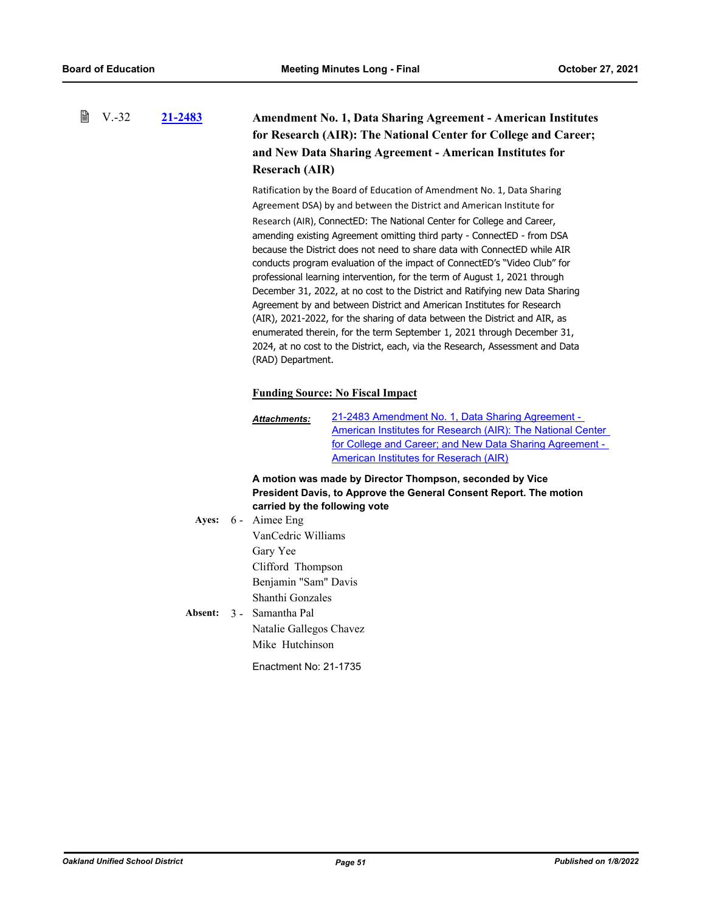V.-32 **21-2483** **Amendment No. 1, Data Sharing Agreement - American Institutes for Research (AIR): The National Center for College and Career; and New Data Sharing Agreement - American Institutes for Reserach (AIR)**

Ratification by the Board of Education of Amendment No. 1, Data Sharing Agreement DSA) by and between the District and American Institute for Research (AIR), ConnectED: The National Center for College and Career, amending existing Agreement omitting third party - ConnectED - from DSA because the District does not need to share data with ConnectED while AIR conducts program evaluation of the impact of ConnectED's "Video Club" for professional learning intervention, for the term of August 1, 2021 through December 31, 2022, at no cost to the District and Ratifying new Data Sharing Agreement by and between District and American Institutes for Research (AIR), 2021-2022, for the sharing of data between the District and AIR, as enumerated therein, for the term September 1, 2021 through December 31, 2024, at no cost to the District, each, via the Research, Assessment and Data (RAD) Department.

**Funding Source: No Fiscal Impact**

***Attachments:*** 21-2483 Amendment No. 1, Data Sharing Agreement - American Institutes for Research (AIR): The National Center for College and Career; and New Data Sharing Agreement - American Institutes for Reserach (AIR)

**A motion was made by Director Thompson, seconded by Vice President Davis, to Approve the General Consent Report. The motion carried by the following vote**

**Ayes:** 6 - Aimee Eng
VanCedric Williams
Gary Yee
Clifford Thompson
Benjamin "Sam" Davis
Shanthi Gonzales

**Absent:** 3 - Samantha Pal
Natalie Gallegos Chavez
Mike Hutchinson

Enactment No: 21-1735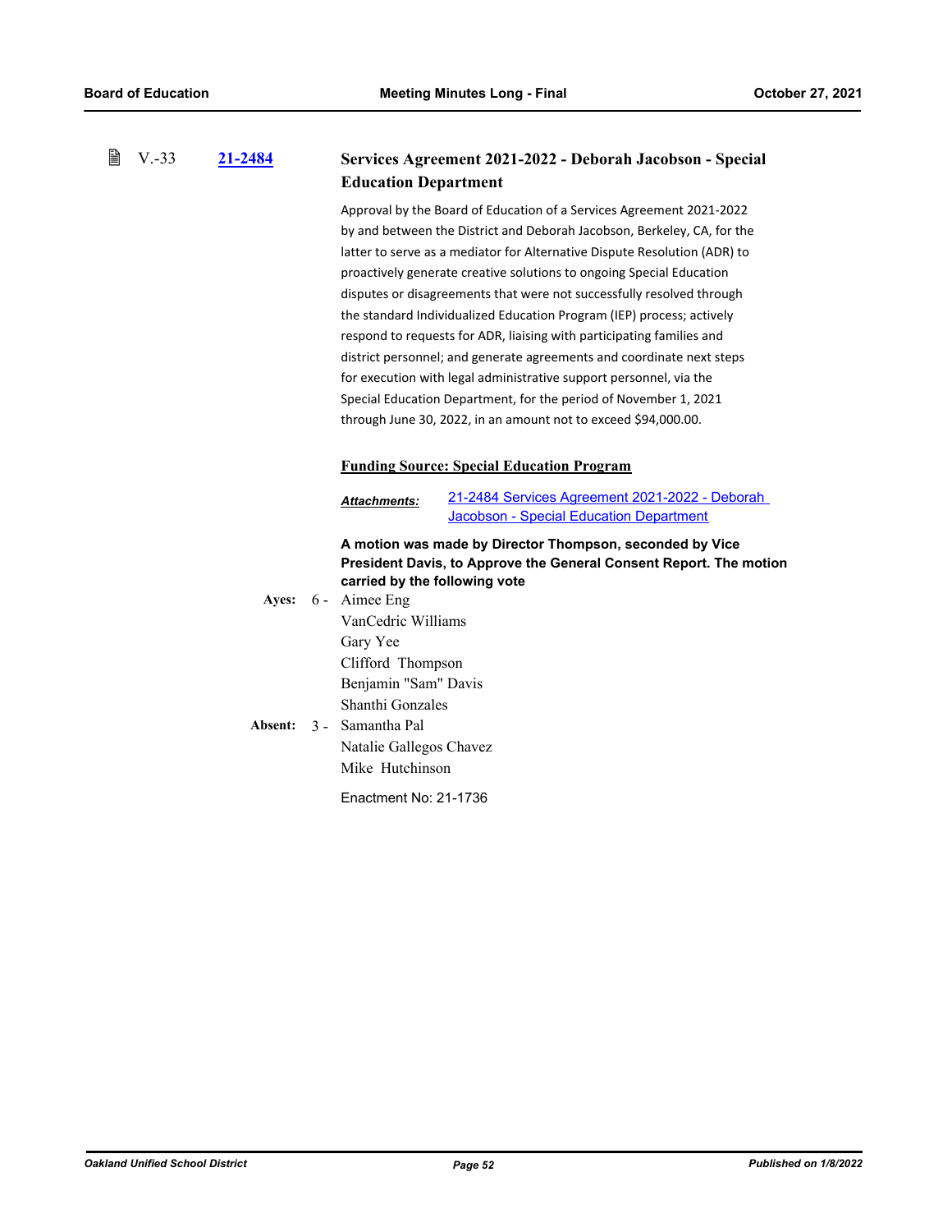V.-33 **21-2484** 

### Services Agreement 2021-2022 - Deborah Jacobson - Special Education Department

Approval by the Board of Education of a Services Agreement 2021-2022 by and between the District and Deborah Jacobson, Berkeley, CA, for the latter to serve as a mediator for Alternative Dispute Resolution (ADR) to proactively generate creative solutions to ongoing Special Education disputes or disagreements that were not successfully resolved through the standard Individualized Education Program (IEP) process; actively respond to requests for ADR, liaising with participating families and district personnel; and generate agreements and coordinate next steps for execution with legal administrative support personnel, via the Special Education Department, for the period of November 1, 2021 through June 30, 2022, in an amount not to exceed $94,000.00.

**Funding Source: Special Education Program**

***Attachments:*** 21-2484 Services Agreement 2021-2022 - Deborah Jacobson - Special Education Department

**A motion was made by Director Thompson, seconded by Vice President Davis, to Approve the General Consent Report. The motion carried by the following vote**

**Ayes:** 6 - Aimee Eng
VanCedric Williams
Gary Yee
Clifford Thompson
Benjamin "Sam" Davis
Shanthi Gonzales

**Absent:** 3 - Samantha Pal
Natalie Gallegos Chavez
Mike Hutchinson

Enactment No: 21-1736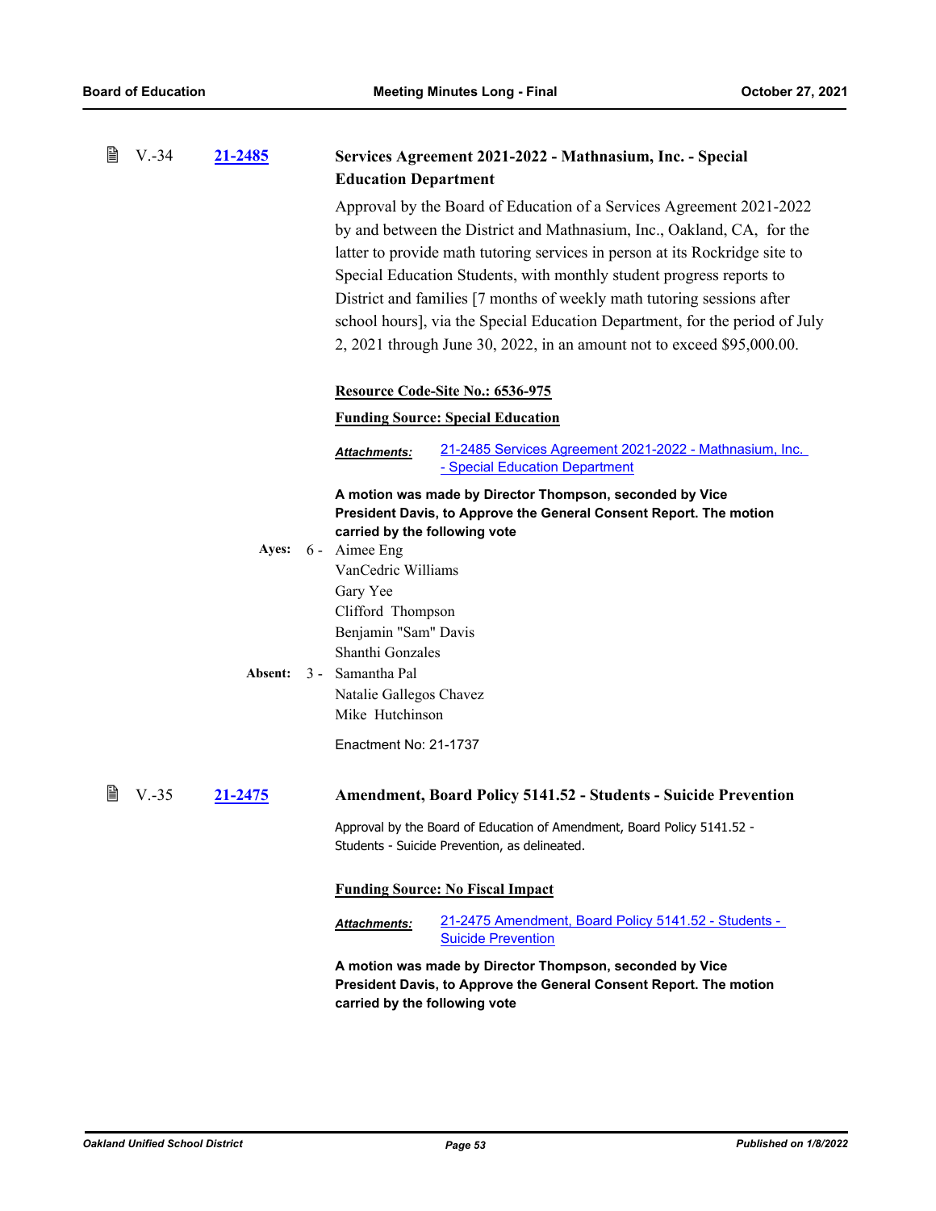### V.-34 [21-2485](21-2485) Services Agreement 2021-2022 - Mathnasium, Inc. - Special Education Department

Approval by the Board of Education of a Services Agreement 2021-2022 by and between the District and Mathnasium, Inc., Oakland, CA, for the latter to provide math tutoring services in person at its Rockridge site to Special Education Students, with monthly student progress reports to District and families [7 months of weekly math tutoring sessions after school hours], via the Special Education Department, for the period of July 2, 2021 through June 30, 2022, in an amount not to exceed $95,000.00.

**Resource Code-Site No.: 6536-975**

**Funding Source: Special Education**

***Attachments:*** 21-2485 Services Agreement 2021-2022 - Mathnasium, Inc. - Special Education Department

**A motion was made by Director Thompson, seconded by Vice President Davis, to Approve the General Consent Report. The motion carried by the following vote**

**Ayes:** 6 - Aimee Eng
VanCedric Williams
Gary Yee
Clifford Thompson
Benjamin "Sam" Davis
Shanthi Gonzales

**Absent:** 3 - Samantha Pal
Natalie Gallegos Chavez
Mike Hutchinson

Enactment No: 21-1737

### V.-35 [21-2475](21-2475) Amendment, Board Policy 5141.52 - Students - Suicide Prevention

Approval by the Board of Education of Amendment, Board Policy 5141.52 - Students - Suicide Prevention, as delineated.

**Funding Source: No Fiscal Impact**

***Attachments:*** 21-2475 Amendment, Board Policy 5141.52 - Students - Suicide Prevention

**A motion was made by Director Thompson, seconded by Vice President Davis, to Approve the General Consent Report. The motion carried by the following vote**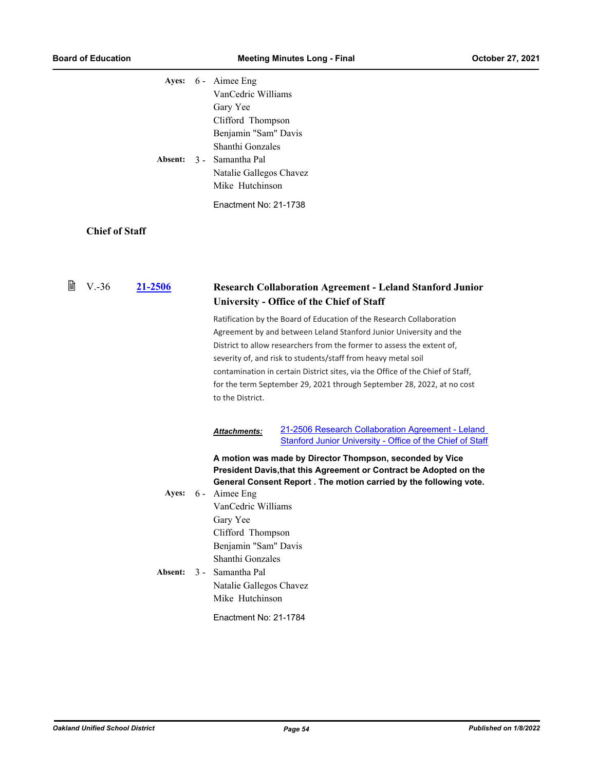**Ayes:** 6 - Aimee Eng
VanCedric Williams
Gary Yee
Clifford Thompson
Benjamin "Sam" Davis
Shanthi Gonzales

**Absent:** 3 - Samantha Pal
Natalie Gallegos Chavez
Mike Hutchinson

Enactment No: 21-1738

### Chief of Staff

V.-36 [21-2506]

### Research Collaboration Agreement - Leland Stanford Junior University - Office of the Chief of Staff

Ratification by the Board of Education of the Research Collaboration Agreement by and between Leland Stanford Junior University and the District to allow researchers from the former to assess the extent of, severity of, and risk to students/staff from heavy metal soil contamination in certain District sites, via the Office of the Chief of Staff, for the term September 29, 2021 through September 28, 2022, at no cost to the District.

***Attachments:*** [21-2506 Research Collaboration Agreement - Leland Stanford Junior University - Office of the Chief of Staff]

**A motion was made by Director Thompson, seconded by Vice President Davis,that this Agreement or Contract be Adopted on the General Consent Report . The motion carried by the following vote.**

**Ayes:** 6 - Aimee Eng
VanCedric Williams
Gary Yee
Clifford Thompson
Benjamin "Sam" Davis
Shanthi Gonzales

**Absent:** 3 - Samantha Pal
Natalie Gallegos Chavez
Mike Hutchinson

Enactment No: 21-1784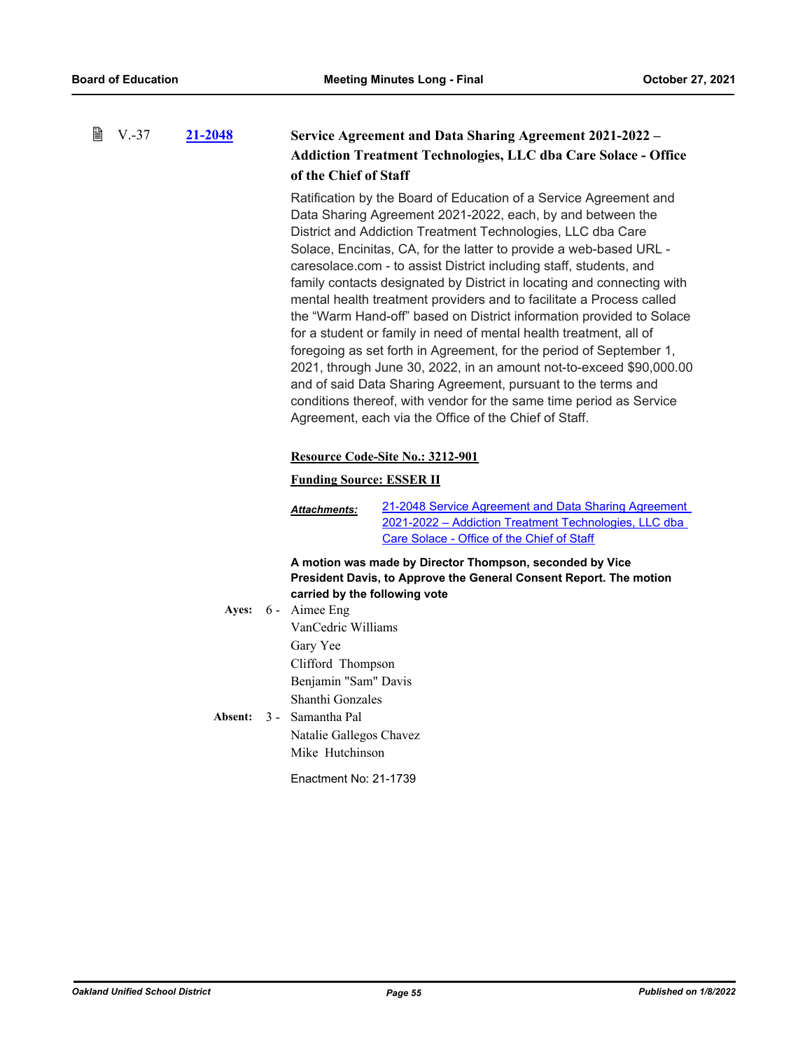V.-37 **21-2048** **Service Agreement and Data Sharing Agreement 2021-2022 – Addiction Treatment Technologies, LLC dba Care Solace - Office of the Chief of Staff**

Ratification by the Board of Education of a Service Agreement and Data Sharing Agreement 2021-2022, each, by and between the District and Addiction Treatment Technologies, LLC dba Care Solace, Encinitas, CA, for the latter to provide a web-based URL - caresolace.com - to assist District including staff, students, and family contacts designated by District in locating and connecting with mental health treatment providers and to facilitate a Process called the "Warm Hand-off" based on District information provided to Solace for a student or family in need of mental health treatment, all of foregoing as set forth in Agreement, for the period of September 1, 2021, through June 30, 2022, in an amount not-to-exceed $90,000.00 and of said Data Sharing Agreement, pursuant to the terms and conditions thereof, with vendor for the same time period as Service Agreement, each via the Office of the Chief of Staff.

**Resource Code-Site No.: 3212-901**

**Funding Source: ESSER II**

***Attachments:*** 21-2048 Service Agreement and Data Sharing Agreement 2021-2022 – Addiction Treatment Technologies, LLC dba Care Solace - Office of the Chief of Staff

**A motion was made by Director Thompson, seconded by Vice President Davis, to Approve the General Consent Report. The motion carried by the following vote**

**Ayes:** 6 - Aimee Eng
VanCedric Williams
Gary Yee
Clifford Thompson
Benjamin "Sam" Davis
Shanthi Gonzales

**Absent:** 3 - Samantha Pal
Natalie Gallegos Chavez
Mike Hutchinson

Enactment No: 21-1739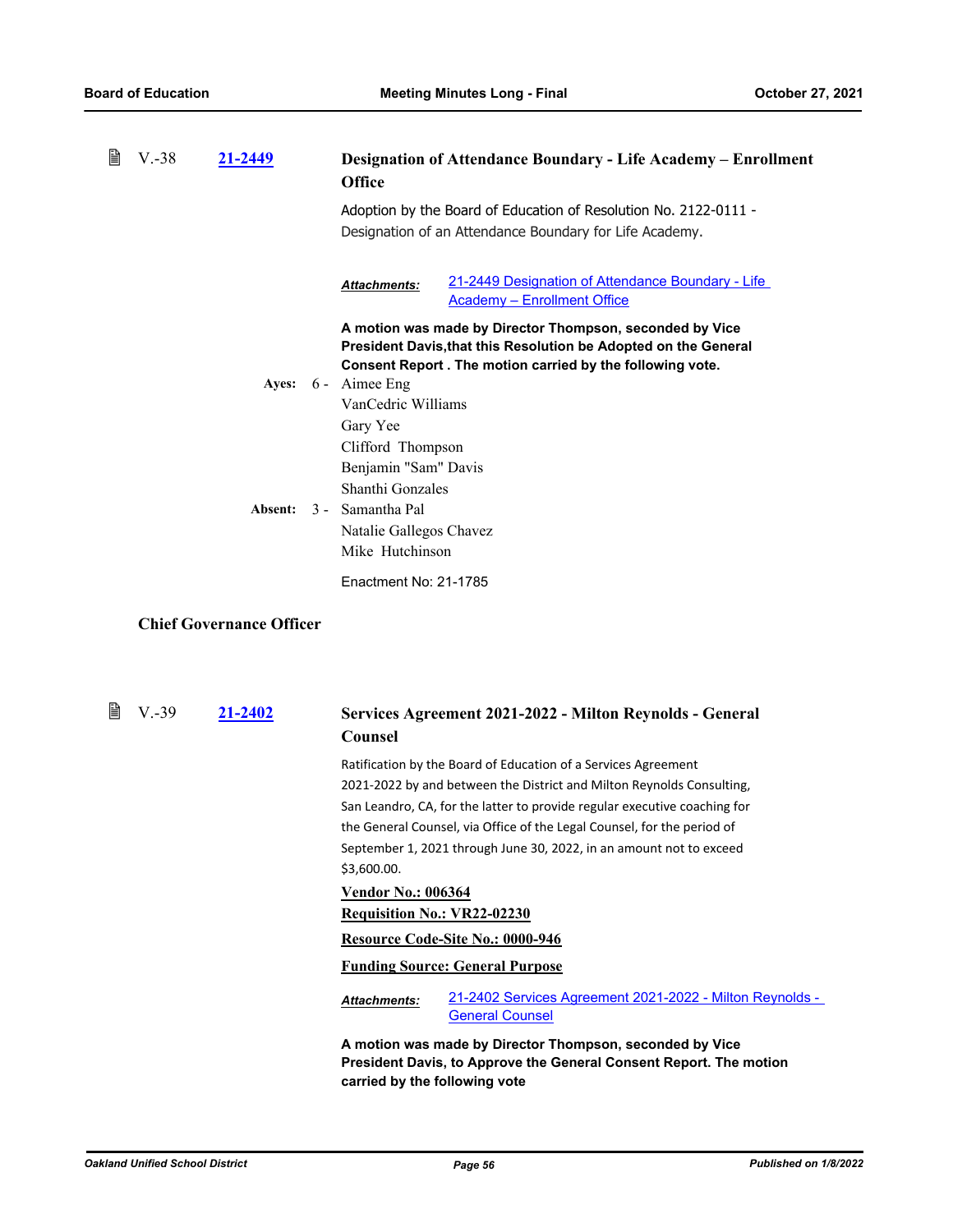V.-38 **21-2449**

### Designation of Attendance Boundary - Life Academy – Enrollment Office

Adoption by the Board of Education of Resolution No. 2122-0111 - Designation of an Attendance Boundary for Life Academy.

***Attachments:*** 21-2449 Designation of Attendance Boundary - Life Academy – Enrollment Office

**A motion was made by Director Thompson, seconded by Vice President Davis,that this Resolution be Adopted on the General Consent Report . The motion carried by the following vote.**

**Ayes:** 6 - Aimee Eng
VanCedric Williams
Gary Yee
Clifford Thompson
Benjamin "Sam" Davis
Shanthi Gonzales

**Absent:** 3 - Samantha Pal
Natalie Gallegos Chavez
Mike Hutchinson

Enactment No: 21-1785

## Chief Governance Officer

V.-39 **21-2402**

### Services Agreement 2021-2022 - Milton Reynolds - General Counsel

Ratification by the Board of Education of a Services Agreement 2021-2022 by and between the District and Milton Reynolds Consulting, San Leandro, CA, for the latter to provide regular executive coaching for the General Counsel, via Office of the Legal Counsel, for the period of September 1, 2021 through June 30, 2022, in an amount not to exceed $3,600.00.

**Vendor No.: 006364**

**Requisition No.: VR22-02230**

**Resource Code-Site No.: 0000-946**

**Funding Source: General Purpose**

***Attachments:*** 21-2402 Services Agreement 2021-2022 - Milton Reynolds - General Counsel

**A motion was made by Director Thompson, seconded by Vice President Davis, to Approve the General Consent Report. The motion carried by the following vote**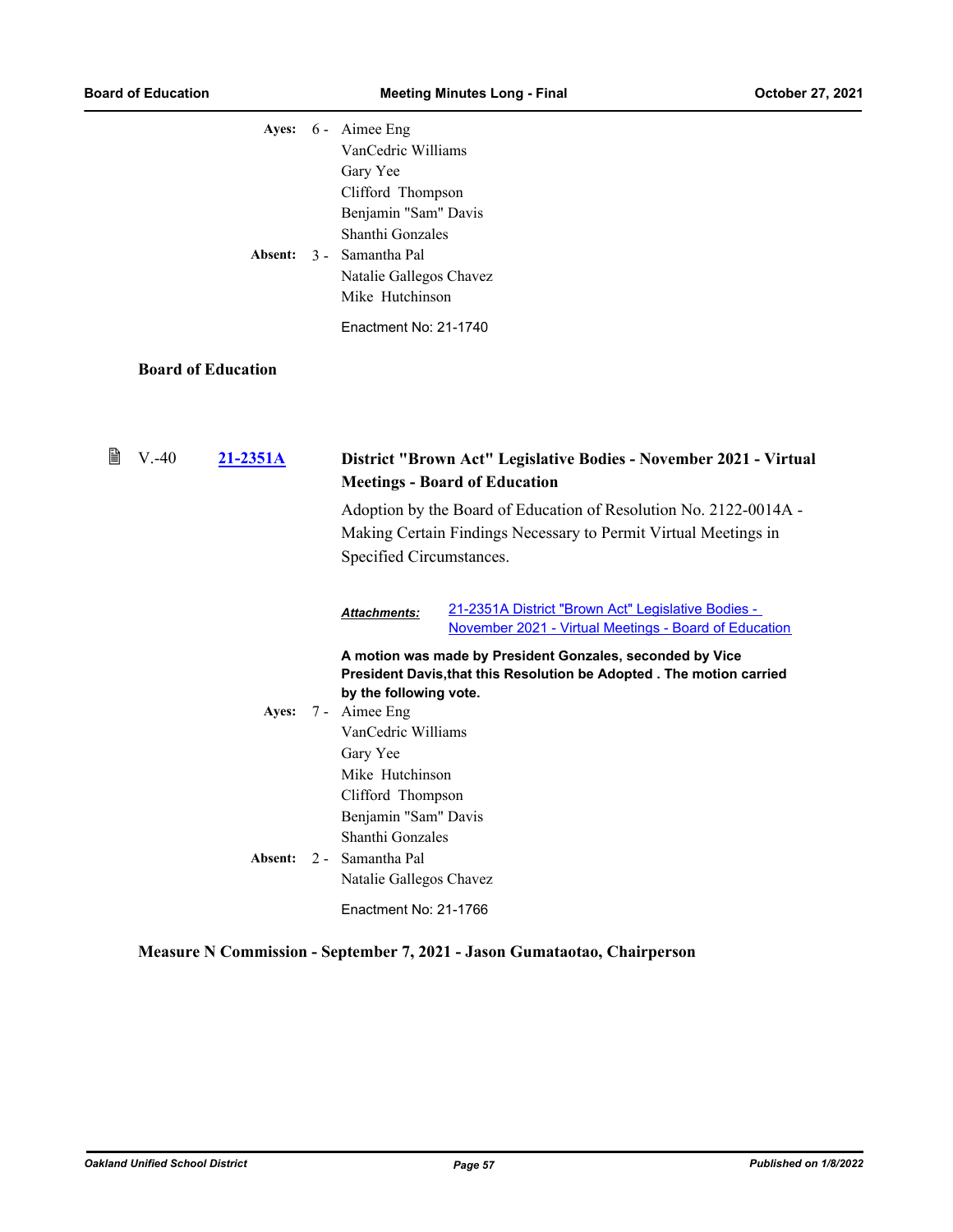**Ayes:** 6 - Aimee Eng
VanCedric Williams
Gary Yee
Clifford Thompson
Benjamin "Sam" Davis
Shanthi Gonzales

**Absent:** 3 - Samantha Pal
Natalie Gallegos Chavez
Mike Hutchinson

Enactment No: 21-1740

### Board of Education

**V.-40** **21-2351A** **District "Brown Act" Legislative Bodies - November 2021 - Virtual Meetings - Board of Education**

Adoption by the Board of Education of Resolution No. 2122-0014A - Making Certain Findings Necessary to Permit Virtual Meetings in Specified Circumstances.

***Attachments:*** 21-2351A District "Brown Act" Legislative Bodies - November 2021 - Virtual Meetings - Board of Education

**A motion was made by President Gonzales, seconded by Vice President Davis,that this Resolution be Adopted . The motion carried by the following vote.**

**Ayes:** 7 - Aimee Eng
VanCedric Williams
Gary Yee
Mike Hutchinson
Clifford Thompson
Benjamin "Sam" Davis
Shanthi Gonzales

**Absent:** 2 - Samantha Pal
Natalie Gallegos Chavez

Enactment No: 21-1766

### Measure N Commission - September 7, 2021 - Jason Gumataotao, Chairperson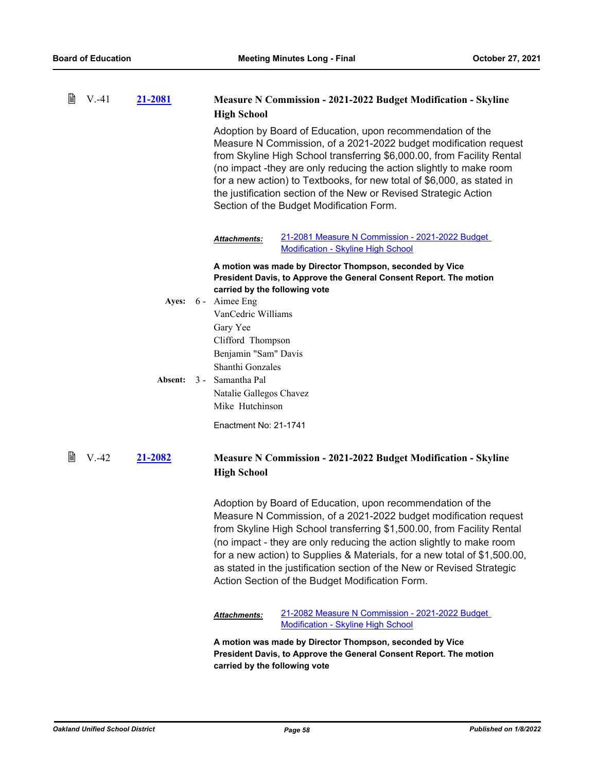V.-41 **21-2081**

### Measure N Commission - 2021-2022 Budget Modification - Skyline High School

Adoption by Board of Education, upon recommendation of the Measure N Commission, of a 2021-2022 budget modification request from Skyline High School transferring $6,000.00, from Facility Rental (no impact -they are only reducing the action slightly to make room for a new action) to Textbooks, for new total of $6,000, as stated in the justification section of the New or Revised Strategic Action Section of the Budget Modification Form.

***Attachments:*** 21-2081 Measure N Commission - 2021-2022 Budget Modification - Skyline High School

**A motion was made by Director Thompson, seconded by Vice President Davis, to Approve the General Consent Report. The motion carried by the following vote**

**Ayes:** 6 - Aimee Eng
VanCedric Williams
Gary Yee
Clifford Thompson
Benjamin "Sam" Davis
Shanthi Gonzales

**Absent:** 3 - Samantha Pal
Natalie Gallegos Chavez
Mike Hutchinson

Enactment No: 21-1741

V.-42 **21-2082**

### Measure N Commission - 2021-2022 Budget Modification - Skyline High School

Adoption by Board of Education, upon recommendation of the Measure N Commission, of a 2021-2022 budget modification request from Skyline High School transferring $1,500.00, from Facility Rental (no impact - they are only reducing the action slightly to make room for a new action) to Supplies & Materials, for a new total of $1,500.00, as stated in the justification section of the New or Revised Strategic Action Section of the Budget Modification Form.

***Attachments:*** 21-2082 Measure N Commission - 2021-2022 Budget Modification - Skyline High School

**A motion was made by Director Thompson, seconded by Vice President Davis, to Approve the General Consent Report. The motion carried by the following vote**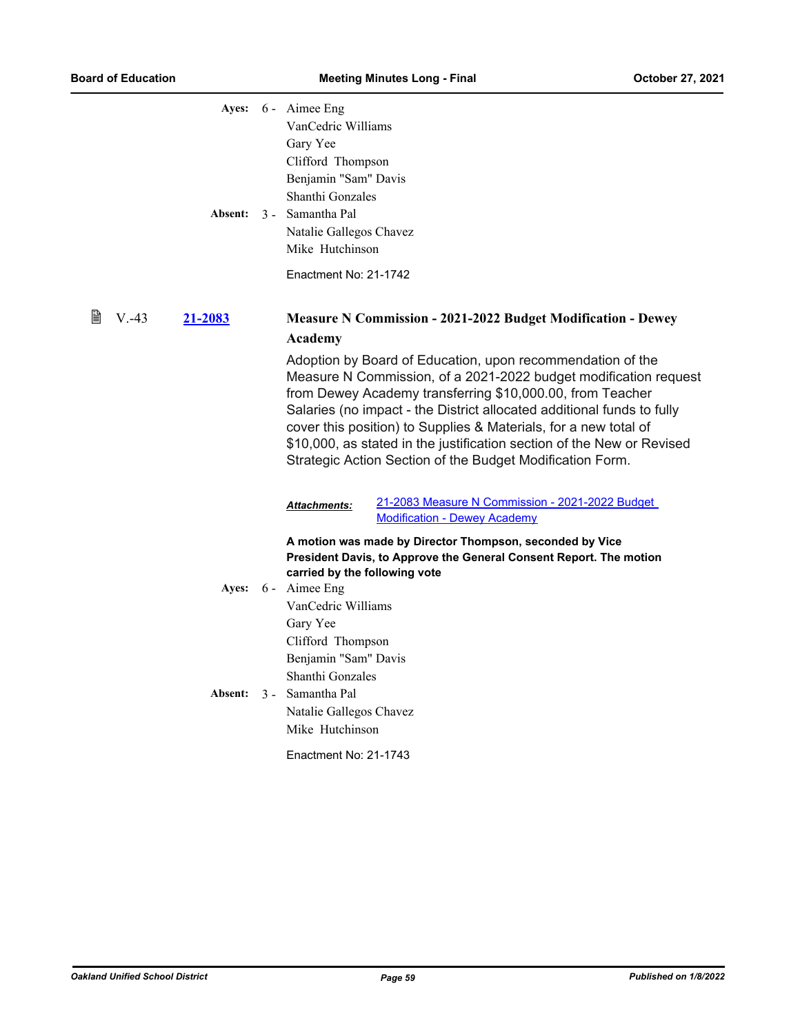**Ayes:** 6 - Aimee Eng
VanCedric Williams
Gary Yee
Clifford Thompson
Benjamin "Sam" Davis
Shanthi Gonzales

**Absent:** 3 - Samantha Pal
Natalie Gallegos Chavez
Mike Hutchinson

Enactment No: 21-1742

### V.-43 [21-2083](21-2083) Measure N Commission - 2021-2022 Budget Modification - Dewey Academy

Adoption by Board of Education, upon recommendation of the Measure N Commission, of a 2021-2022 budget modification request from Dewey Academy transferring $10,000.00, from Teacher Salaries (no impact - the District allocated additional funds to fully cover this position) to Supplies & Materials, for a new total of $10,000, as stated in the justification section of the New or Revised Strategic Action Section of the Budget Modification Form.

***Attachments:*** 21-2083 Measure N Commission - 2021-2022 Budget Modification - Dewey Academy

**A motion was made by Director Thompson, seconded by Vice President Davis, to Approve the General Consent Report. The motion carried by the following vote**

**Ayes:** 6 - Aimee Eng
VanCedric Williams
Gary Yee
Clifford Thompson
Benjamin "Sam" Davis
Shanthi Gonzales

**Absent:** 3 - Samantha Pal
Natalie Gallegos Chavez
Mike Hutchinson

Enactment No: 21-1743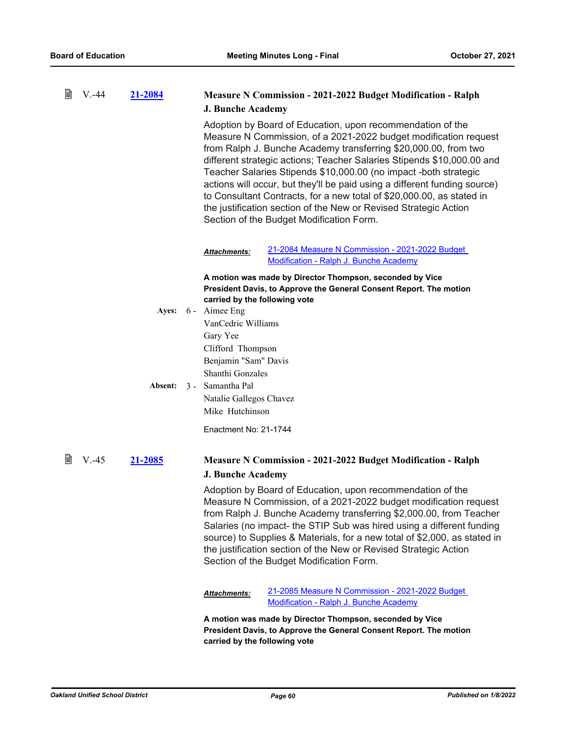V.-44 **21-2084** **Measure N Commission - 2021-2022 Budget Modification - Ralph J. Bunche Academy**

Adoption by Board of Education, upon recommendation of the Measure N Commission, of a 2021-2022 budget modification request from Ralph J. Bunche Academy transferring $20,000.00, from two different strategic actions; Teacher Salaries Stipends $10,000.00 and Teacher Salaries Stipends $10,000.00 (no impact -both strategic actions will occur, but they'll be paid using a different funding source) to Consultant Contracts, for a new total of $20,000.00, as stated in the justification section of the New or Revised Strategic Action Section of the Budget Modification Form.

***Attachments:*** 21-2084 Measure N Commission - 2021-2022 Budget Modification - Ralph J. Bunche Academy

**A motion was made by Director Thompson, seconded by Vice President Davis, to Approve the General Consent Report. The motion carried by the following vote**

**Ayes:** 6 - Aimee Eng
VanCedric Williams
Gary Yee
Clifford Thompson
Benjamin "Sam" Davis
Shanthi Gonzales

**Absent:** 3 - Samantha Pal
Natalie Gallegos Chavez
Mike Hutchinson

Enactment No: 21-1744

V.-45 **21-2085** **Measure N Commission - 2021-2022 Budget Modification - Ralph J. Bunche Academy**

Adoption by Board of Education, upon recommendation of the Measure N Commission, of a 2021-2022 budget modification request from Ralph J. Bunche Academy transferring $2,000.00, from Teacher Salaries (no impact- the STIP Sub was hired using a different funding source) to Supplies & Materials, for a new total of $2,000, as stated in the justification section of the New or Revised Strategic Action Section of the Budget Modification Form.

***Attachments:*** 21-2085 Measure N Commission - 2021-2022 Budget Modification - Ralph J. Bunche Academy

**A motion was made by Director Thompson, seconded by Vice President Davis, to Approve the General Consent Report. The motion carried by the following vote**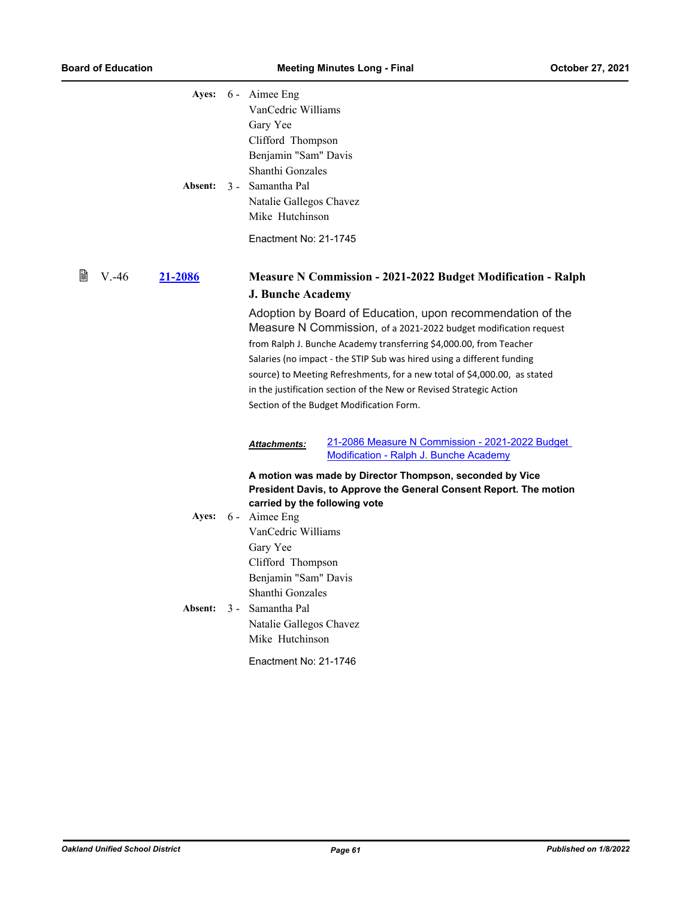**Ayes:** 6 - Aimee Eng
VanCedric Williams
Gary Yee
Clifford Thompson
Benjamin "Sam" Davis
Shanthi Gonzales

**Absent:** 3 - Samantha Pal
Natalie Gallegos Chavez
Mike Hutchinson

Enactment No: 21-1745

### V.-46 [21-2086](21-2086) Measure N Commission - 2021-2022 Budget Modification - Ralph J. Bunche Academy

Adoption by Board of Education, upon recommendation of the Measure N Commission, of a 2021-2022 budget modification request from Ralph J. Bunche Academy transferring $4,000.00, from Teacher Salaries (no impact - the STIP Sub was hired using a different funding source) to Meeting Refreshments, for a new total of $4,000.00, as stated in the justification section of the New or Revised Strategic Action Section of the Budget Modification Form.

***Attachments:*** 21-2086 Measure N Commission - 2021-2022 Budget Modification - Ralph J. Bunche Academy

**A motion was made by Director Thompson, seconded by Vice President Davis, to Approve the General Consent Report. The motion carried by the following vote**

**Ayes:** 6 - Aimee Eng
VanCedric Williams
Gary Yee
Clifford Thompson
Benjamin "Sam" Davis
Shanthi Gonzales

**Absent:** 3 - Samantha Pal
Natalie Gallegos Chavez
Mike Hutchinson

Enactment No: 21-1746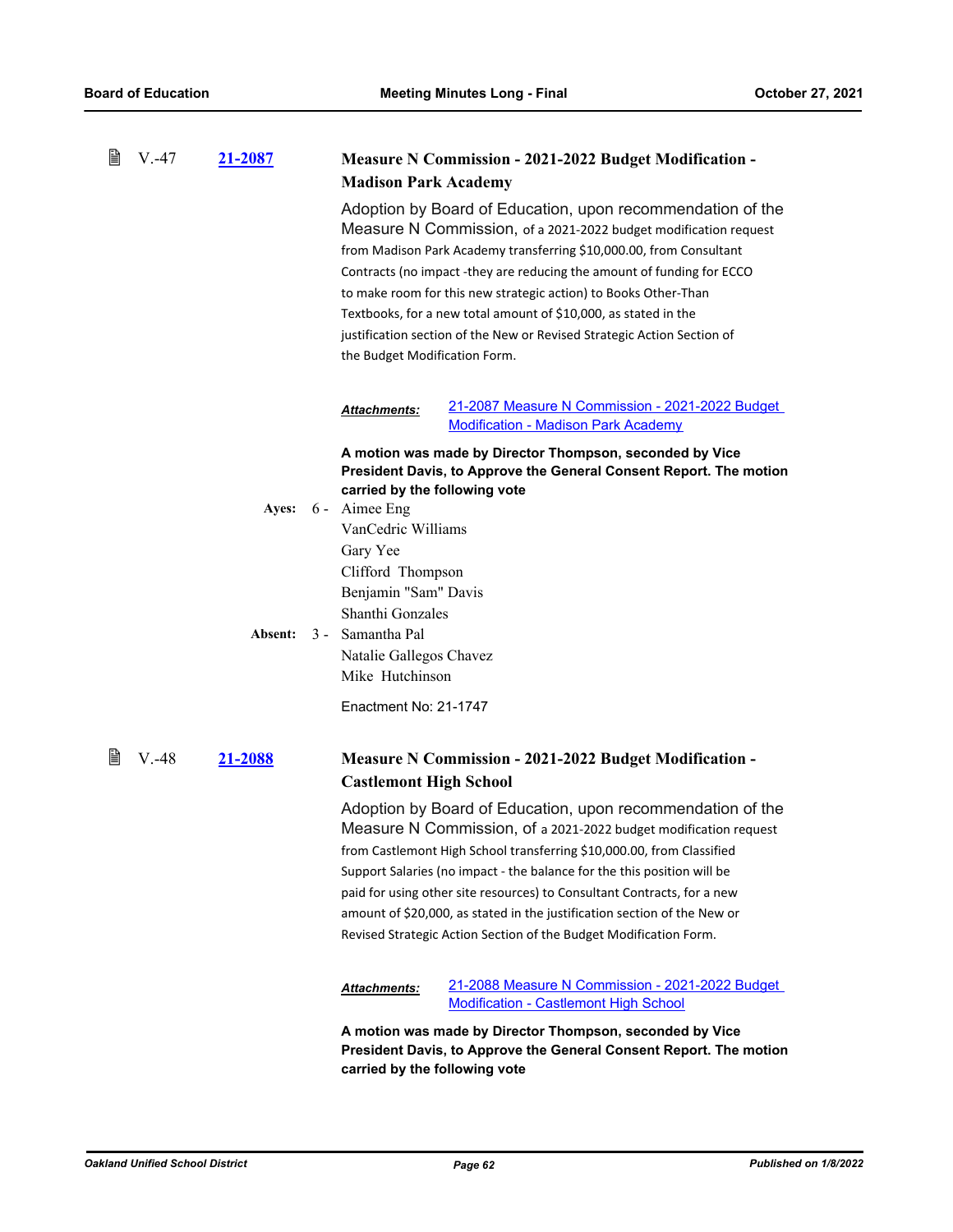V.-47 **21-2087**

### Measure N Commission - 2021-2022 Budget Modification - Madison Park Academy

Adoption by Board of Education, upon recommendation of the Measure N Commission, of a 2021-2022 budget modification request from Madison Park Academy transferring $10,000.00, from Consultant Contracts (no impact -they are reducing the amount of funding for ECCO to make room for this new strategic action) to Books Other-Than Textbooks, for a new total amount of $10,000, as stated in the justification section of the New or Revised Strategic Action Section of the Budget Modification Form.

***Attachments:*** 21-2087 Measure N Commission - 2021-2022 Budget Modification - Madison Park Academy

**A motion was made by Director Thompson, seconded by Vice President Davis, to Approve the General Consent Report. The motion carried by the following vote**

**Ayes:** 6 - Aimee Eng
VanCedric Williams
Gary Yee
Clifford Thompson
Benjamin "Sam" Davis
Shanthi Gonzales

**Absent:** 3 - Samantha Pal
Natalie Gallegos Chavez
Mike Hutchinson

Enactment No: 21-1747

V.-48 **21-2088**

### Measure N Commission - 2021-2022 Budget Modification - Castlemont High School

Adoption by Board of Education, upon recommendation of the Measure N Commission, of a 2021-2022 budget modification request from Castlemont High School transferring $10,000.00, from Classified Support Salaries (no impact - the balance for the this position will be paid for using other site resources) to Consultant Contracts, for a new amount of $20,000, as stated in the justification section of the New or Revised Strategic Action Section of the Budget Modification Form.

***Attachments:*** 21-2088 Measure N Commission - 2021-2022 Budget Modification - Castlemont High School

**A motion was made by Director Thompson, seconded by Vice President Davis, to Approve the General Consent Report. The motion carried by the following vote**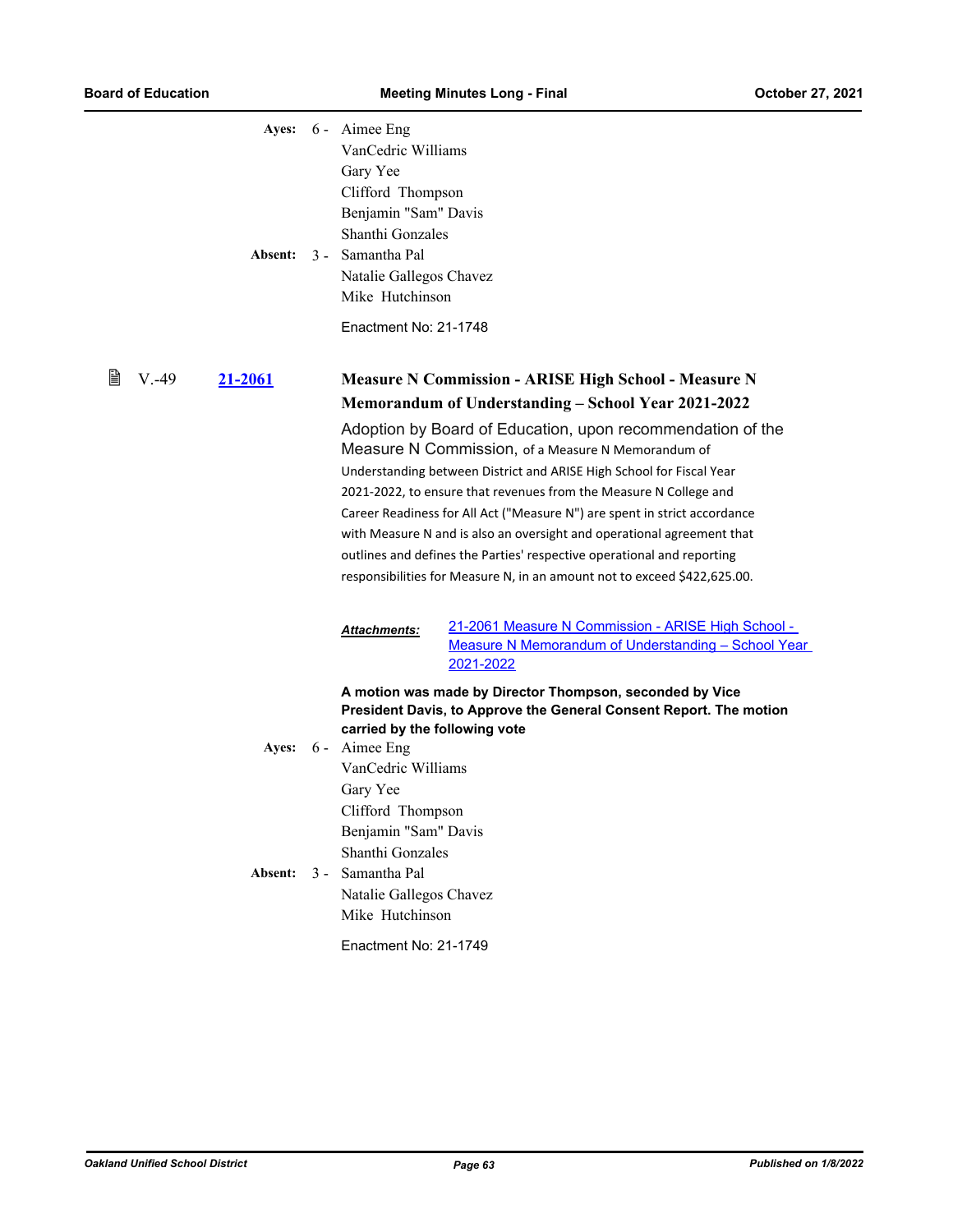**Ayes:** 6 - Aimee Eng
VanCedric Williams
Gary Yee
Clifford Thompson
Benjamin "Sam" Davis
Shanthi Gonzales

**Absent:** 3 - Samantha Pal
Natalie Gallegos Chavez
Mike Hutchinson

Enactment No: 21-1748

### V.-49 [21-2061](#) Measure N Commission - ARISE High School - Measure N Memorandum of Understanding – School Year 2021-2022

Adoption by Board of Education, upon recommendation of the Measure N Commission, of a Measure N Memorandum of Understanding between District and ARISE High School for Fiscal Year 2021-2022, to ensure that revenues from the Measure N College and Career Readiness for All Act ("Measure N") are spent in strict accordance with Measure N and is also an oversight and operational agreement that outlines and defines the Parties' respective operational and reporting responsibilities for Measure N, in an amount not to exceed $422,625.00.

***Attachments:*** [21-2061 Measure N Commission - ARISE High School - Measure N Memorandum of Understanding – School Year 2021-2022](#)

**A motion was made by Director Thompson, seconded by Vice President Davis, to Approve the General Consent Report. The motion carried by the following vote**

**Ayes:** 6 - Aimee Eng
VanCedric Williams
Gary Yee
Clifford Thompson
Benjamin "Sam" Davis
Shanthi Gonzales

**Absent:** 3 - Samantha Pal
Natalie Gallegos Chavez
Mike Hutchinson

Enactment No: 21-1749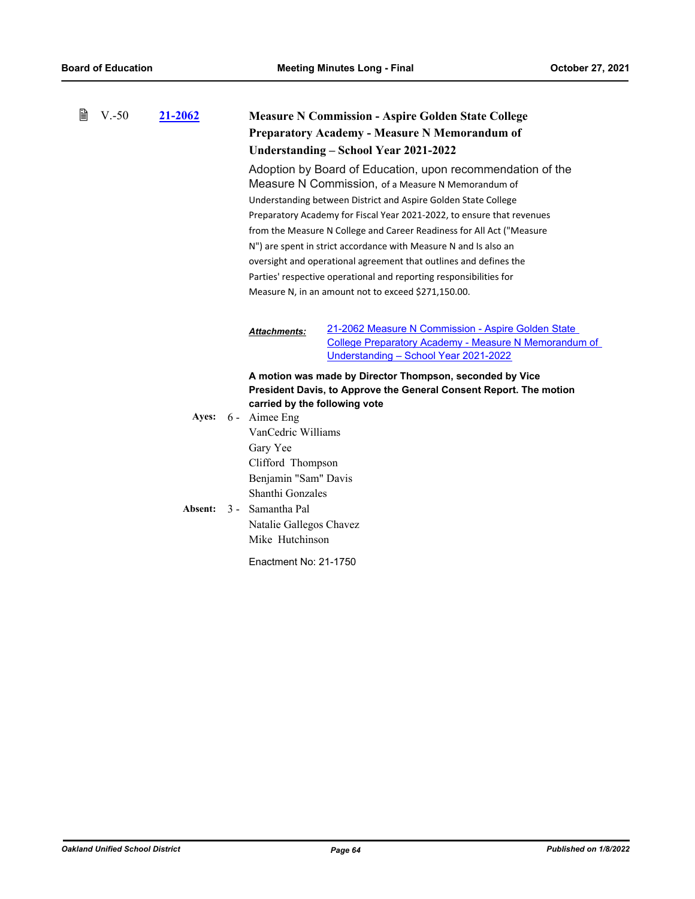V.-50 **21-2062**

### Measure N Commission - Aspire Golden State College Preparatory Academy - Measure N Memorandum of Understanding – School Year 2021-2022

Adoption by Board of Education, upon recommendation of the Measure N Commission, of a Measure N Memorandum of Understanding between District and Aspire Golden State College Preparatory Academy for Fiscal Year 2021-2022, to ensure that revenues from the Measure N College and Career Readiness for All Act ("Measure N") are spent in strict accordance with Measure N and Is also an oversight and operational agreement that outlines and defines the Parties' respective operational and reporting responsibilities for Measure N, in an amount not to exceed $271,150.00.

***Attachments:*** 21-2062 Measure N Commission - Aspire Golden State College Preparatory Academy - Measure N Memorandum of Understanding – School Year 2021-2022

**A motion was made by Director Thompson, seconded by Vice President Davis, to Approve the General Consent Report. The motion carried by the following vote**

**Ayes:** 6 - Aimee Eng
VanCedric Williams
Gary Yee
Clifford Thompson
Benjamin "Sam" Davis
Shanthi Gonzales

**Absent:** 3 - Samantha Pal
Natalie Gallegos Chavez
Mike Hutchinson

Enactment No: 21-1750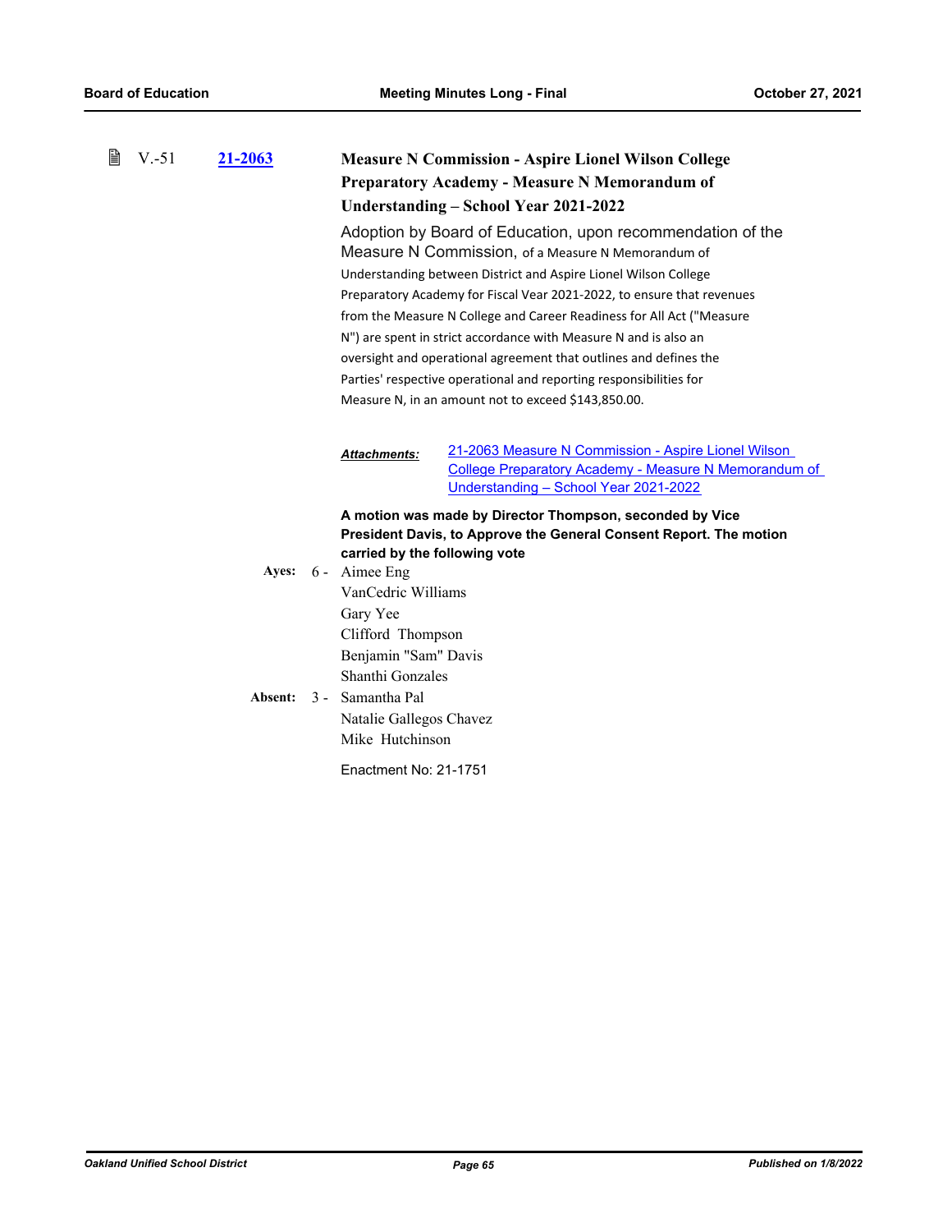V.-51 **21-2063**

### Measure N Commission - Aspire Lionel Wilson College Preparatory Academy - Measure N Memorandum of Understanding – School Year 2021-2022

Adoption by Board of Education, upon recommendation of the Measure N Commission, of a Measure N Memorandum of Understanding between District and Aspire Lionel Wilson College Preparatory Academy for Fiscal Vear 2021-2022, to ensure that revenues from the Measure N College and Career Readiness for All Act ("Measure N") are spent in strict accordance with Measure N and is also an oversight and operational agreement that outlines and defines the Parties' respective operational and reporting responsibilities for Measure N, in an amount not to exceed $143,850.00.

***Attachments:*** 21-2063 Measure N Commission - Aspire Lionel Wilson College Preparatory Academy - Measure N Memorandum of Understanding – School Year 2021-2022

**A motion was made by Director Thompson, seconded by Vice President Davis, to Approve the General Consent Report. The motion carried by the following vote**

**Ayes:** 6 - Aimee Eng
VanCedric Williams
Gary Yee
Clifford Thompson
Benjamin "Sam" Davis
Shanthi Gonzales

**Absent:** 3 - Samantha Pal
Natalie Gallegos Chavez
Mike Hutchinson

Enactment No: 21-1751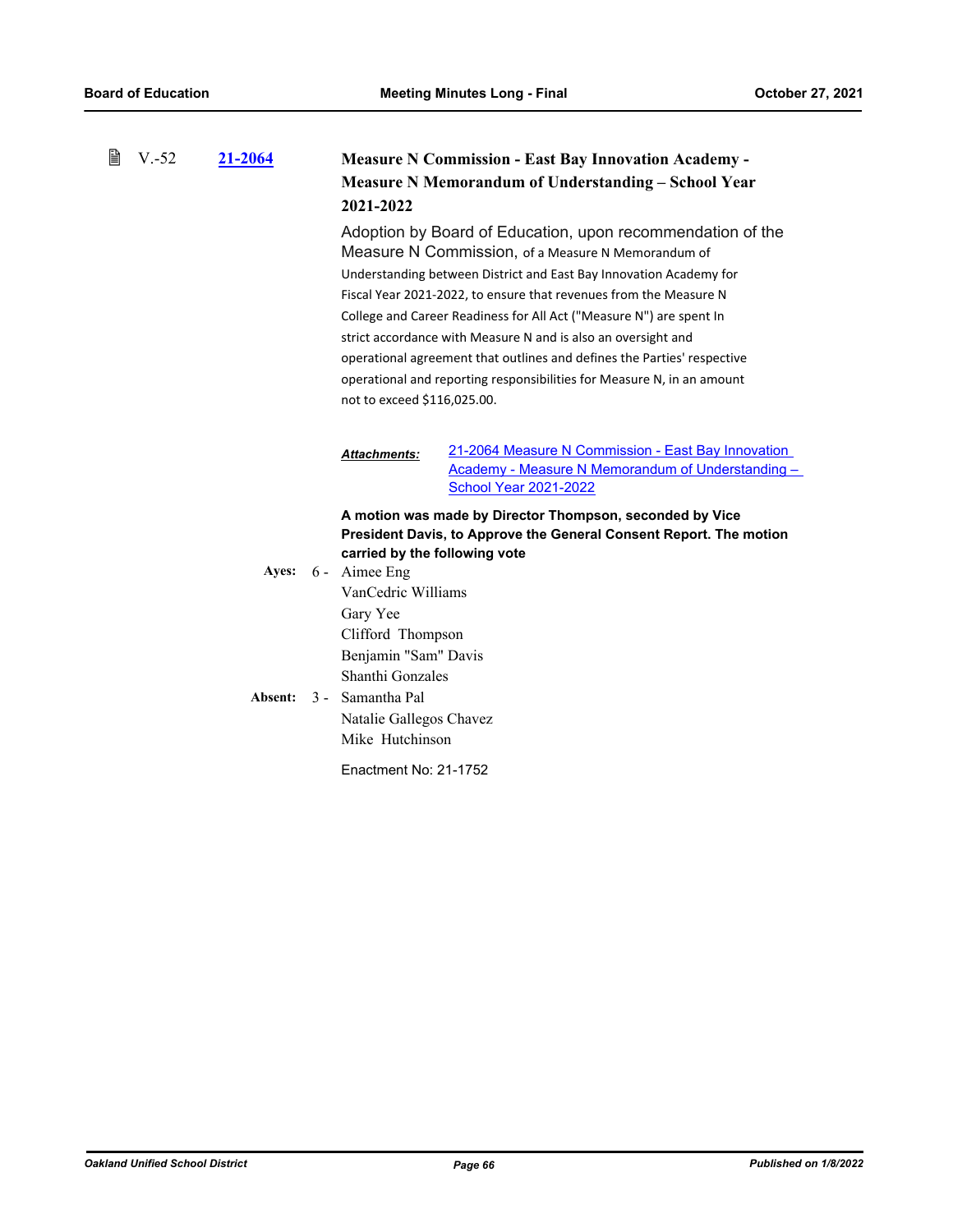V.-52 **21-2064** **Measure N Commission - East Bay Innovation Academy - Measure N Memorandum of Understanding – School Year 2021-2022**

Adoption by Board of Education, upon recommendation of the Measure N Commission, of a Measure N Memorandum of Understanding between District and East Bay Innovation Academy for Fiscal Year 2021-2022, to ensure that revenues from the Measure N College and Career Readiness for All Act ("Measure N") are spent In strict accordance with Measure N and is also an oversight and operational agreement that outlines and defines the Parties' respective operational and reporting responsibilities for Measure N, in an amount not to exceed $116,025.00.

***Attachments:*** 21-2064 Measure N Commission - East Bay Innovation Academy - Measure N Memorandum of Understanding – School Year 2021-2022

**A motion was made by Director Thompson, seconded by Vice President Davis, to Approve the General Consent Report. The motion carried by the following vote**

**Ayes:** 6 - Aimee Eng
VanCedric Williams
Gary Yee
Clifford Thompson
Benjamin "Sam" Davis
Shanthi Gonzales

**Absent:** 3 - Samantha Pal
Natalie Gallegos Chavez
Mike Hutchinson

Enactment No: 21-1752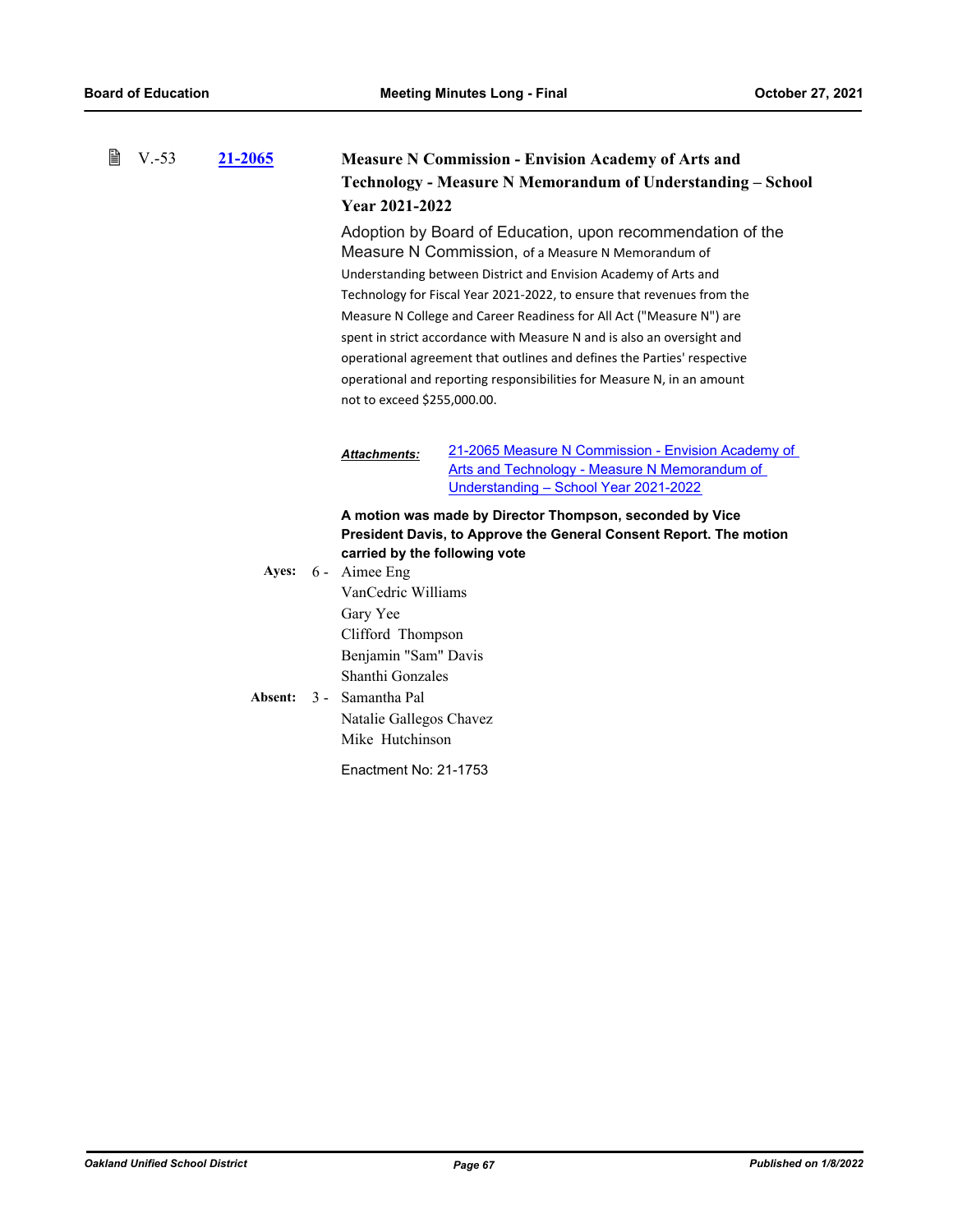V.-53 **21-2065**

**Measure N Commission - Envision Academy of Arts and Technology - Measure N Memorandum of Understanding – School Year 2021-2022**

Adoption by Board of Education, upon recommendation of the Measure N Commission, of a Measure N Memorandum of Understanding between District and Envision Academy of Arts and Technology for Fiscal Year 2021-2022, to ensure that revenues from the Measure N College and Career Readiness for All Act ("Measure N") are spent in strict accordance with Measure N and is also an oversight and operational agreement that outlines and defines the Parties' respective operational and reporting responsibilities for Measure N, in an amount not to exceed $255,000.00.

***Attachments:*** 21-2065 Measure N Commission - Envision Academy of Arts and Technology - Measure N Memorandum of Understanding – School Year 2021-2022

**A motion was made by Director Thompson, seconded by Vice President Davis, to Approve the General Consent Report. The motion carried by the following vote**

**Ayes:** 6 - Aimee Eng
VanCedric Williams
Gary Yee
Clifford Thompson
Benjamin "Sam" Davis
Shanthi Gonzales

**Absent:** 3 - Samantha Pal
Natalie Gallegos Chavez
Mike Hutchinson

Enactment No: 21-1753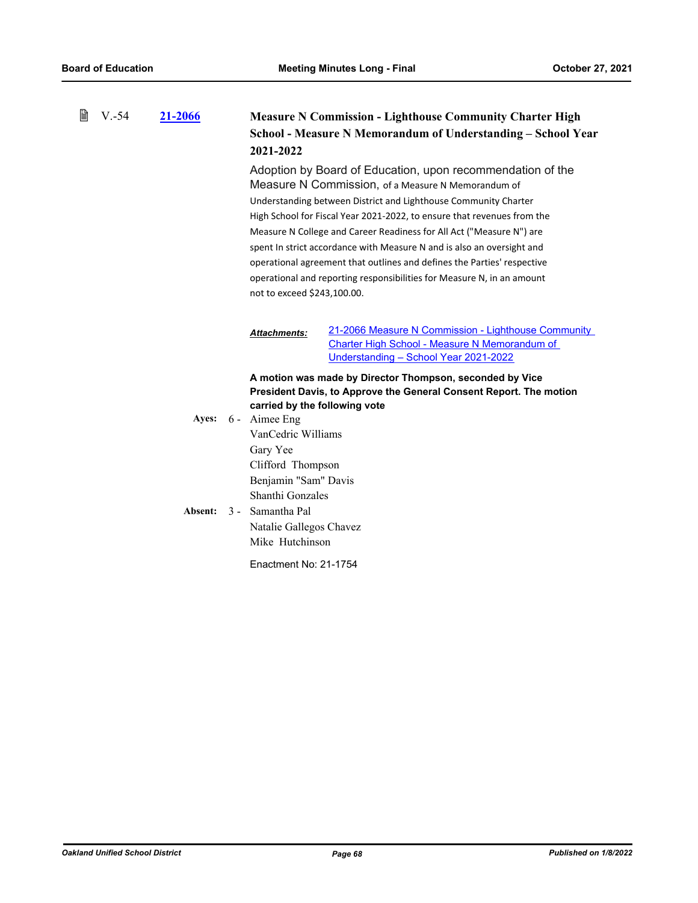V.-54 **21-2066**

**Measure N Commission - Lighthouse Community Charter High School - Measure N Memorandum of Understanding – School Year 2021-2022**

Adoption by Board of Education, upon recommendation of the Measure N Commission, of a Measure N Memorandum of Understanding between District and Lighthouse Community Charter High School for Fiscal Year 2021-2022, to ensure that revenues from the Measure N College and Career Readiness for All Act ("Measure N") are spent In strict accordance with Measure N and is also an oversight and operational agreement that outlines and defines the Parties' respective operational and reporting responsibilities for Measure N, in an amount not to exceed $243,100.00.

***Attachments:*** 21-2066 Measure N Commission - Lighthouse Community Charter High School - Measure N Memorandum of Understanding – School Year 2021-2022

**A motion was made by Director Thompson, seconded by Vice President Davis, to Approve the General Consent Report. The motion carried by the following vote**

**Ayes:** 6 - Aimee Eng
VanCedric Williams
Gary Yee
Clifford Thompson
Benjamin "Sam" Davis
Shanthi Gonzales

**Absent:** 3 - Samantha Pal
Natalie Gallegos Chavez
Mike Hutchinson

Enactment No: 21-1754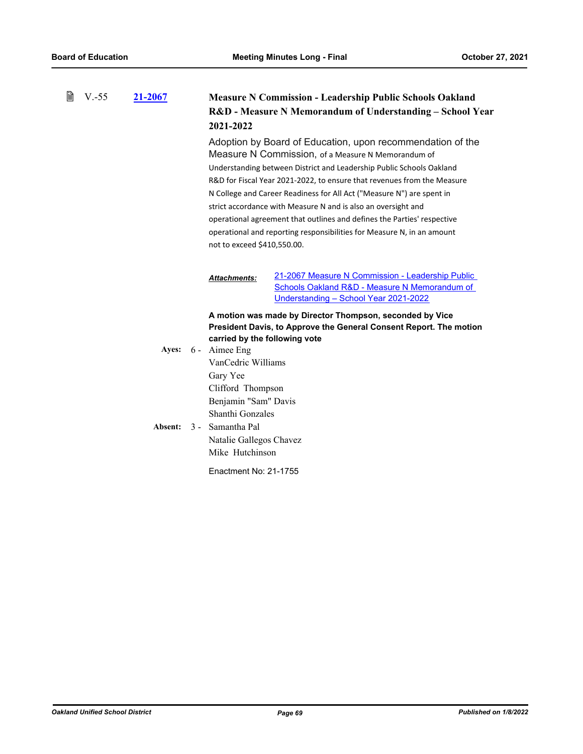V.-55 **21-2067** **Measure N Commission - Leadership Public Schools Oakland R&D - Measure N Memorandum of Understanding – School Year 2021-2022**

Adoption by Board of Education, upon recommendation of the Measure N Commission, of a Measure N Memorandum of Understanding between District and Leadership Public Schools Oakland R&D for Fiscal Year 2021-2022, to ensure that revenues from the Measure N College and Career Readiness for All Act ("Measure N") are spent in strict accordance with Measure N and is also an oversight and operational agreement that outlines and defines the Parties' respective operational and reporting responsibilities for Measure N, in an amount not to exceed $410,550.00.

***Attachments:*** 21-2067 Measure N Commission - Leadership Public Schools Oakland R&D - Measure N Memorandum of Understanding – School Year 2021-2022

**A motion was made by Director Thompson, seconded by Vice President Davis, to Approve the General Consent Report. The motion carried by the following vote**

**Ayes:** 6 - Aimee Eng
VanCedric Williams
Gary Yee
Clifford Thompson
Benjamin "Sam" Davis
Shanthi Gonzales

**Absent:** 3 - Samantha Pal
Natalie Gallegos Chavez
Mike Hutchinson

Enactment No: 21-1755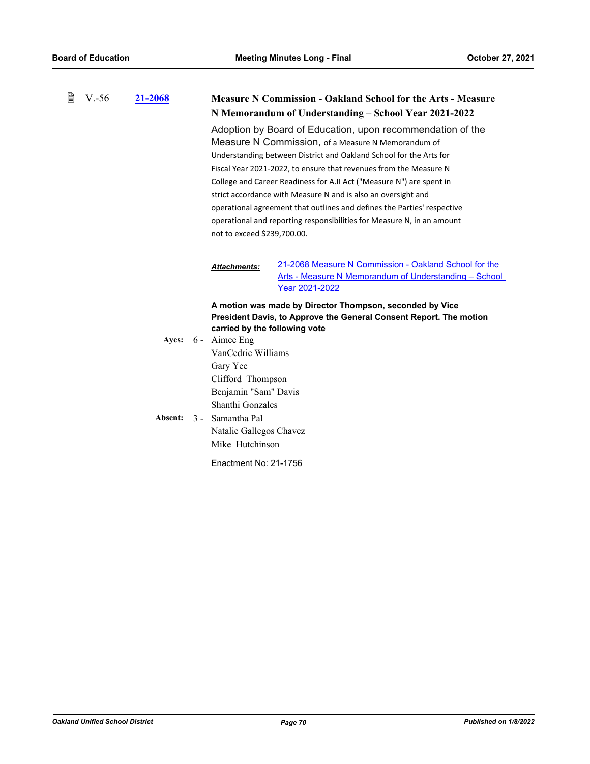V.-56 **21-2068** **Measure N Commission - Oakland School for the Arts - Measure N Memorandum of Understanding – School Year 2021-2022**

Adoption by Board of Education, upon recommendation of the Measure N Commission, of a Measure N Memorandum of Understanding between District and Oakland School for the Arts for Fiscal Year 2021-2022, to ensure that revenues from the Measure N College and Career Readiness for A.II Act ("Measure N") are spent in strict accordance with Measure N and is also an oversight and operational agreement that outlines and defines the Parties' respective operational and reporting responsibilities for Measure N, in an amount not to exceed $239,700.00.

***Attachments:*** 21-2068 Measure N Commission - Oakland School for the Arts - Measure N Memorandum of Understanding – School Year 2021-2022

**A motion was made by Director Thompson, seconded by Vice President Davis, to Approve the General Consent Report. The motion carried by the following vote**

**Ayes:** 6 - Aimee Eng
VanCedric Williams
Gary Yee
Clifford Thompson
Benjamin "Sam" Davis
Shanthi Gonzales

**Absent:** 3 - Samantha Pal
Natalie Gallegos Chavez
Mike Hutchinson

Enactment No: 21-1756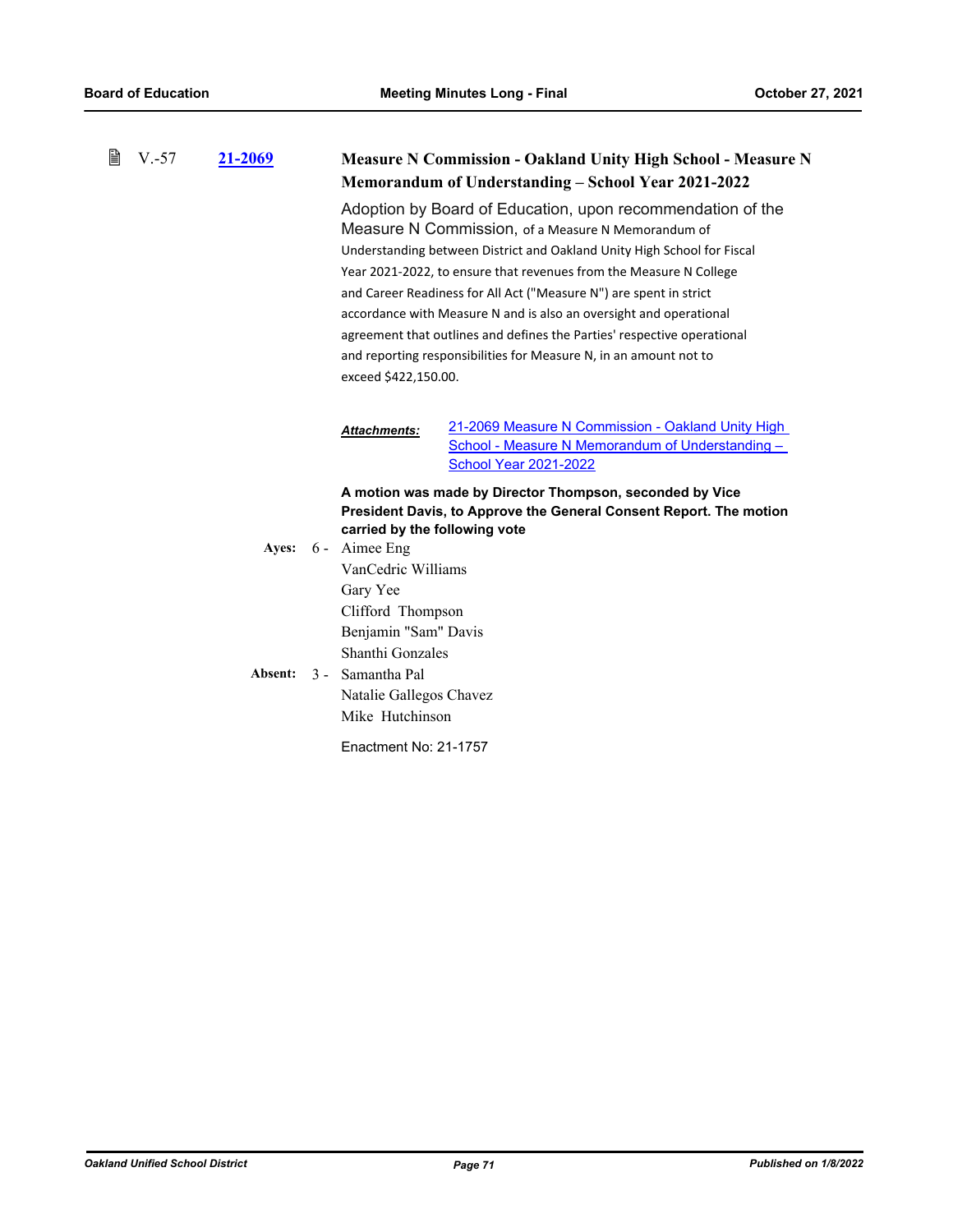V.-57 **21-2069**

**Measure N Commission - Oakland Unity High School - Measure N Memorandum of Understanding – School Year 2021-2022**

Adoption by Board of Education, upon recommendation of the Measure N Commission, of a Measure N Memorandum of Understanding between District and Oakland Unity High School for Fiscal Year 2021-2022, to ensure that revenues from the Measure N College and Career Readiness for All Act ("Measure N") are spent in strict accordance with Measure N and is also an oversight and operational agreement that outlines and defines the Parties' respective operational and reporting responsibilities for Measure N, in an amount not to exceed $422,150.00.

***Attachments:*** 21-2069 Measure N Commission - Oakland Unity High School - Measure N Memorandum of Understanding – School Year 2021-2022

**A motion was made by Director Thompson, seconded by Vice President Davis, to Approve the General Consent Report. The motion carried by the following vote**

**Ayes:** 6 - Aimee Eng
VanCedric Williams
Gary Yee
Clifford Thompson
Benjamin "Sam" Davis
Shanthi Gonzales

**Absent:** 3 - Samantha Pal
Natalie Gallegos Chavez
Mike Hutchinson

Enactment No: 21-1757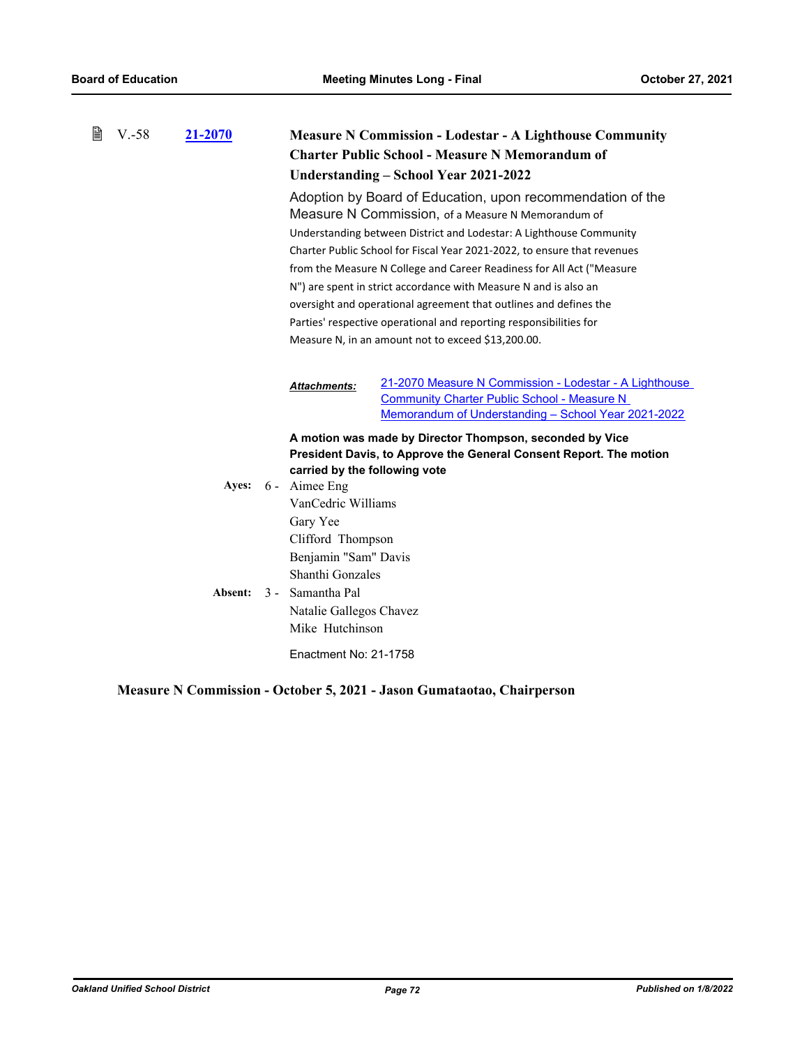V.-58 **21-2070** **Measure N Commission - Lodestar - A Lighthouse Community Charter Public School - Measure N Memorandum of Understanding – School Year 2021-2022**

Adoption by Board of Education, upon recommendation of the Measure N Commission, of a Measure N Memorandum of Understanding between District and Lodestar: A Lighthouse Community Charter Public School for Fiscal Year 2021-2022, to ensure that revenues from the Measure N College and Career Readiness for All Act ("Measure N") are spent in strict accordance with Measure N and is also an oversight and operational agreement that outlines and defines the Parties' respective operational and reporting responsibilities for Measure N, in an amount not to exceed $13,200.00.

***Attachments:*** 21-2070 Measure N Commission - Lodestar - A Lighthouse Community Charter Public School - Measure N Memorandum of Understanding – School Year 2021-2022

**A motion was made by Director Thompson, seconded by Vice President Davis, to Approve the General Consent Report. The motion carried by the following vote**

**Ayes:** 6 - Aimee Eng
VanCedric Williams
Gary Yee
Clifford Thompson
Benjamin "Sam" Davis
Shanthi Gonzales

**Absent:** 3 - Samantha Pal
Natalie Gallegos Chavez
Mike Hutchinson

Enactment No: 21-1758

**Measure N Commission - October 5, 2021 - Jason Gumataotao, Chairperson**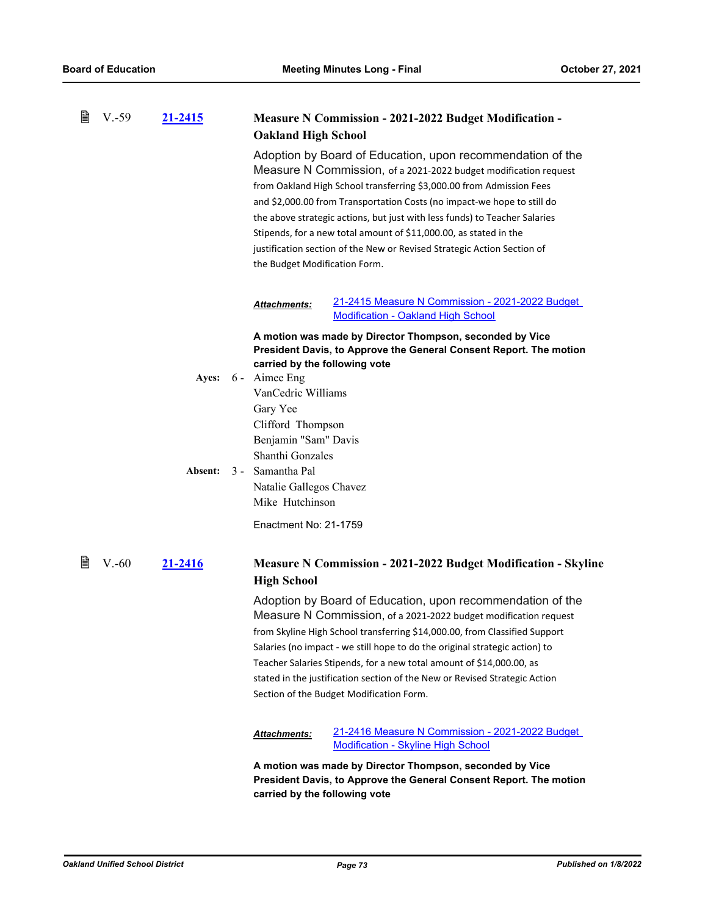V.-59 **21-2415**

### Measure N Commission - 2021-2022 Budget Modification - Oakland High School

Adoption by Board of Education, upon recommendation of the Measure N Commission, of a 2021-2022 budget modification request from Oakland High School transferring $3,000.00 from Admission Fees and $2,000.00 from Transportation Costs (no impact-we hope to still do the above strategic actions, but just with less funds) to Teacher Salaries Stipends, for a new total amount of $11,000.00, as stated in the justification section of the New or Revised Strategic Action Section of the Budget Modification Form.

***Attachments:*** 21-2415 Measure N Commission - 2021-2022 Budget Modification - Oakland High School

**A motion was made by Director Thompson, seconded by Vice President Davis, to Approve the General Consent Report. The motion carried by the following vote**

**Ayes:** 6 - Aimee Eng
VanCedric Williams
Gary Yee
Clifford Thompson
Benjamin "Sam" Davis
Shanthi Gonzales

**Absent:** 3 - Samantha Pal
Natalie Gallegos Chavez
Mike Hutchinson

Enactment No: 21-1759

V.-60 **21-2416**

### Measure N Commission - 2021-2022 Budget Modification - Skyline High School

Adoption by Board of Education, upon recommendation of the Measure N Commission, of a 2021-2022 budget modification request from Skyline High School transferring $14,000.00, from Classified Support Salaries (no impact - we still hope to do the original strategic action) to Teacher Salaries Stipends, for a new total amount of $14,000.00, as stated in the justification section of the New or Revised Strategic Action Section of the Budget Modification Form.

***Attachments:*** 21-2416 Measure N Commission - 2021-2022 Budget Modification - Skyline High School

**A motion was made by Director Thompson, seconded by Vice President Davis, to Approve the General Consent Report. The motion carried by the following vote**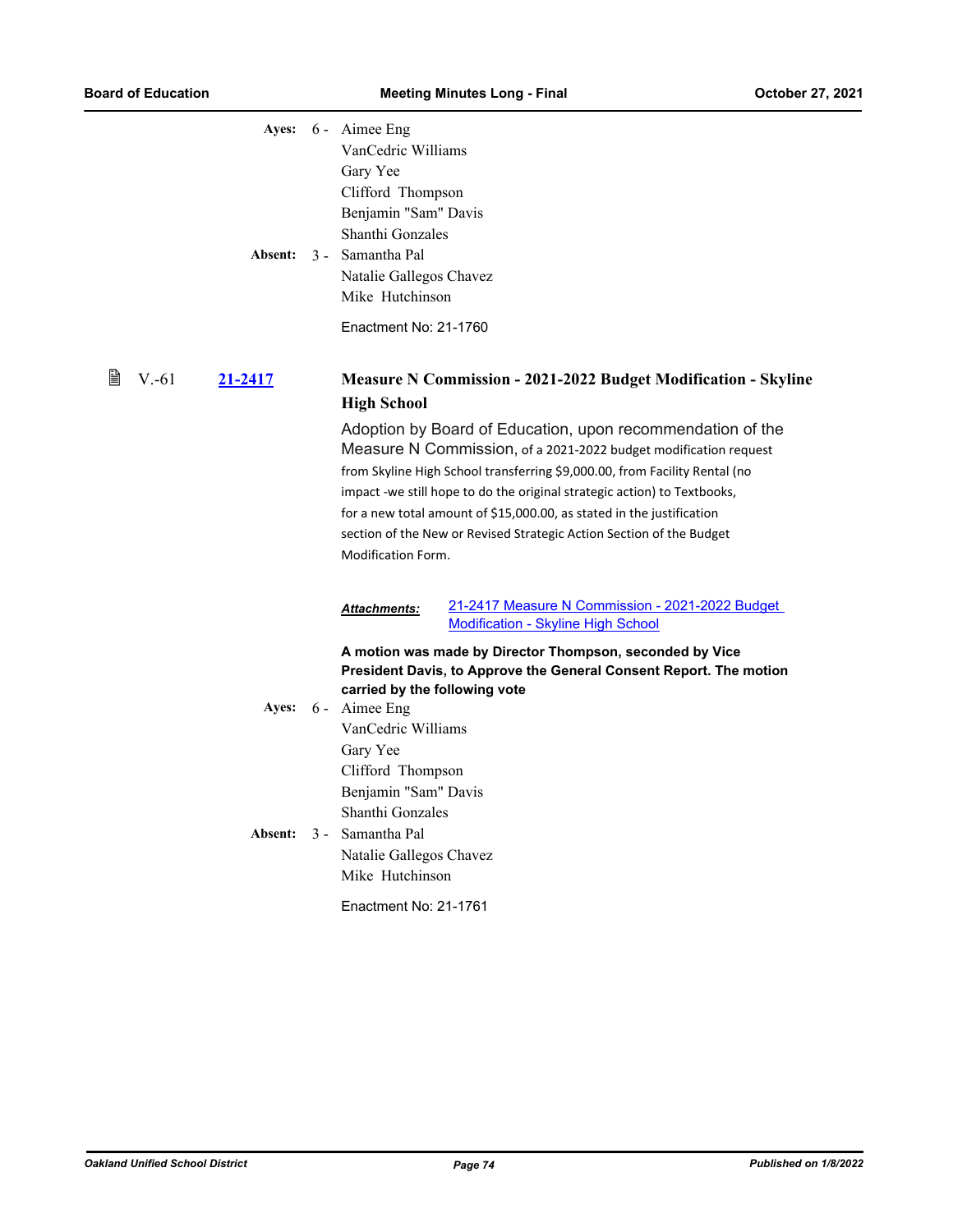**Ayes:** 6 - Aimee Eng
VanCedric Williams
Gary Yee
Clifford Thompson
Benjamin "Sam" Davis
Shanthi Gonzales

**Absent:** 3 - Samantha Pal
Natalie Gallegos Chavez
Mike Hutchinson

Enactment No: 21-1760

V.-61 **21-2417**

### Measure N Commission - 2021-2022 Budget Modification - Skyline High School

Adoption by Board of Education, upon recommendation of the Measure N Commission, of a 2021-2022 budget modification request from Skyline High School transferring $9,000.00, from Facility Rental (no impact -we still hope to do the original strategic action) to Textbooks, for a new total amount of $15,000.00, as stated in the justification section of the New or Revised Strategic Action Section of the Budget Modification Form.

***Attachments:*** 21-2417 Measure N Commission - 2021-2022 Budget Modification - Skyline High School

**A motion was made by Director Thompson, seconded by Vice President Davis, to Approve the General Consent Report. The motion carried by the following vote**

**Ayes:** 6 - Aimee Eng
VanCedric Williams
Gary Yee
Clifford Thompson
Benjamin "Sam" Davis
Shanthi Gonzales

**Absent:** 3 - Samantha Pal
Natalie Gallegos Chavez
Mike Hutchinson

Enactment No: 21-1761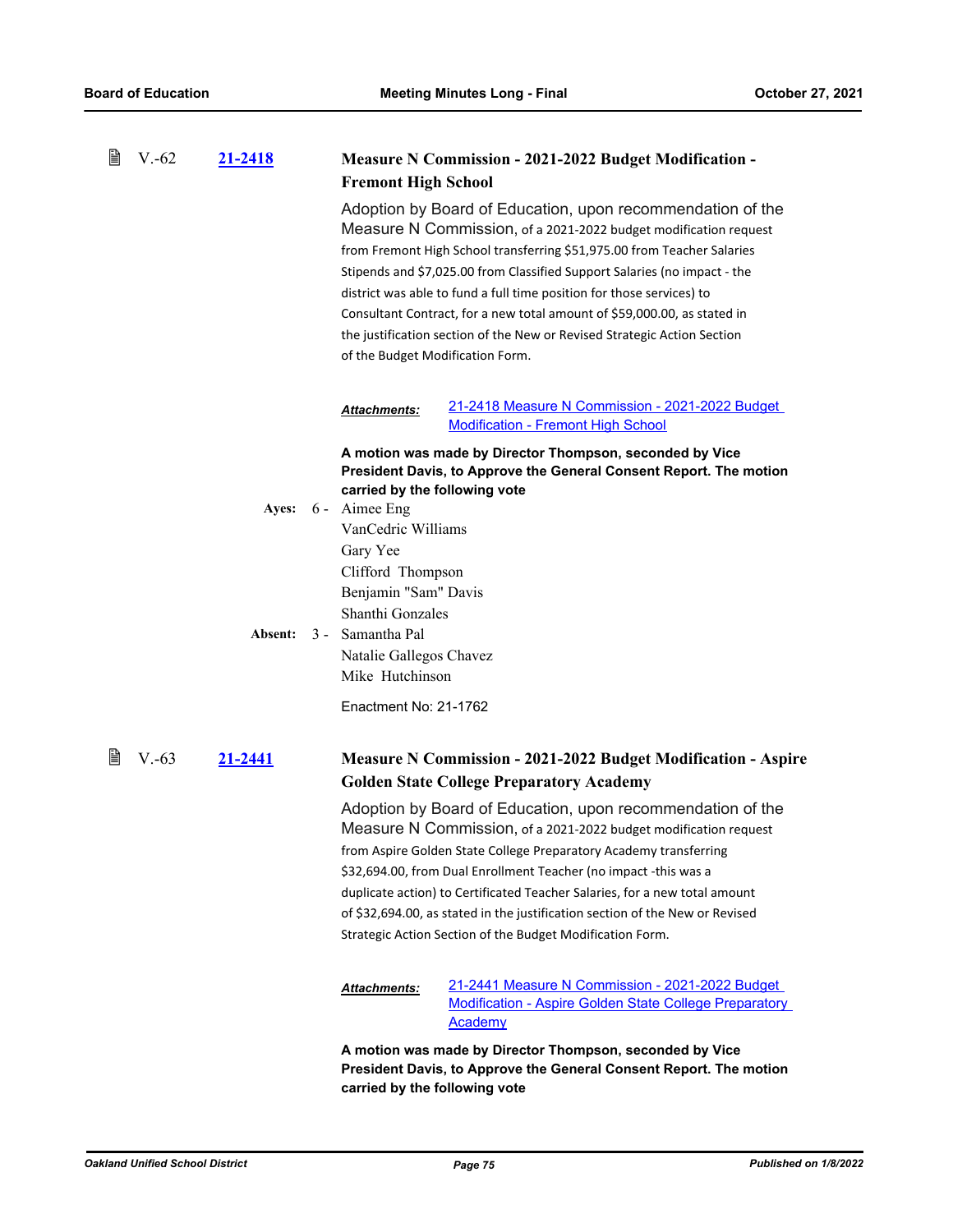V.-62 **21-2418**

### Measure N Commission - 2021-2022 Budget Modification - Fremont High School

Adoption by Board of Education, upon recommendation of the Measure N Commission, of a 2021-2022 budget modification request from Fremont High School transferring $51,975.00 from Teacher Salaries Stipends and $7,025.00 from Classified Support Salaries (no impact - the district was able to fund a full time position for those services) to Consultant Contract, for a new total amount of $59,000.00, as stated in the justification section of the New or Revised Strategic Action Section of the Budget Modification Form.

***Attachments:*** 21-2418 Measure N Commission - 2021-2022 Budget Modification - Fremont High School

**A motion was made by Director Thompson, seconded by Vice President Davis, to Approve the General Consent Report. The motion carried by the following vote**

**Ayes:** 6 - Aimee Eng
VanCedric Williams
Gary Yee
Clifford Thompson
Benjamin "Sam" Davis
Shanthi Gonzales

**Absent:** 3 - Samantha Pal
Natalie Gallegos Chavez
Mike Hutchinson

Enactment No: 21-1762

V.-63 **21-2441**

### Measure N Commission - 2021-2022 Budget Modification - Aspire Golden State College Preparatory Academy

Adoption by Board of Education, upon recommendation of the Measure N Commission, of a 2021-2022 budget modification request from Aspire Golden State College Preparatory Academy transferring $32,694.00, from Dual Enrollment Teacher (no impact -this was a duplicate action) to Certificated Teacher Salaries, for a new total amount of $32,694.00, as stated in the justification section of the New or Revised Strategic Action Section of the Budget Modification Form.

***Attachments:*** 21-2441 Measure N Commission - 2021-2022 Budget Modification - Aspire Golden State College Preparatory Academy

**A motion was made by Director Thompson, seconded by Vice President Davis, to Approve the General Consent Report. The motion carried by the following vote**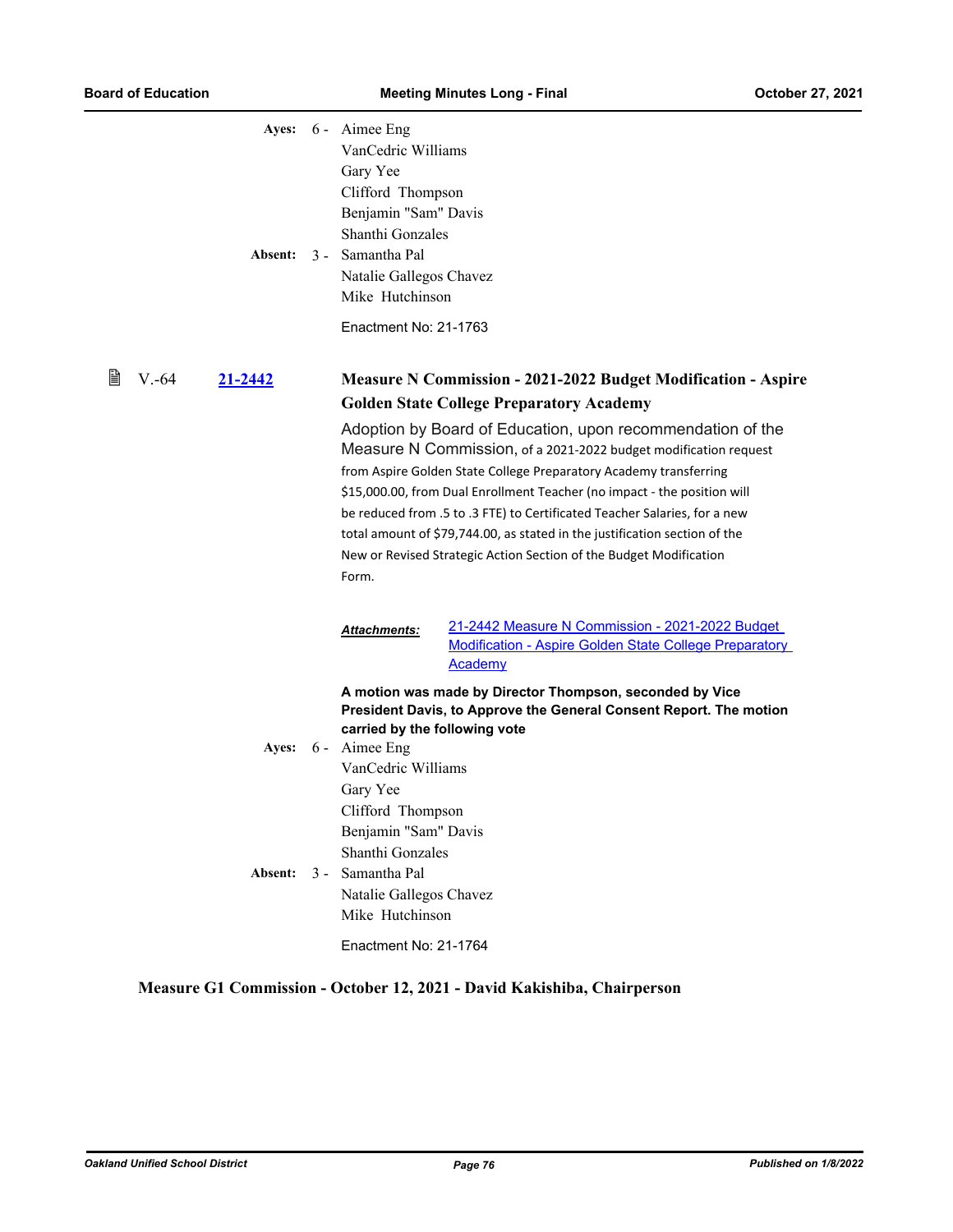**Ayes:** 6 - Aimee Eng
VanCedric Williams
Gary Yee
Clifford Thompson
Benjamin "Sam" Davis
Shanthi Gonzales

**Absent:** 3 - Samantha Pal
Natalie Gallegos Chavez
Mike Hutchinson

Enactment No: 21-1763

### V.-64 [21-2442](21-2442)

**Measure N Commission - 2021-2022 Budget Modification - Aspire Golden State College Preparatory Academy**

Adoption by Board of Education, upon recommendation of the Measure N Commission, of a 2021-2022 budget modification request from Aspire Golden State College Preparatory Academy transferring $15,000.00, from Dual Enrollment Teacher (no impact - the position will be reduced from .5 to .3 FTE) to Certificated Teacher Salaries, for a new total amount of $79,744.00, as stated in the justification section of the New or Revised Strategic Action Section of the Budget Modification Form.

***Attachments:*** 21-2442 Measure N Commission - 2021-2022 Budget Modification - Aspire Golden State College Preparatory Academy

**A motion was made by Director Thompson, seconded by Vice President Davis, to Approve the General Consent Report. The motion carried by the following vote**

**Ayes:** 6 - Aimee Eng
VanCedric Williams
Gary Yee
Clifford Thompson
Benjamin "Sam" Davis
Shanthi Gonzales

**Absent:** 3 - Samantha Pal
Natalie Gallegos Chavez
Mike Hutchinson

Enactment No: 21-1764

## Measure G1 Commission - October 12, 2021 - David Kakishiba, Chairperson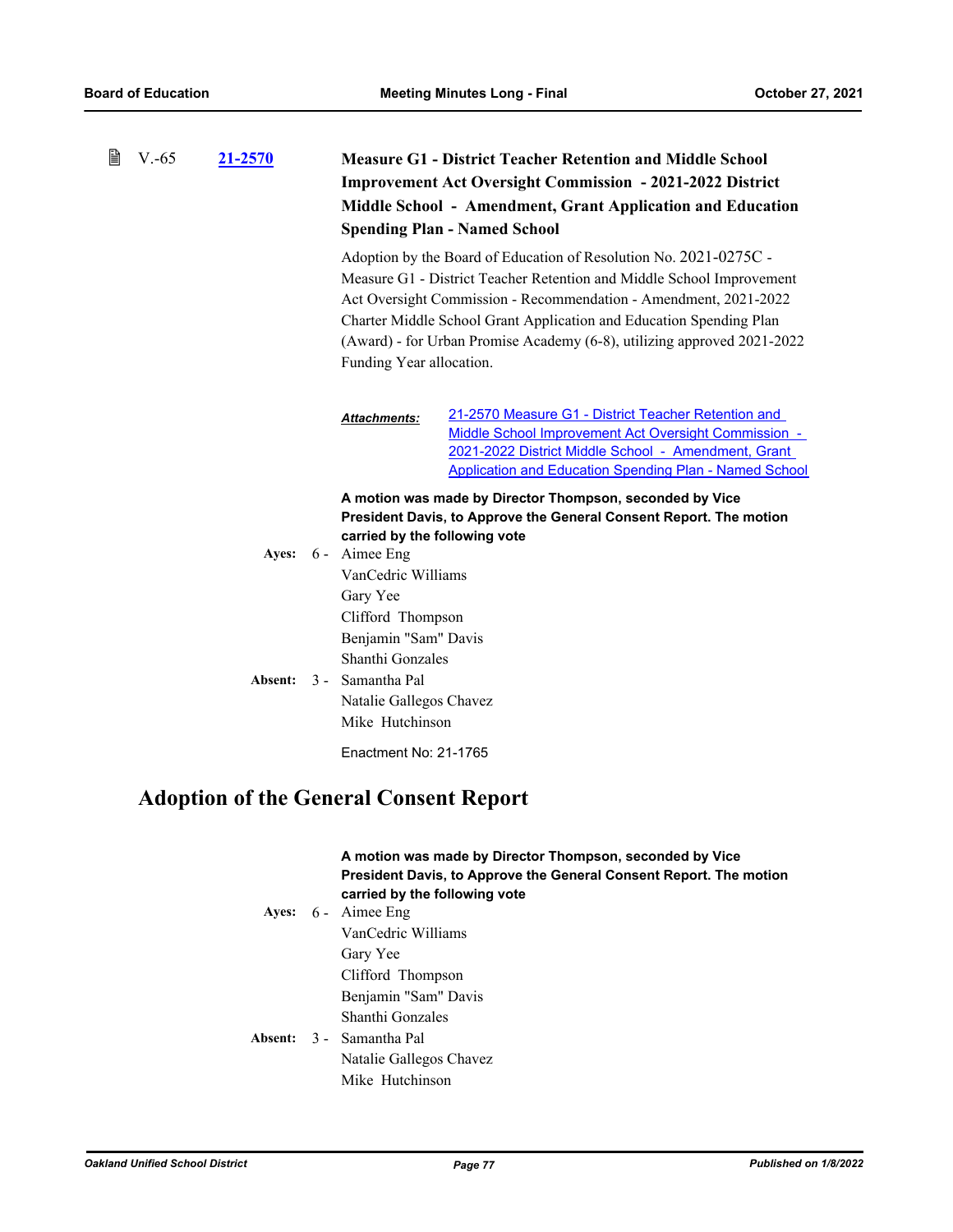V.-65 **21-2570** **Measure G1 - District Teacher Retention and Middle School Improvement Act Oversight Commission - 2021-2022 District Middle School - Amendment, Grant Application and Education Spending Plan - Named School**

Adoption by the Board of Education of Resolution No. 2021-0275C - Measure G1 - District Teacher Retention and Middle School Improvement Act Oversight Commission - Recommendation - Amendment, 2021-2022 Charter Middle School Grant Application and Education Spending Plan (Award) - for Urban Promise Academy (6-8), utilizing approved 2021-2022 Funding Year allocation.

***Attachments:*** 21-2570 Measure G1 - District Teacher Retention and Middle School Improvement Act Oversight Commission - 2021-2022 District Middle School - Amendment, Grant Application and Education Spending Plan - Named School

**A motion was made by Director Thompson, seconded by Vice President Davis, to Approve the General Consent Report. The motion carried by the following vote**

**Ayes:** 6 - Aimee Eng
VanCedric Williams
Gary Yee
Clifford Thompson
Benjamin "Sam" Davis
Shanthi Gonzales

**Absent:** 3 - Samantha Pal
Natalie Gallegos Chavez
Mike Hutchinson

Enactment No: 21-1765

# Adoption of the General Consent Report

**A motion was made by Director Thompson, seconded by Vice President Davis, to Approve the General Consent Report. The motion carried by the following vote**

**Ayes:** 6 - Aimee Eng
VanCedric Williams
Gary Yee
Clifford Thompson
Benjamin "Sam" Davis
Shanthi Gonzales

**Absent:** 3 - Samantha Pal
Natalie Gallegos Chavez
Mike Hutchinson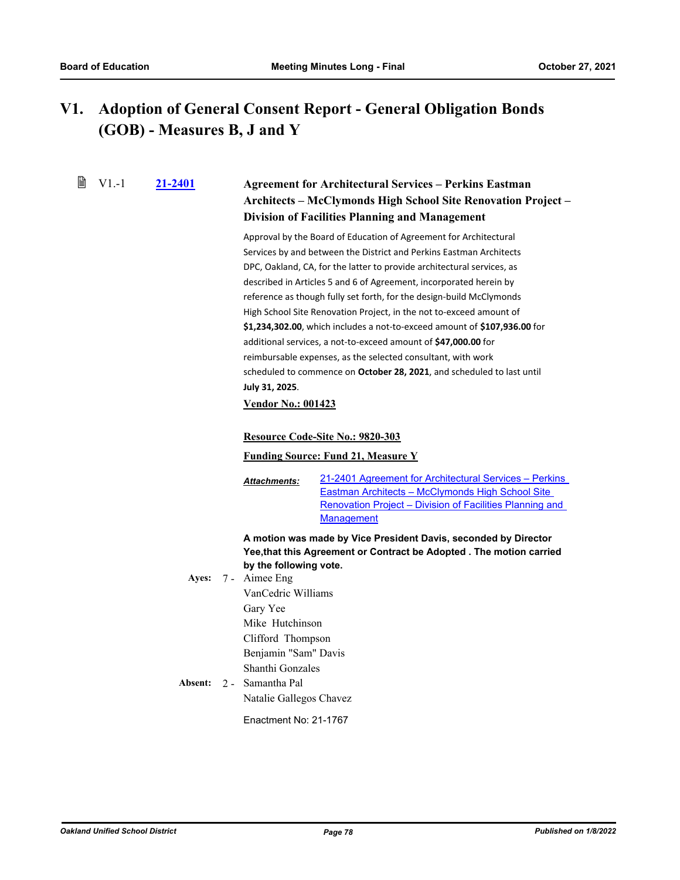# V1. Adoption of General Consent Report - General Obligation Bonds (GOB) - Measures B, J and Y

V1.-1 **21-2401** **Agreement for Architectural Services – Perkins Eastman Architects – McClymonds High School Site Renovation Project – Division of Facilities Planning and Management**

Approval by the Board of Education of Agreement for Architectural Services by and between the District and Perkins Eastman Architects DPC, Oakland, CA, for the latter to provide architectural services, as described in Articles 5 and 6 of Agreement, incorporated herein by reference as though fully set forth, for the design-build McClymonds High School Site Renovation Project, in the not to-exceed amount of **$1,234,302.00**, which includes a not-to-exceed amount of **$107,936.00** for additional services, a not-to-exceed amount of **$47,000.00** for reimbursable expenses, as the selected consultant, with work scheduled to commence on **October 28, 2021**, and scheduled to last until **July 31, 2025**.

**Vendor No.: 001423**

**Resource Code-Site No.: 9820-303**

**Funding Source: Fund 21, Measure Y**

***Attachments:*** 21-2401 Agreement for Architectural Services – Perkins Eastman Architects – McClymonds High School Site Renovation Project – Division of Facilities Planning and Management

**A motion was made by Vice President Davis, seconded by Director Yee,that this Agreement or Contract be Adopted . The motion carried by the following vote.**

**Ayes:** 7 - Aimee Eng
VanCedric Williams
Gary Yee
Mike Hutchinson
Clifford Thompson
Benjamin "Sam" Davis
Shanthi Gonzales

**Absent:** 2 - Samantha Pal
Natalie Gallegos Chavez

Enactment No: 21-1767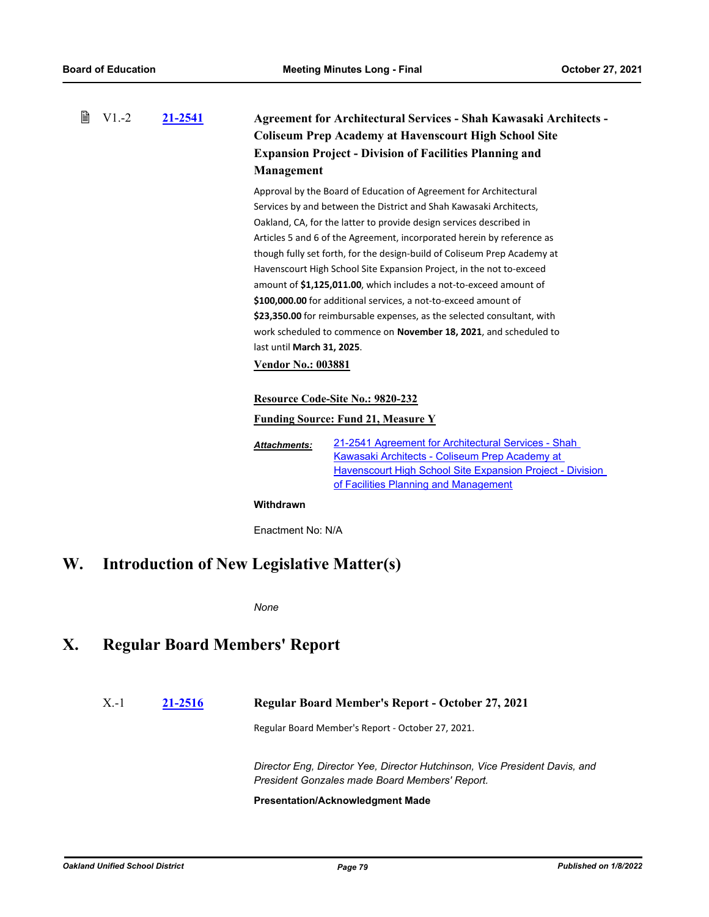V1.-2 **[21-2541](#)** **Agreement for Architectural Services - Shah Kawasaki Architects - Coliseum Prep Academy at Havenscourt High School Site Expansion Project - Division of Facilities Planning and Management**

Approval by the Board of Education of Agreement for Architectural Services by and between the District and Shah Kawasaki Architects, Oakland, CA, for the latter to provide design services described in Articles 5 and 6 of the Agreement, incorporated herein by reference as though fully set forth, for the design-build of Coliseum Prep Academy at Havenscourt High School Site Expansion Project, in the not to-exceed amount of **$1,125,011.00**, which includes a not-to-exceed amount of **$100,000.00** for additional services, a not-to-exceed amount of **$23,350.00** for reimbursable expenses, as the selected consultant, with work scheduled to commence on **November 18, 2021**, and scheduled to last until **March 31, 2025**.

**Vendor No.: 003881**

**Resource Code-Site No.: 9820-232**

**Funding Source: Fund 21, Measure Y**

***Attachments:*** [21-2541 Agreement for Architectural Services - Shah Kawasaki Architects - Coliseum Prep Academy at Havenscourt High School Site Expansion Project - Division of Facilities Planning and Management](#)

**Withdrawn**

Enactment No: N/A

# W. Introduction of New Legislative Matter(s)

*None*

# X. Regular Board Members' Report

X.-1 **[21-2516](#)** **Regular Board Member's Report - October 27, 2021**

Regular Board Member's Report - October 27, 2021.

*Director Eng, Director Yee, Director Hutchinson, Vice President Davis, and President Gonzales made Board Members' Report.*

**Presentation/Acknowledgment Made**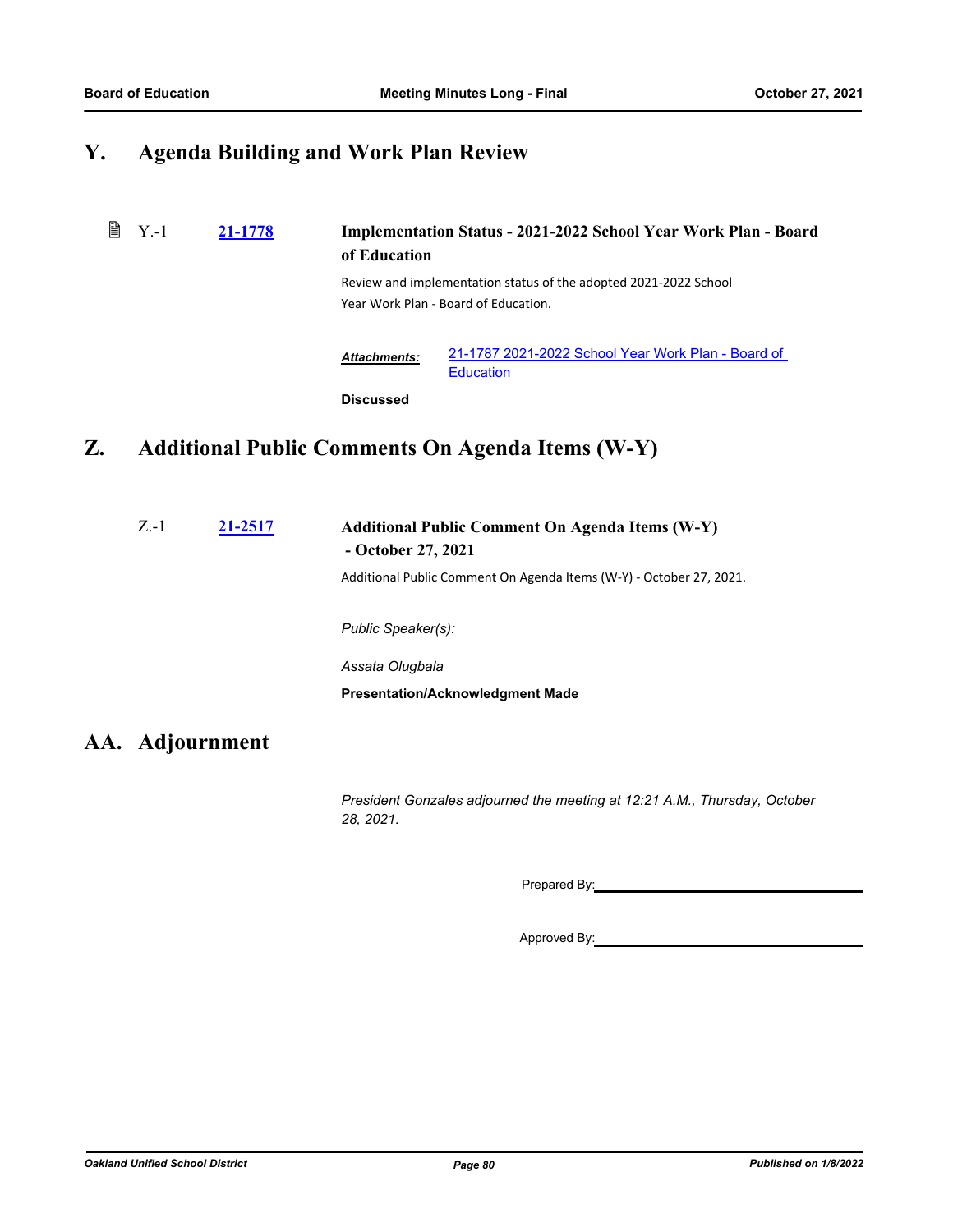## Y. Agenda Building and Work Plan Review

Y.-1 **21-1778** **Implementation Status - 2021-2022 School Year Work Plan - Board of Education**

Review and implementation status of the adopted 2021-2022 School Year Work Plan - Board of Education.

***Attachments:*** 21-1787 2021-2022 School Year Work Plan - Board of Education

**Discussed**

## Z. Additional Public Comments On Agenda Items (W-Y)

Z.-1 **21-2517** **Additional Public Comment On Agenda Items (W-Y) - October 27, 2021**

Additional Public Comment On Agenda Items (W-Y) - October 27, 2021.

*Public Speaker(s):*

*Assata Olugbala*

**Presentation/Acknowledgment Made**

## AA. Adjournment

*President Gonzales adjourned the meeting at 12:21 A.M., Thursday, October 28, 2021.*

Prepared By: ______________________________

Approved By: ______________________________